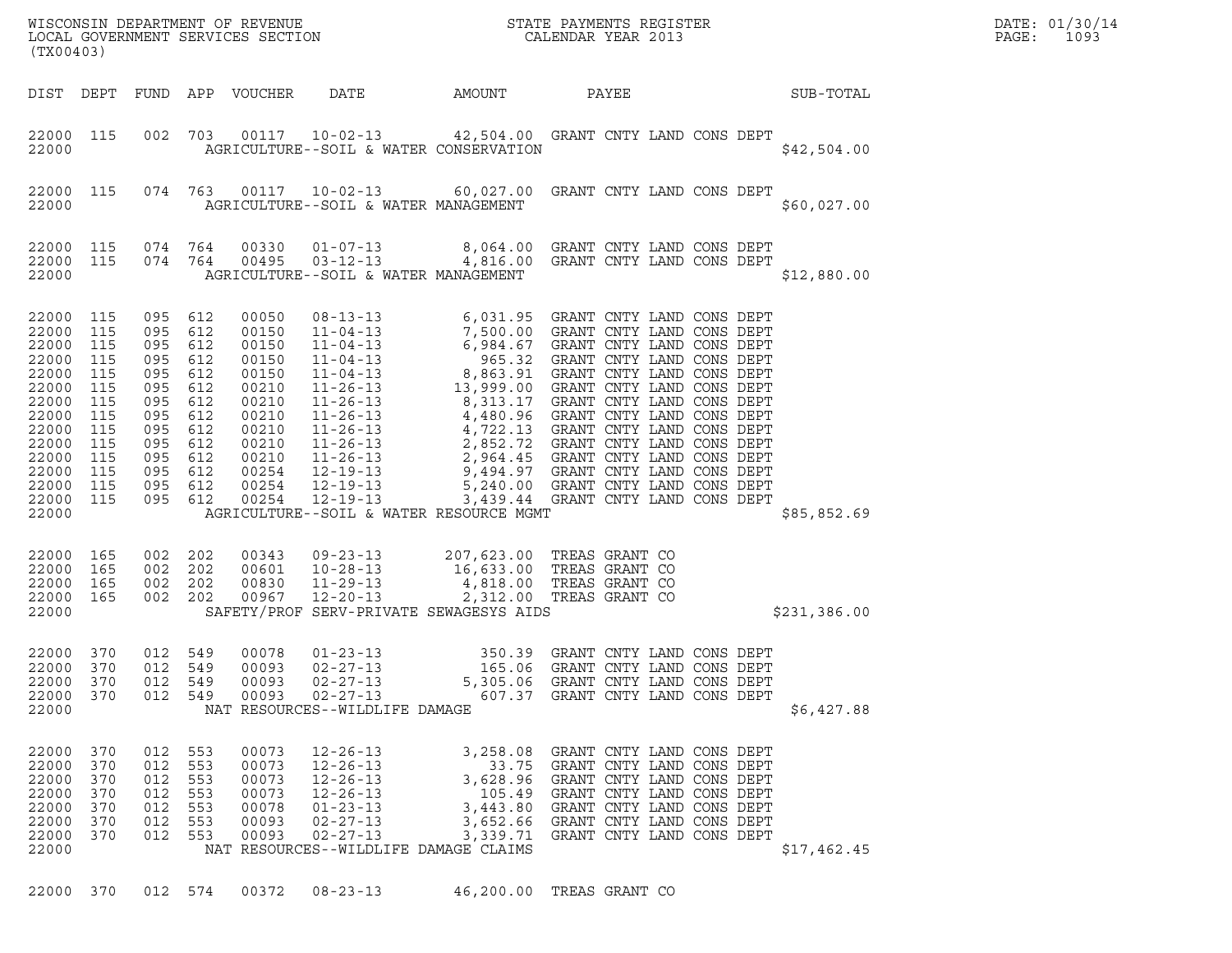WISCONSIN DEPARTMENT OF REVENUE
LOCAL GOVERNMENT SERVICES SECTION
(TX00403)

STATE PAYMENTS REGISTER
CALENDAR YEAR 2013

DATE: 01/30/14

| DIST | DEPT | FUND | APP | VOUCHER | DATE | AMOUNT | PAYEE | SUB-TOTAL |
|---|---|---|---|---|---|---|---|---|
| 22000 | 115 | 002 | 703 | 00117 | 10-02-13 | 42,504.00 | GRANT CNTY LAND CONS DEPT | |
| 22000 | | | | | AGRICULTURE--SOIL & WATER CONSERVATION | | | $42,504.00 |
| 22000 | 115 | 074 | 763 | 00117 | 10-02-13 | 60,027.00 | GRANT CNTY LAND CONS DEPT | |
| 22000 | | | | | AGRICULTURE--SOIL & WATER MANAGEMENT | | | $60,027.00 |
| 22000 | 115 | 074 | 764 | 00330 | 01-07-13 | 8,064.00 | GRANT CNTY LAND CONS DEPT | |
| 22000 | 115 | 074 | 764 | 00495 | 03-12-13 | 4,816.00 | GRANT CNTY LAND CONS DEPT | |
| 22000 | | | | | AGRICULTURE--SOIL & WATER MANAGEMENT | | | $12,880.00 |
| 22000 | 115 | 095 | 612 | 00050 | 08-13-13 | 6,031.95 | GRANT CNTY LAND CONS DEPT | |
| 22000 | 115 | 095 | 612 | 00150 | 11-04-13 | 7,500.00 | GRANT CNTY LAND CONS DEPT | |
| 22000 | 115 | 095 | 612 | 00150 | 11-04-13 | 6,984.67 | GRANT CNTY LAND CONS DEPT | |
| 22000 | 115 | 095 | 612 | 00150 | 11-04-13 | 965.32 | GRANT CNTY LAND CONS DEPT | |
| 22000 | 115 | 095 | 612 | 00150 | 11-04-13 | 8,863.91 | GRANT CNTY LAND CONS DEPT | |
| 22000 | 115 | 095 | 612 | 00210 | 11-26-13 | 13,999.00 | GRANT CNTY LAND CONS DEPT | |
| 22000 | 115 | 095 | 612 | 00210 | 11-26-13 | 8,313.17 | GRANT CNTY LAND CONS DEPT | |
| 22000 | 115 | 095 | 612 | 00210 | 11-26-13 | 4,480.96 | GRANT CNTY LAND CONS DEPT | |
| 22000 | 115 | 095 | 612 | 00210 | 11-26-13 | 4,722.13 | GRANT CNTY LAND CONS DEPT | |
| 22000 | 115 | 095 | 612 | 00210 | 11-26-13 | 2,852.72 | GRANT CNTY LAND CONS DEPT | |
| 22000 | 115 | 095 | 612 | 00210 | 11-26-13 | 2,964.45 | GRANT CNTY LAND CONS DEPT | |
| 22000 | 115 | 095 | 612 | 00254 | 12-19-13 | 9,494.97 | GRANT CNTY LAND CONS DEPT | |
| 22000 | 115 | 095 | 612 | 00254 | 12-19-13 | 5,240.00 | GRANT CNTY LAND CONS DEPT | |
| 22000 | 115 | 095 | 612 | 00254 | 12-19-13 | 3,439.44 | GRANT CNTY LAND CONS DEPT | |
| 22000 | | | | | AGRICULTURE--SOIL & WATER RESOURCE MGMT | | | $85,852.69 |
| 22000 | 165 | 002 | 202 | 00343 | 09-23-13 | 207,623.00 | TREAS GRANT CO | |
| 22000 | 165 | 002 | 202 | 00601 | 10-28-13 | 16,633.00 | TREAS GRANT CO | |
| 22000 | 165 | 002 | 202 | 00830 | 11-29-13 | 4,818.00 | TREAS GRANT CO | |
| 22000 | 165 | 002 | 202 | 00967 | 12-20-13 | 2,312.00 | TREAS GRANT CO | |
| 22000 | | | | | SAFETY/PROF SERV-PRIVATE SEWAGESYS AIDS | | | $231,386.00 |
| 22000 | 370 | 012 | 549 | 00078 | 01-23-13 | 350.39 | GRANT CNTY LAND CONS DEPT | |
| 22000 | 370 | 012 | 549 | 00093 | 02-27-13 | 165.06 | GRANT CNTY LAND CONS DEPT | |
| 22000 | 370 | 012 | 549 | 00093 | 02-27-13 | 5,305.06 | GRANT CNTY LAND CONS DEPT | |
| 22000 | 370 | 012 | 549 | 00093 | 02-27-13 | 607.37 | GRANT CNTY LAND CONS DEPT | |
| 22000 | | | | | NAT RESOURCES--WILDLIFE DAMAGE | | | $6,427.88 |
| 22000 | 370 | 012 | 553 | 00073 | 12-26-13 | 3,258.08 | GRANT CNTY LAND CONS DEPT | |
| 22000 | 370 | 012 | 553 | 00073 | 12-26-13 | 33.75 | GRANT CNTY LAND CONS DEPT | |
| 22000 | 370 | 012 | 553 | 00073 | 12-26-13 | 3,628.96 | GRANT CNTY LAND CONS DEPT | |
| 22000 | 370 | 012 | 553 | 00073 | 12-26-13 | 105.49 | GRANT CNTY LAND CONS DEPT | |
| 22000 | 370 | 012 | 553 | 00078 | 01-23-13 | 3,443.80 | GRANT CNTY LAND CONS DEPT | |
| 22000 | 370 | 012 | 553 | 00093 | 02-27-13 | 3,652.66 | GRANT CNTY LAND CONS DEPT | |
| 22000 | 370 | 012 | 553 | 00093 | 02-27-13 | 3,339.71 | GRANT CNTY LAND CONS DEPT | |
| 22000 | | | | | NAT RESOURCES--WILDLIFE DAMAGE CLAIMS | | | $17,462.45 |
| 22000 | 370 | 012 | 574 | 00372 | 08-23-13 | 46,200.00 | TREAS GRANT CO | |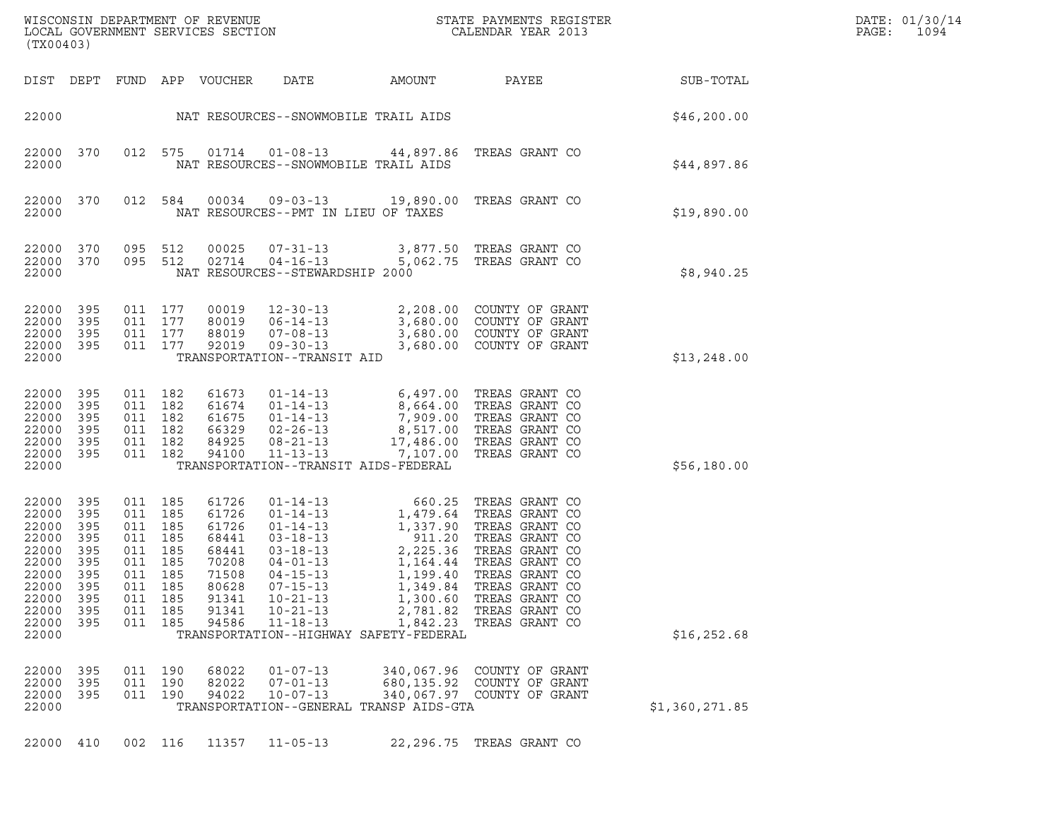| DIST | DEPT | FUND | APP | VOUCHER | DATE | AMOUNT | PAYEE | SUB-TOTAL |
|---|---|---|---|---|---|---|---|---|
| 22000 | | | | | NAT RESOURCES--SNOWMOBILE TRAIL AIDS | | | $46,200.00 |
| 22000 | 370 | 012 | 575 | 01714 | 01-08-13 | 44,897.86 | TREAS GRANT CO | |
| 22000 | | | | | NAT RESOURCES--SNOWMOBILE TRAIL AIDS | | | $44,897.86 |
| 22000 | 370 | 012 | 584 | 00034 | 09-03-13 | 19,890.00 | TREAS GRANT CO | |
| 22000 | | | | | NAT RESOURCES--PMT IN LIEU OF TAXES | | | $19,890.00 |
| 22000 | 370 | 095 | 512 | 00025 | 07-31-13 | 3,877.50 | TREAS GRANT CO | |
| 22000 | 370 | 095 | 512 | 02714 | 04-16-13 | 5,062.75 | TREAS GRANT CO | |
| 22000 | | | | | NAT RESOURCES--STEWARDSHIP 2000 | | | $8,940.25 |
| 22000 | 395 | 011 | 177 | 00019 | 12-30-13 | 2,208.00 | COUNTY OF GRANT | |
| 22000 | 395 | 011 | 177 | 80019 | 06-14-13 | 3,680.00 | COUNTY OF GRANT | |
| 22000 | 395 | 011 | 177 | 88019 | 07-08-13 | 3,680.00 | COUNTY OF GRANT | |
| 22000 | 395 | 011 | 177 | 92019 | 09-30-13 | 3,680.00 | COUNTY OF GRANT | |
| 22000 | | | | | TRANSPORTATION--TRANSIT AID | | | $13,248.00 |
| 22000 | 395 | 011 | 182 | 61673 | 01-14-13 | 6,497.00 | TREAS GRANT CO | |
| 22000 | 395 | 011 | 182 | 61674 | 01-14-13 | 8,664.00 | TREAS GRANT CO | |
| 22000 | 395 | 011 | 182 | 61675 | 01-14-13 | 7,909.00 | TREAS GRANT CO | |
| 22000 | 395 | 011 | 182 | 66329 | 02-26-13 | 8,517.00 | TREAS GRANT CO | |
| 22000 | 395 | 011 | 182 | 84925 | 08-21-13 | 17,486.00 | TREAS GRANT CO | |
| 22000 | 395 | 011 | 182 | 94100 | 11-13-13 | 7,107.00 | TREAS GRANT CO | |
| 22000 | | | | | TRANSPORTATION--TRANSIT AIDS-FEDERAL | | | $56,180.00 |
| 22000 | 395 | 011 | 185 | 61726 | 01-14-13 | 660.25 | TREAS GRANT CO | |
| 22000 | 395 | 011 | 185 | 61726 | 01-14-13 | 1,479.64 | TREAS GRANT CO | |
| 22000 | 395 | 011 | 185 | 61726 | 01-14-13 | 1,337.90 | TREAS GRANT CO | |
| 22000 | 395 | 011 | 185 | 68441 | 03-18-13 | 911.20 | TREAS GRANT CO | |
| 22000 | 395 | 011 | 185 | 68441 | 03-18-13 | 2,225.36 | TREAS GRANT CO | |
| 22000 | 395 | 011 | 185 | 70208 | 04-01-13 | 1,164.44 | TREAS GRANT CO | |
| 22000 | 395 | 011 | 185 | 71508 | 04-15-13 | 1,199.40 | TREAS GRANT CO | |
| 22000 | 395 | 011 | 185 | 80628 | 07-15-13 | 1,349.84 | TREAS GRANT CO | |
| 22000 | 395 | 011 | 185 | 91341 | 10-21-13 | 1,300.60 | TREAS GRANT CO | |
| 22000 | 395 | 011 | 185 | 91341 | 10-21-13 | 2,781.82 | TREAS GRANT CO | |
| 22000 | 395 | 011 | 185 | 94586 | 11-18-13 | 1,842.23 | TREAS GRANT CO | |
| 22000 | | | | | TRANSPORTATION--HIGHWAY SAFETY-FEDERAL | | | $16,252.68 |
| 22000 | 395 | 011 | 190 | 68022 | 01-07-13 | 340,067.96 | COUNTY OF GRANT | |
| 22000 | 395 | 011 | 190 | 82022 | 07-01-13 | 680,135.92 | COUNTY OF GRANT | |
| 22000 | 395 | 011 | 190 | 94022 | 10-07-13 | 340,067.97 | COUNTY OF GRANT | |
| 22000 | | | | | TRANSPORTATION--GENERAL TRANSP AIDS-GTA | | | $1,360,271.85 |
| 22000 | 410 | 002 | 116 | 11357 | 11-05-13 | 22,296.75 | TREAS GRANT CO | |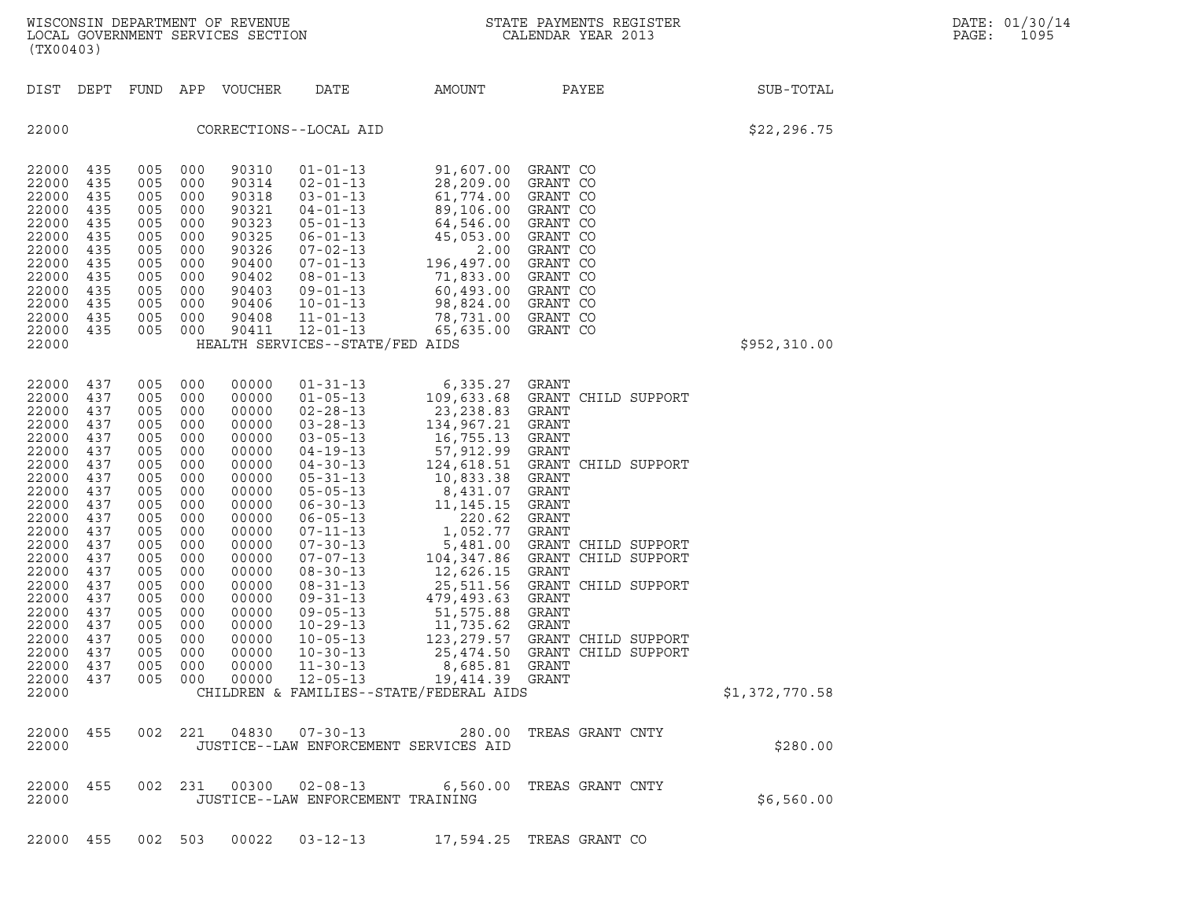WISCONSIN DEPARTMENT OF REVENUE
LOCAL GOVERNMENT SERVICES SECTION
(TX00403)

STATE PAYMENTS REGISTER
CALENDAR YEAR 2013

DATE: 01/30/14
PAGE: 1095

| DIST | DEPT | FUND | APP | VOUCHER | DATE | AMOUNT | PAYEE | SUB-TOTAL |
|---|---|---|---|---|---|---|---|---|
| 22000 | | | | CORRECTIONS--LOCAL AID | | | | $22,296.75 |
| 22000 | 435 | 005 | 000 | 90310 | 01-01-13 | 91,607.00 | GRANT CO | |
| 22000 | 435 | 005 | 000 | 90314 | 02-01-13 | 28,209.00 | GRANT CO | |
| 22000 | 435 | 005 | 000 | 90318 | 03-01-13 | 61,774.00 | GRANT CO | |
| 22000 | 435 | 005 | 000 | 90321 | 04-01-13 | 89,106.00 | GRANT CO | |
| 22000 | 435 | 005 | 000 | 90323 | 05-01-13 | 64,546.00 | GRANT CO | |
| 22000 | 435 | 005 | 000 | 90325 | 06-01-13 | 45,053.00 | GRANT CO | |
| 22000 | 435 | 005 | 000 | 90326 | 07-02-13 | 2.00 | GRANT CO | |
| 22000 | 435 | 005 | 000 | 90400 | 07-01-13 | 196,497.00 | GRANT CO | |
| 22000 | 435 | 005 | 000 | 90402 | 08-01-13 | 71,833.00 | GRANT CO | |
| 22000 | 435 | 005 | 000 | 90403 | 09-01-13 | 60,493.00 | GRANT CO | |
| 22000 | 435 | 005 | 000 | 90406 | 10-01-13 | 98,824.00 | GRANT CO | |
| 22000 | 435 | 005 | 000 | 90408 | 11-01-13 | 78,731.00 | GRANT CO | |
| 22000 | 435 | 005 | 000 | 90411 | 12-01-13 | 65,635.00 | GRANT CO | |
| 22000 | | | | HEALTH SERVICES--STATE/FED AIDS | | | | $952,310.00 |
| 22000 | 437 | 005 | 000 | 00000 | 01-31-13 | 6,335.27 | GRANT | |
| 22000 | 437 | 005 | 000 | 00000 | 01-05-13 | 109,633.68 | GRANT CHILD SUPPORT | |
| 22000 | 437 | 005 | 000 | 00000 | 02-28-13 | 23,238.83 | GRANT | |
| 22000 | 437 | 005 | 000 | 00000 | 03-28-13 | 134,967.21 | GRANT | |
| 22000 | 437 | 005 | 000 | 00000 | 03-05-13 | 16,755.13 | GRANT | |
| 22000 | 437 | 005 | 000 | 00000 | 04-19-13 | 57,912.99 | GRANT | |
| 22000 | 437 | 005 | 000 | 00000 | 04-30-13 | 124,618.51 | GRANT CHILD SUPPORT | |
| 22000 | 437 | 005 | 000 | 00000 | 05-31-13 | 10,833.38 | GRANT | |
| 22000 | 437 | 005 | 000 | 00000 | 05-05-13 | 8,431.07 | GRANT | |
| 22000 | 437 | 005 | 000 | 00000 | 06-30-13 | 11,145.15 | GRANT | |
| 22000 | 437 | 005 | 000 | 00000 | 06-05-13 | 220.62 | GRANT | |
| 22000 | 437 | 005 | 000 | 00000 | 07-11-13 | 1,052.77 | GRANT | |
| 22000 | 437 | 005 | 000 | 00000 | 07-30-13 | 5,481.00 | GRANT CHILD SUPPORT | |
| 22000 | 437 | 005 | 000 | 00000 | 07-07-13 | 104,347.86 | GRANT CHILD SUPPORT | |
| 22000 | 437 | 005 | 000 | 00000 | 08-30-13 | 12,626.15 | GRANT | |
| 22000 | 437 | 005 | 000 | 00000 | 08-31-13 | 25,511.56 | GRANT CHILD SUPPORT | |
| 22000 | 437 | 005 | 000 | 00000 | 09-31-13 | 479,493.63 | GRANT | |
| 22000 | 437 | 005 | 000 | 00000 | 09-05-13 | 51,575.88 | GRANT | |
| 22000 | 437 | 005 | 000 | 00000 | 10-29-13 | 11,735.62 | GRANT | |
| 22000 | 437 | 005 | 000 | 00000 | 10-05-13 | 123,279.57 | GRANT CHILD SUPPORT | |
| 22000 | 437 | 005 | 000 | 00000 | 10-30-13 | 25,474.50 | GRANT CHILD SUPPORT | |
| 22000 | 437 | 005 | 000 | 00000 | 11-30-13 | 8,685.81 | GRANT | |
| 22000 | 437 | 005 | 000 | 00000 | 12-05-13 | 19,414.39 | GRANT | |
| 22000 | | | | CHILDREN & FAMILIES--STATE/FEDERAL AIDS | | | | $1,372,770.58 |
| 22000 | 455 | 002 | 221 | 04830 | 07-30-13 | 280.00 | TREAS GRANT CNTY | |
| 22000 | | | | JUSTICE--LAW ENFORCEMENT SERVICES AID | | | | $280.00 |
| 22000 | 455 | 002 | 231 | 00300 | 02-08-13 | 6,560.00 | TREAS GRANT CNTY | |
| 22000 | | | | JUSTICE--LAW ENFORCEMENT TRAINING | | | | $6,560.00 |
| 22000 | 455 | 002 | 503 | 00022 | 03-12-13 | 17,594.25 | TREAS GRANT CO | |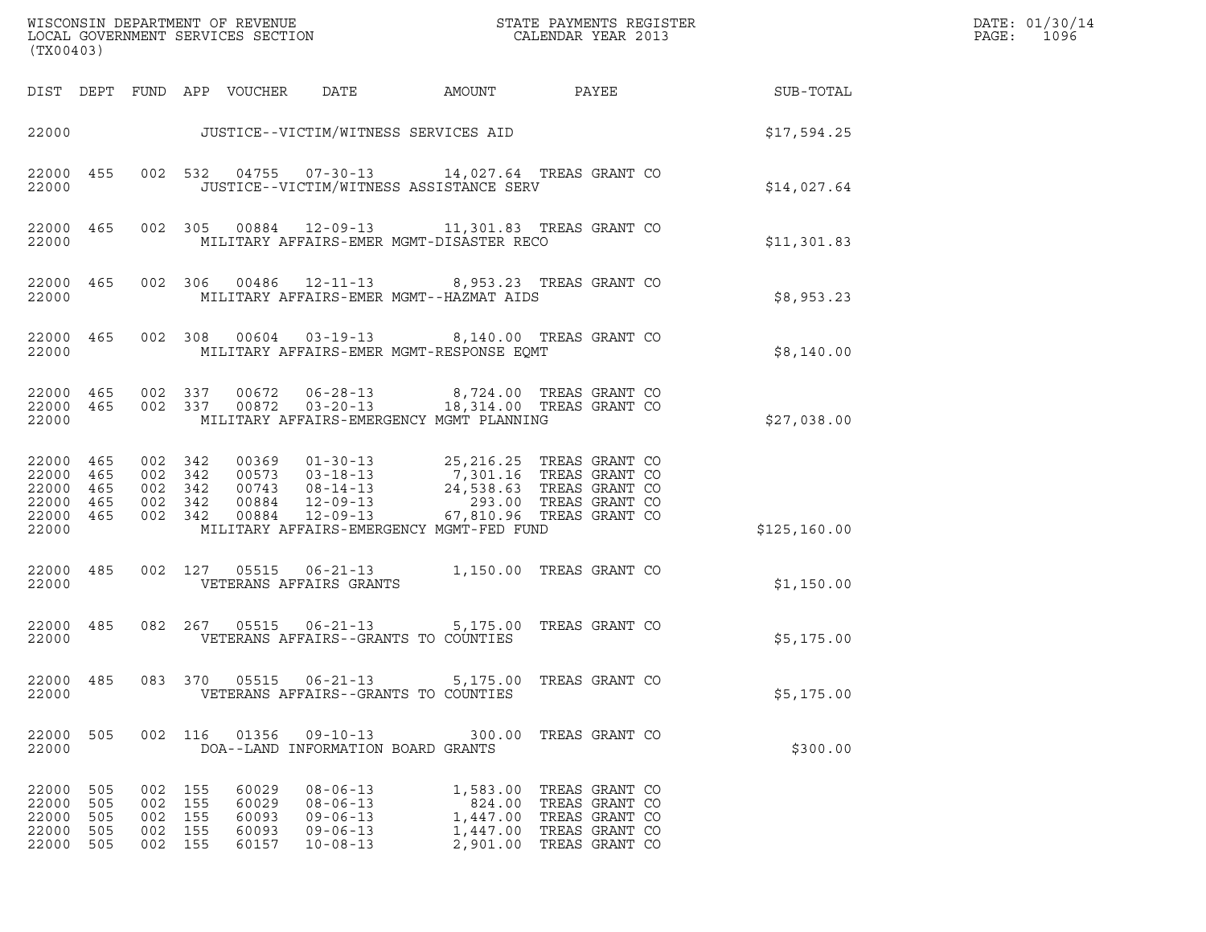WISCONSIN DEPARTMENT OF REVENUE
LOCAL GOVERNMENT SERVICES SECTION
(TX00403)

STATE PAYMENTS REGISTER
CALENDAR YEAR 2013

DATE: 01/30/14
PAGE: 1096

| DIST | DEPT | FUND | APP | VOUCHER | DATE | AMOUNT | PAYEE | SUB-TOTAL |
|---|---|---|---|---|---|---|---|---|
| 22000 | | | | JUSTICE--VICTIM/WITNESS SERVICES AID | | | | $17,594.25 |
| 22000 | 455 | 002 | 532 | 04755 | 07-30-13 | 14,027.64 | TREAS GRANT CO | |
| 22000 | | | | JUSTICE--VICTIM/WITNESS ASSISTANCE SERV | | | | $14,027.64 |
| 22000 | 465 | 002 | 305 | 00884 | 12-09-13 | 11,301.83 | TREAS GRANT CO | |
| 22000 | | | | MILITARY AFFAIRS-EMER MGMT-DISASTER RECO | | | | $11,301.83 |
| 22000 | 465 | 002 | 306 | 00486 | 12-11-13 | 8,953.23 | TREAS GRANT CO | |
| 22000 | | | | MILITARY AFFAIRS-EMER MGMT--HAZMAT AIDS | | | | $8,953.23 |
| 22000 | 465 | 002 | 308 | 00604 | 03-19-13 | 8,140.00 | TREAS GRANT CO | |
| 22000 | | | | MILITARY AFFAIRS-EMER MGMT-RESPONSE EQMT | | | | $8,140.00 |
| 22000 | 465 | 002 | 337 | 00672 | 06-28-13 | 8,724.00 | TREAS GRANT CO | |
| 22000 | 465 | 002 | 337 | 00872 | 03-20-13 | 18,314.00 | TREAS GRANT CO | |
| 22000 | | | | MILITARY AFFAIRS-EMERGENCY MGMT PLANNING | | | | $27,038.00 |
| 22000 | 465 | 002 | 342 | 00369 | 01-30-13 | 25,216.25 | TREAS GRANT CO | |
| 22000 | 465 | 002 | 342 | 00573 | 03-18-13 | 7,301.16 | TREAS GRANT CO | |
| 22000 | 465 | 002 | 342 | 00743 | 08-14-13 | 24,538.63 | TREAS GRANT CO | |
| 22000 | 465 | 002 | 342 | 00884 | 12-09-13 | 293.00 | TREAS GRANT CO | |
| 22000 | 465 | 002 | 342 | 00884 | 12-09-13 | 67,810.96 | TREAS GRANT CO | |
| 22000 | | | | MILITARY AFFAIRS-EMERGENCY MGMT-FED FUND | | | | $125,160.00 |
| 22000 | 485 | 002 | 127 | 05515 | 06-21-13 | 1,150.00 | TREAS GRANT CO | |
| 22000 | | | | VETERANS AFFAIRS GRANTS | | | | $1,150.00 |
| 22000 | 485 | 082 | 267 | 05515 | 06-21-13 | 5,175.00 | TREAS GRANT CO | |
| 22000 | | | | VETERANS AFFAIRS--GRANTS TO COUNTIES | | | | $5,175.00 |
| 22000 | 485 | 083 | 370 | 05515 | 06-21-13 | 5,175.00 | TREAS GRANT CO | |
| 22000 | | | | VETERANS AFFAIRS--GRANTS TO COUNTIES | | | | $5,175.00 |
| 22000 | 505 | 002 | 116 | 01356 | 09-10-13 | 300.00 | TREAS GRANT CO | |
| 22000 | | | | DOA--LAND INFORMATION BOARD GRANTS | | | | $300.00 |
| 22000 | 505 | 002 | 155 | 60029 | 08-06-13 | 1,583.00 | TREAS GRANT CO | |
| 22000 | 505 | 002 | 155 | 60029 | 08-06-13 | 824.00 | TREAS GRANT CO | |
| 22000 | 505 | 002 | 155 | 60093 | 09-06-13 | 1,447.00 | TREAS GRANT CO | |
| 22000 | 505 | 002 | 155 | 60093 | 09-06-13 | 1,447.00 | TREAS GRANT CO | |
| 22000 | 505 | 002 | 155 | 60157 | 10-08-13 | 2,901.00 | TREAS GRANT CO | |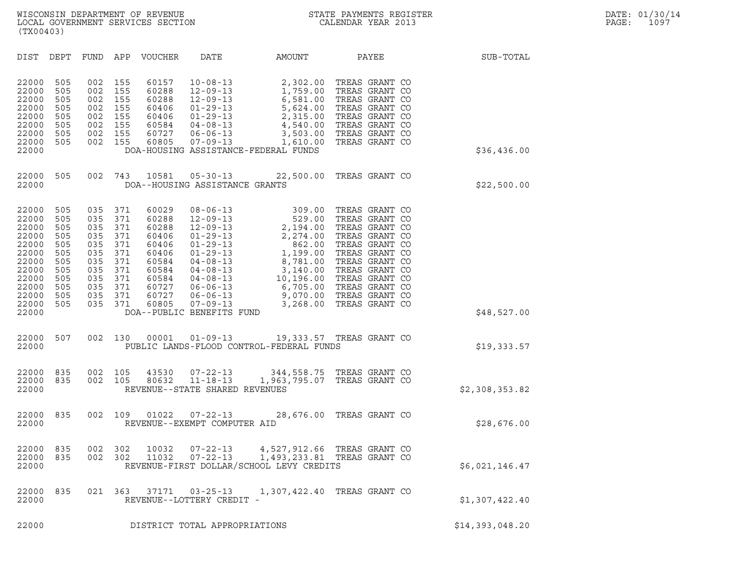WISCONSIN DEPARTMENT OF REVENUE
LOCAL GOVERNMENT SERVICES SECTION
(TX00403)

STATE PAYMENTS REGISTER
CALENDAR YEAR 2013

DATE: 01/30/14
PAGE: 1097

| DIST | DEPT | FUND | APP | VOUCHER | DATE | AMOUNT | PAYEE | SUB-TOTAL |
|---|---|---|---|---|---|---|---|---|
| 22000 | 505 | 002 | 155 | 60157 | 10-08-13 | 2,302.00 | TREAS GRANT CO | |
| 22000 | 505 | 002 | 155 | 60288 | 12-09-13 | 1,759.00 | TREAS GRANT CO | |
| 22000 | 505 | 002 | 155 | 60288 | 12-09-13 | 6,581.00 | TREAS GRANT CO | |
| 22000 | 505 | 002 | 155 | 60406 | 01-29-13 | 5,624.00 | TREAS GRANT CO | |
| 22000 | 505 | 002 | 155 | 60406 | 01-29-13 | 2,315.00 | TREAS GRANT CO | |
| 22000 | 505 | 002 | 155 | 60584 | 04-08-13 | 4,540.00 | TREAS GRANT CO | |
| 22000 | 505 | 002 | 155 | 60727 | 06-06-13 | 3,503.00 | TREAS GRANT CO | |
| 22000 | 505 | 002 | 155 | 60805 | 07-09-13 | 1,610.00 | TREAS GRANT CO | |
| 22000 | | | | DOA-HOUSING ASSISTANCE-FEDERAL FUNDS | | | | $36,436.00 |
| 22000 | 505 | 002 | 743 | 10581 | 05-30-13 | 22,500.00 | TREAS GRANT CO | |
| 22000 | | | | DOA--HOUSING ASSISTANCE GRANTS | | | | $22,500.00 |
| 22000 | 505 | 035 | 371 | 60029 | 08-06-13 | 309.00 | TREAS GRANT CO | |
| 22000 | 505 | 035 | 371 | 60288 | 12-09-13 | 529.00 | TREAS GRANT CO | |
| 22000 | 505 | 035 | 371 | 60288 | 12-09-13 | 2,194.00 | TREAS GRANT CO | |
| 22000 | 505 | 035 | 371 | 60406 | 01-29-13 | 2,274.00 | TREAS GRANT CO | |
| 22000 | 505 | 035 | 371 | 60406 | 01-29-13 | 862.00 | TREAS GRANT CO | |
| 22000 | 505 | 035 | 371 | 60406 | 01-29-13 | 1,199.00 | TREAS GRANT CO | |
| 22000 | 505 | 035 | 371 | 60584 | 04-08-13 | 8,781.00 | TREAS GRANT CO | |
| 22000 | 505 | 035 | 371 | 60584 | 04-08-13 | 3,140.00 | TREAS GRANT CO | |
| 22000 | 505 | 035 | 371 | 60584 | 04-08-13 | 10,196.00 | TREAS GRANT CO | |
| 22000 | 505 | 035 | 371 | 60727 | 06-06-13 | 6,705.00 | TREAS GRANT CO | |
| 22000 | 505 | 035 | 371 | 60727 | 06-06-13 | 9,070.00 | TREAS GRANT CO | |
| 22000 | 505 | 035 | 371 | 60805 | 07-09-13 | 3,268.00 | TREAS GRANT CO | |
| 22000 | | | | DOA--PUBLIC BENEFITS FUND | | | | $48,527.00 |
| 22000 | 507 | 002 | 130 | 00001 | 01-09-13 | 19,333.57 | TREAS GRANT CO | |
| 22000 | | | | PUBLIC LANDS-FLOOD CONTROL-FEDERAL FUNDS | | | | $19,333.57 |
| 22000 | 835 | 002 | 105 | 43530 | 07-22-13 | 344,558.75 | TREAS GRANT CO | |
| 22000 | 835 | 002 | 105 | 80632 | 11-18-13 | 1,963,795.07 | TREAS GRANT CO | |
| 22000 | | | | REVENUE--STATE SHARED REVENUES | | | | $2,308,353.82 |
| 22000 | 835 | 002 | 109 | 01022 | 07-22-13 | 28,676.00 | TREAS GRANT CO | |
| 22000 | | | | REVENUE--EXEMPT COMPUTER AID | | | | $28,676.00 |
| 22000 | 835 | 002 | 302 | 10032 | 07-22-13 | 4,527,912.66 | TREAS GRANT CO | |
| 22000 | 835 | 002 | 302 | 11032 | 07-22-13 | 1,493,233.81 | TREAS GRANT CO | |
| 22000 | | | | REVENUE-FIRST DOLLAR/SCHOOL LEVY CREDITS | | | | $6,021,146.47 |
| 22000 | 835 | 021 | 363 | 37171 | 03-25-13 | 1,307,422.40 | TREAS GRANT CO | |
| 22000 | | | | REVENUE--LOTTERY CREDIT - | | | | $1,307,422.40 |
| 22000 | | | | DISTRICT TOTAL APPROPRIATIONS | | | | $14,393,048.20 |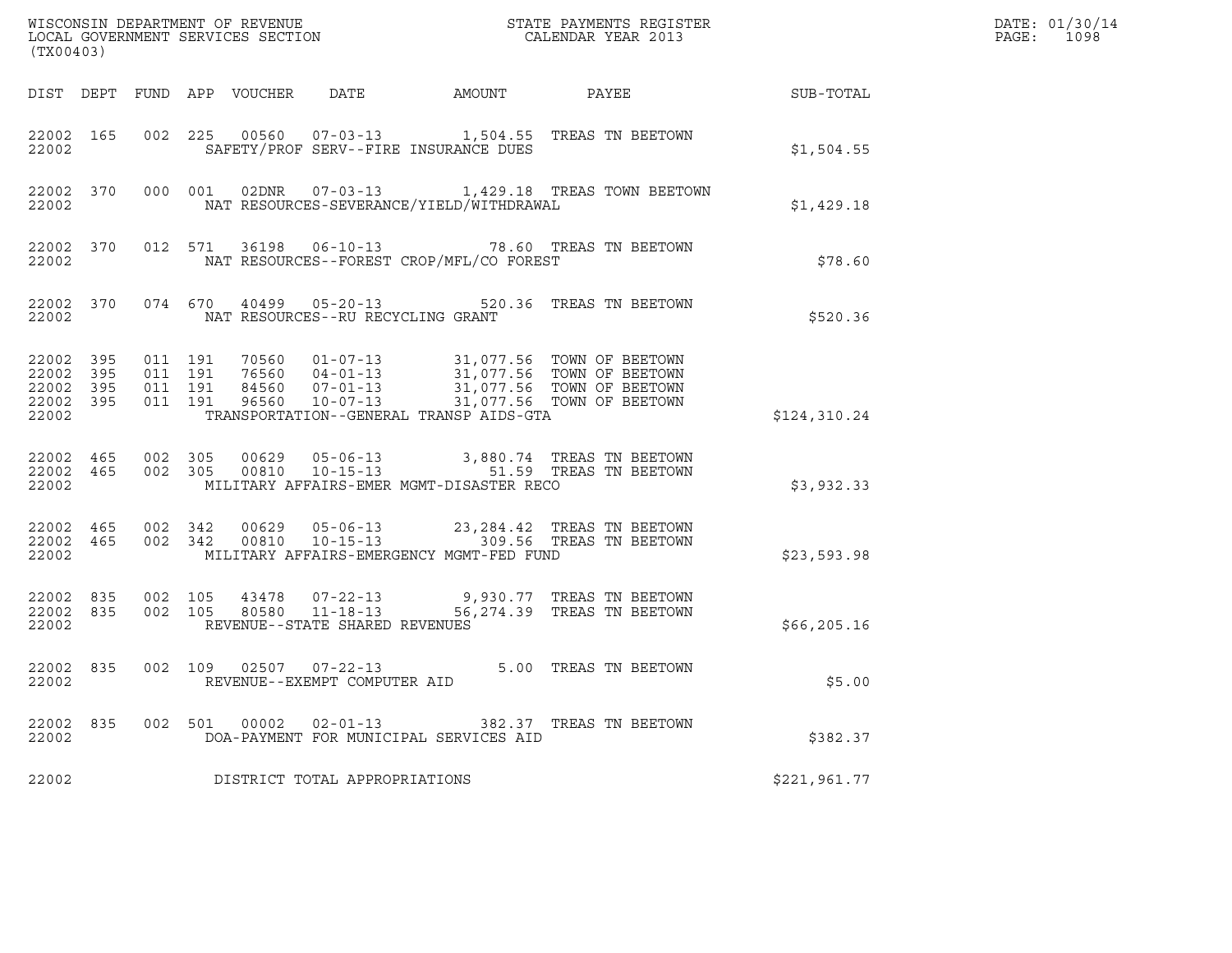WISCONSIN DEPARTMENT OF REVENUE
LOCAL GOVERNMENT SERVICES SECTION
(TX00403)

STATE PAYMENTS REGISTER
CALENDAR YEAR 2013

DATE: 01/30/14
PAGE: 1098

| DIST | DEPT | FUND | APP | VOUCHER | DATE | AMOUNT | PAYEE | SUB-TOTAL |
|---|---|---|---|---|---|---|---|---|
| 22002 | 165 | 002 | 225 | 00560 | 07-03-13 | 1,504.55 | TREAS TN BEETOWN | |
| 22002 | | | | SAFETY/PROF SERV--FIRE INSURANCE DUES | | | | $1,504.55 |
| 22002 | 370 | 000 | 001 | 02DNR | 07-03-13 | 1,429.18 | TREAS TOWN BEETOWN | |
| 22002 | | | | NAT RESOURCES-SEVERANCE/YIELD/WITHDRAWAL | | | | $1,429.18 |
| 22002 | 370 | 012 | 571 | 36198 | 06-10-13 | 78.60 | TREAS TN BEETOWN | |
| 22002 | | | | NAT RESOURCES--FOREST CROP/MFL/CO FOREST | | | | $78.60 |
| 22002 | 370 | 074 | 670 | 40499 | 05-20-13 | 520.36 | TREAS TN BEETOWN | |
| 22002 | | | | NAT RESOURCES--RU RECYCLING GRANT | | | | $520.36 |
| 22002 | 395 | 011 | 191 | 70560 | 01-07-13 | 31,077.56 | TOWN OF BEETOWN | |
| 22002 | 395 | 011 | 191 | 76560 | 04-01-13 | 31,077.56 | TOWN OF BEETOWN | |
| 22002 | 395 | 011 | 191 | 84560 | 07-01-13 | 31,077.56 | TOWN OF BEETOWN | |
| 22002 | 395 | 011 | 191 | 96560 | 10-07-13 | 31,077.56 | TOWN OF BEETOWN | |
| 22002 | | | | TRANSPORTATION--GENERAL TRANSP AIDS-GTA | | | | $124,310.24 |
| 22002 | 465 | 002 | 305 | 00629 | 05-06-13 | 3,880.74 | TREAS TN BEETOWN | |
| 22002 | 465 | 002 | 305 | 00810 | 10-15-13 | 51.59 | TREAS TN BEETOWN | |
| 22002 | | | | MILITARY AFFAIRS-EMER MGMT-DISASTER RECO | | | | $3,932.33 |
| 22002 | 465 | 002 | 342 | 00629 | 05-06-13 | 23,284.42 | TREAS TN BEETOWN | |
| 22002 | 465 | 002 | 342 | 00810 | 10-15-13 | 309.56 | TREAS TN BEETOWN | |
| 22002 | | | | MILITARY AFFAIRS-EMERGENCY MGMT-FED FUND | | | | $23,593.98 |
| 22002 | 835 | 002 | 105 | 43478 | 07-22-13 | 9,930.77 | TREAS TN BEETOWN | |
| 22002 | 835 | 002 | 105 | 80580 | 11-18-13 | 56,274.39 | TREAS TN BEETOWN | |
| 22002 | | | | REVENUE--STATE SHARED REVENUES | | | | $66,205.16 |
| 22002 | 835 | 002 | 109 | 02507 | 07-22-13 | 5.00 | TREAS TN BEETOWN | |
| 22002 | | | | REVENUE--EXEMPT COMPUTER AID | | | | $5.00 |
| 22002 | 835 | 002 | 501 | 00002 | 02-01-13 | 382.37 | TREAS TN BEETOWN | |
| 22002 | | | | DOA-PAYMENT FOR MUNICIPAL SERVICES AID | | | | $382.37 |
| 22002 | | | | DISTRICT TOTAL APPROPRIATIONS | | | | $221,961.77 |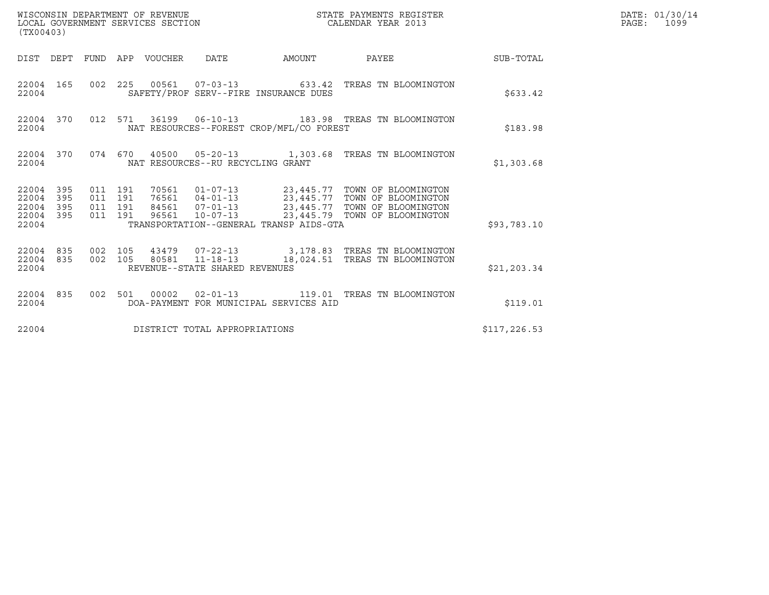WISCONSIN DEPARTMENT OF REVENUE
LOCAL GOVERNMENT SERVICES SECTION
(TX00403)

STATE PAYMENTS REGISTER
CALENDAR YEAR 2013

DATE: 01/30/14
PAGE: 1099

| DIST | DEPT | FUND | APP | VOUCHER | DATE | AMOUNT | PAYEE | SUB-TOTAL |
|---|---|---|---|---|---|---|---|---|
| 22004 | 165 | 002 | 225 | 00561 | 07-03-13 | 633.42 | TREAS TN BLOOMINGTON | |
| 22004 | | | | SAFETY/PROF SERV--FIRE INSURANCE DUES | | | | $633.42 |
| 22004 | 370 | 012 | 571 | 36199 | 06-10-13 | 183.98 | TREAS TN BLOOMINGTON | |
| 22004 | | | | NAT RESOURCES--FOREST CROP/MFL/CO FOREST | | | | $183.98 |
| 22004 | 370 | 074 | 670 | 40500 | 05-20-13 | 1,303.68 | TREAS TN BLOOMINGTON | |
| 22004 | | | | NAT RESOURCES--RU RECYCLING GRANT | | | | $1,303.68 |
| 22004 | 395 | 011 | 191 | 70561 | 01-07-13 | 23,445.77 | TOWN OF BLOOMINGTON | |
| 22004 | 395 | 011 | 191 | 76561 | 04-01-13 | 23,445.77 | TOWN OF BLOOMINGTON | |
| 22004 | 395 | 011 | 191 | 84561 | 07-01-13 | 23,445.77 | TOWN OF BLOOMINGTON | |
| 22004 | 395 | 011 | 191 | 96561 | 10-07-13 | 23,445.79 | TOWN OF BLOOMINGTON | |
| 22004 | | | | TRANSPORTATION--GENERAL TRANSP AIDS-GTA | | | | $93,783.10 |
| 22004 | 835 | 002 | 105 | 43479 | 07-22-13 | 3,178.83 | TREAS TN BLOOMINGTON | |
| 22004 | 835 | 002 | 105 | 80581 | 11-18-13 | 18,024.51 | TREAS TN BLOOMINGTON | |
| 22004 | | | | REVENUE--STATE SHARED REVENUES | | | | $21,203.34 |
| 22004 | 835 | 002 | 501 | 00002 | 02-01-13 | 119.01 | TREAS TN BLOOMINGTON | |
| 22004 | | | | DOA-PAYMENT FOR MUNICIPAL SERVICES AID | | | | $119.01 |
| 22004 | | | | DISTRICT TOTAL APPROPRIATIONS | | | | $117,226.53 |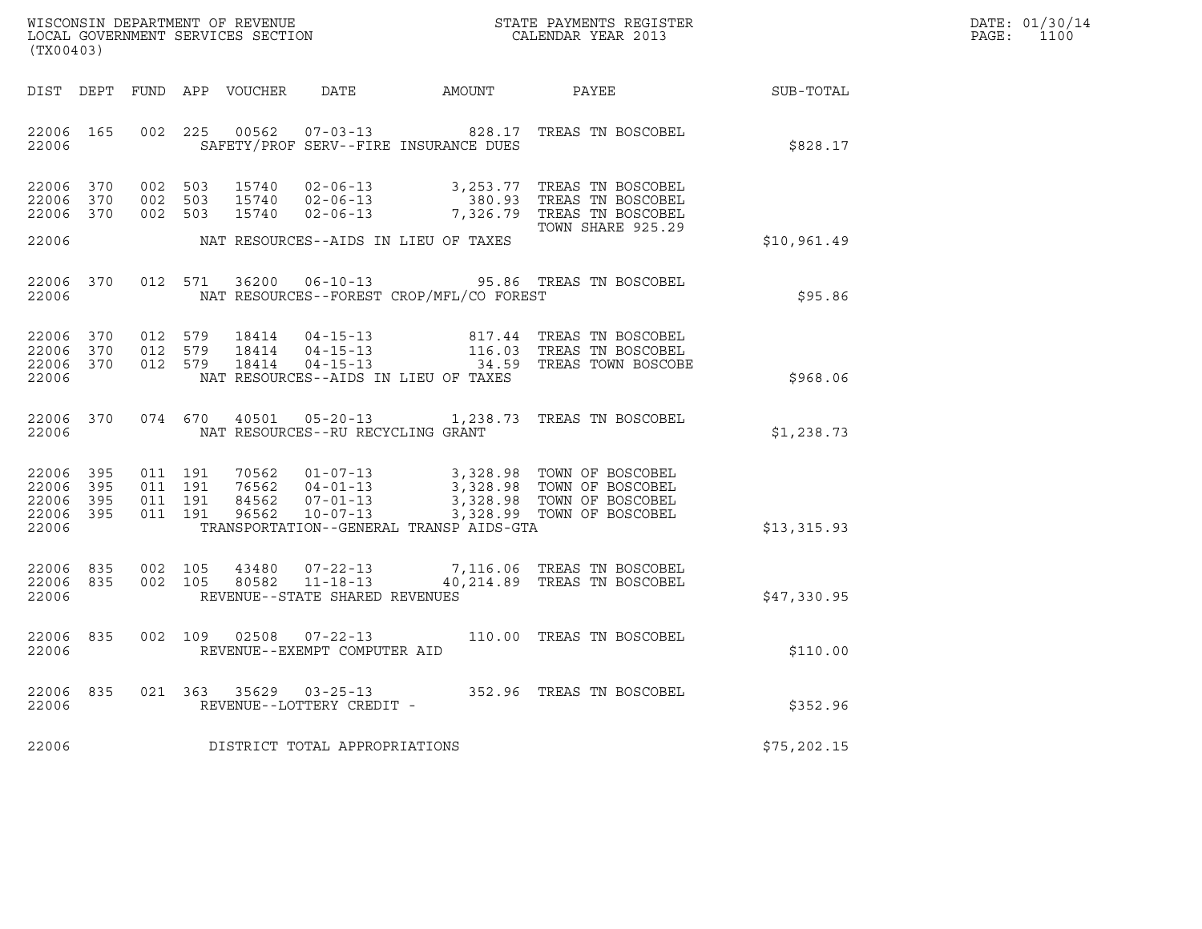WISCONSIN DEPARTMENT OF REVENUE
LOCAL GOVERNMENT SERVICES SECTION
(TX00403)

STATE PAYMENTS REGISTER
CALENDAR YEAR 2013

DATE: 01/30/14
PAGE: 1100

| DIST | DEPT | FUND | APP | VOUCHER | DATE | AMOUNT | PAYEE | SUB-TOTAL |
|---|---|---|---|---|---|---|---|---|
| 22006 | 165 | 002 | 225 | 00562 | 07-03-13 | 828.17 | TREAS TN BOSCOBEL | |
| 22006 | | | | | SAFETY/PROF SERV--FIRE INSURANCE DUES | | | $828.17 |
| 22006 | 370 | 002 | 503 | 15740 | 02-06-13 | 3,253.77 | TREAS TN BOSCOBEL | |
| 22006 | 370 | 002 | 503 | 15740 | 02-06-13 | 380.93 | TREAS TN BOSCOBEL | |
| 22006 | 370 | 002 | 503 | 15740 | 02-06-13 | 7,326.79 | TREAS TN BOSCOBEL TOWN SHARE 925.29 | |
| 22006 | | | | | NAT RESOURCES--AIDS IN LIEU OF TAXES | | | $10,961.49 |
| 22006 | 370 | 012 | 571 | 36200 | 06-10-13 | 95.86 | TREAS TN BOSCOBEL | |
| 22006 | | | | | NAT RESOURCES--FOREST CROP/MFL/CO FOREST | | | $95.86 |
| 22006 | 370 | 012 | 579 | 18414 | 04-15-13 | 817.44 | TREAS TN BOSCOBEL | |
| 22006 | 370 | 012 | 579 | 18414 | 04-15-13 | 116.03 | TREAS TN BOSCOBEL | |
| 22006 | 370 | 012 | 579 | 18414 | 04-15-13 | 34.59 | TREAS TOWN BOSCOBE | |
| 22006 | | | | | NAT RESOURCES--AIDS IN LIEU OF TAXES | | | $968.06 |
| 22006 | 370 | 074 | 670 | 40501 | 05-20-13 | 1,238.73 | TREAS TN BOSCOBEL | |
| 22006 | | | | | NAT RESOURCES--RU RECYCLING GRANT | | | $1,238.73 |
| 22006 | 395 | 011 | 191 | 70562 | 01-07-13 | 3,328.98 | TOWN OF BOSCOBEL | |
| 22006 | 395 | 011 | 191 | 76562 | 04-01-13 | 3,328.98 | TOWN OF BOSCOBEL | |
| 22006 | 395 | 011 | 191 | 84562 | 07-01-13 | 3,328.98 | TOWN OF BOSCOBEL | |
| 22006 | 395 | 011 | 191 | 96562 | 10-07-13 | 3,328.99 | TOWN OF BOSCOBEL | |
| 22006 | | | | | TRANSPORTATION--GENERAL TRANSP AIDS-GTA | | | $13,315.93 |
| 22006 | 835 | 002 | 105 | 43480 | 07-22-13 | 7,116.06 | TREAS TN BOSCOBEL | |
| 22006 | 835 | 002 | 105 | 80582 | 11-18-13 | 40,214.89 | TREAS TN BOSCOBEL | |
| 22006 | | | | | REVENUE--STATE SHARED REVENUES | | | $47,330.95 |
| 22006 | 835 | 002 | 109 | 02508 | 07-22-13 | 110.00 | TREAS TN BOSCOBEL | |
| 22006 | | | | | REVENUE--EXEMPT COMPUTER AID | | | $110.00 |
| 22006 | 835 | 021 | 363 | 35629 | 03-25-13 | 352.96 | TREAS TN BOSCOBEL | |
| 22006 | | | | | REVENUE--LOTTERY CREDIT - | | | $352.96 |
| 22006 | | | | | DISTRICT TOTAL APPROPRIATIONS | | | $75,202.15 |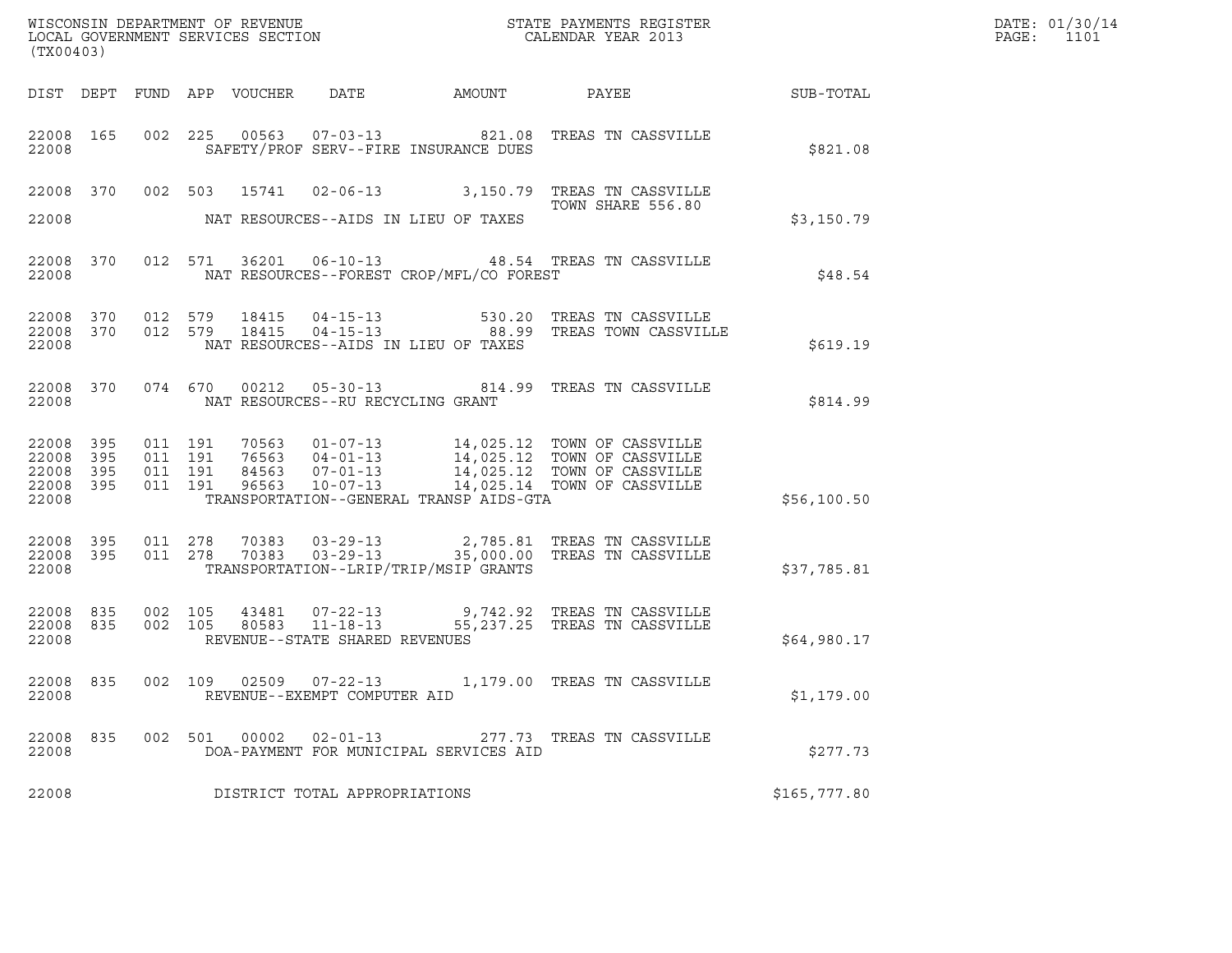WISCONSIN DEPARTMENT OF REVENUE
LOCAL GOVERNMENT SERVICES SECTION
(TX00403)

STATE PAYMENTS REGISTER
CALENDAR YEAR 2013

DATE: 01/30/14
PAGE: 1101

| DIST | DEPT | FUND | APP | VOUCHER | DATE | AMOUNT | PAYEE | SUB-TOTAL |
|---|---|---|---|---|---|---|---|---|
| 22008 | 165 | 002 | 225 | 00563 | 07-03-13 | 821.08 | TREAS TN CASSVILLE | |
| 22008 | | | | | SAFETY/PROF SERV--FIRE INSURANCE DUES | | | $821.08 |
| 22008 | 370 | 002 | 503 | 15741 | 02-06-13 | 3,150.79 | TREAS TN CASSVILLE TOWN SHARE 556.80 | |
| 22008 | | | | | NAT RESOURCES--AIDS IN LIEU OF TAXES | | | $3,150.79 |
| 22008 | 370 | 012 | 571 | 36201 | 06-10-13 | 48.54 | TREAS TN CASSVILLE | |
| 22008 | | | | | NAT RESOURCES--FOREST CROP/MFL/CO FOREST | | | $48.54 |
| 22008 | 370 | 012 | 579 | 18415 | 04-15-13 | 530.20 | TREAS TN CASSVILLE | |
| 22008 | 370 | 012 | 579 | 18415 | 04-15-13 | 88.99 | TREAS TOWN CASSVILLE | |
| 22008 | | | | | NAT RESOURCES--AIDS IN LIEU OF TAXES | | | $619.19 |
| 22008 | 370 | 074 | 670 | 00212 | 05-30-13 | 814.99 | TREAS TN CASSVILLE | |
| 22008 | | | | | NAT RESOURCES--RU RECYCLING GRANT | | | $814.99 |
| 22008 | 395 | 011 | 191 | 70563 | 01-07-13 | 14,025.12 | TOWN OF CASSVILLE | |
| 22008 | 395 | 011 | 191 | 76563 | 04-01-13 | 14,025.12 | TOWN OF CASSVILLE | |
| 22008 | 395 | 011 | 191 | 84563 | 07-01-13 | 14,025.12 | TOWN OF CASSVILLE | |
| 22008 | 395 | 011 | 191 | 96563 | 10-07-13 | 14,025.14 | TOWN OF CASSVILLE | |
| 22008 | | | | | TRANSPORTATION--GENERAL TRANSP AIDS-GTA | | | $56,100.50 |
| 22008 | 395 | 011 | 278 | 70383 | 03-29-13 | 2,785.81 | TREAS TN CASSVILLE | |
| 22008 | 395 | 011 | 278 | 70383 | 03-29-13 | 35,000.00 | TREAS TN CASSVILLE | |
| 22008 | | | | | TRANSPORTATION--LRIP/TRIP/MSIP GRANTS | | | $37,785.81 |
| 22008 | 835 | 002 | 105 | 43481 | 07-22-13 | 9,742.92 | TREAS TN CASSVILLE | |
| 22008 | 835 | 002 | 105 | 80583 | 11-18-13 | 55,237.25 | TREAS TN CASSVILLE | |
| 22008 | | | | | REVENUE--STATE SHARED REVENUES | | | $64,980.17 |
| 22008 | 835 | 002 | 109 | 02509 | 07-22-13 | 1,179.00 | TREAS TN CASSVILLE | |
| 22008 | | | | | REVENUE--EXEMPT COMPUTER AID | | | $1,179.00 |
| 22008 | 835 | 002 | 501 | 00002 | 02-01-13 | 277.73 | TREAS TN CASSVILLE | |
| 22008 | | | | | DOA-PAYMENT FOR MUNICIPAL SERVICES AID | | | $277.73 |
| 22008 | | | | | DISTRICT TOTAL APPROPRIATIONS | | | $165,777.80 |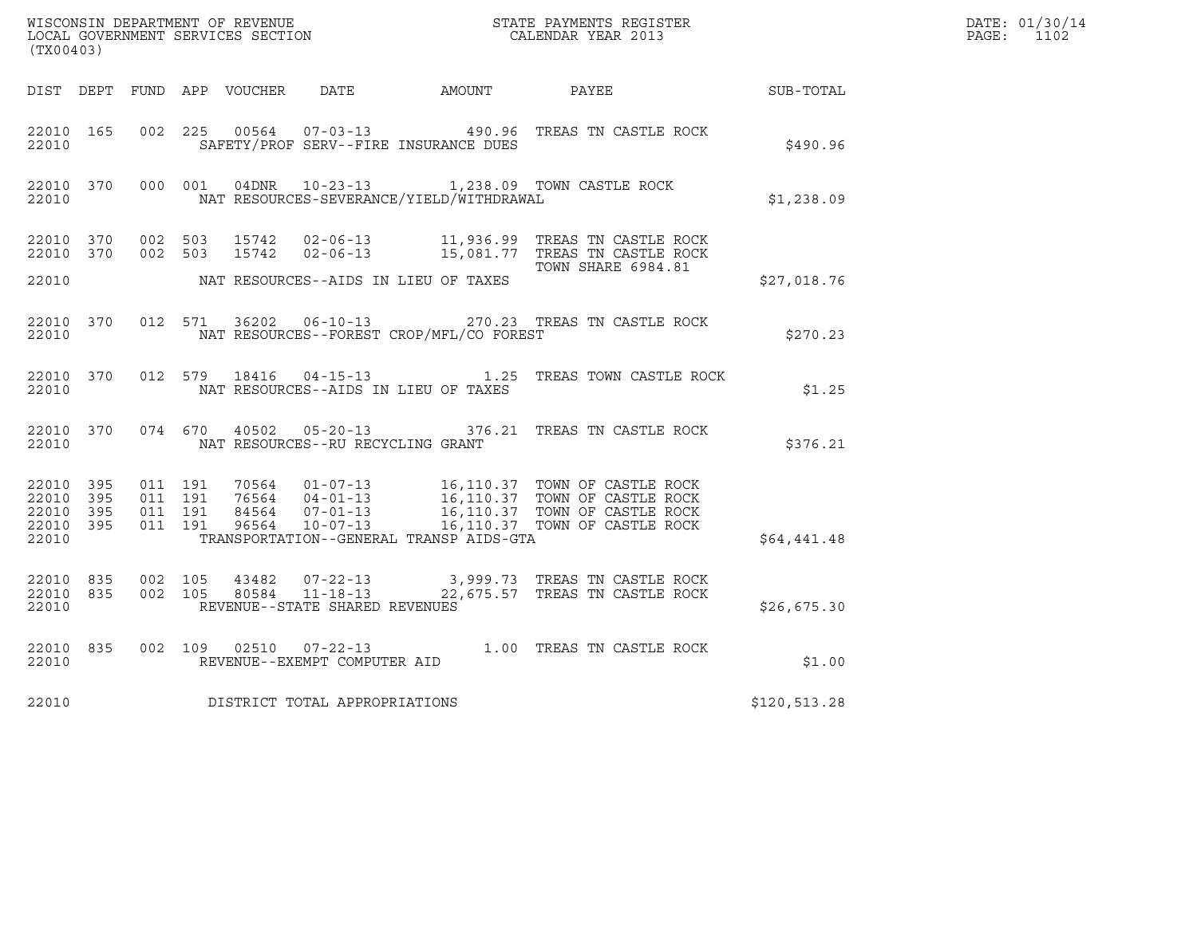WISCONSIN DEPARTMENT OF REVENUE
LOCAL GOVERNMENT SERVICES SECTION
(TX00403)

STATE PAYMENTS REGISTER
CALENDAR YEAR 2013

DATE: 01/30/14
PAGE: 1102

| DIST | DEPT | FUND | APP | VOUCHER | DATE | AMOUNT | PAYEE | SUB-TOTAL |
|---|---|---|---|---|---|---|---|---|
| 22010 | 165 | 002 | 225 | 00564 | 07-03-13 | 490.96 | TREAS TN CASTLE ROCK | |
| 22010 | | | | | SAFETY/PROF SERV--FIRE INSURANCE DUES | | | $490.96 |
| 22010 | 370 | 000 | 001 | 04DNR | 10-23-13 | 1,238.09 | TOWN CASTLE ROCK | |
| 22010 | | | | | NAT RESOURCES-SEVERANCE/YIELD/WITHDRAWAL | | | $1,238.09 |
| 22010 | 370 | 002 | 503 | 15742 | 02-06-13 | 11,936.99 | TREAS TN CASTLE ROCK | |
| 22010 | 370 | 002 | 503 | 15742 | 02-06-13 | 15,081.77 | TREAS TN CASTLE ROCK<br>TOWN SHARE 6984.81 | |
| 22010 | | | | | NAT RESOURCES--AIDS IN LIEU OF TAXES | | | $27,018.76 |
| 22010 | 370 | 012 | 571 | 36202 | 06-10-13 | 270.23 | TREAS TN CASTLE ROCK | |
| 22010 | | | | | NAT RESOURCES--FOREST CROP/MFL/CO FOREST | | | $270.23 |
| 22010 | 370 | 012 | 579 | 18416 | 04-15-13 | 1.25 | TREAS TOWN CASTLE ROCK | |
| 22010 | | | | | NAT RESOURCES--AIDS IN LIEU OF TAXES | | | $1.25 |
| 22010 | 370 | 074 | 670 | 40502 | 05-20-13 | 376.21 | TREAS TN CASTLE ROCK | |
| 22010 | | | | | NAT RESOURCES--RU RECYCLING GRANT | | | $376.21 |
| 22010 | 395 | 011 | 191 | 70564 | 01-07-13 | 16,110.37 | TOWN OF CASTLE ROCK | |
| 22010 | 395 | 011 | 191 | 76564 | 04-01-13 | 16,110.37 | TOWN OF CASTLE ROCK | |
| 22010 | 395 | 011 | 191 | 84564 | 07-01-13 | 16,110.37 | TOWN OF CASTLE ROCK | |
| 22010 | 395 | 011 | 191 | 96564 | 10-07-13 | 16,110.37 | TOWN OF CASTLE ROCK | |
| 22010 | | | | | TRANSPORTATION--GENERAL TRANSP AIDS-GTA | | | $64,441.48 |
| 22010 | 835 | 002 | 105 | 43482 | 07-22-13 | 3,999.73 | TREAS TN CASTLE ROCK | |
| 22010 | 835 | 002 | 105 | 80584 | 11-18-13 | 22,675.57 | TREAS TN CASTLE ROCK | |
| 22010 | | | | | REVENUE--STATE SHARED REVENUES | | | $26,675.30 |
| 22010 | 835 | 002 | 109 | 02510 | 07-22-13 | 1.00 | TREAS TN CASTLE ROCK | |
| 22010 | | | | | REVENUE--EXEMPT COMPUTER AID | | | $1.00 |
| 22010 | | | | | DISTRICT TOTAL APPROPRIATIONS | | | $120,513.28 |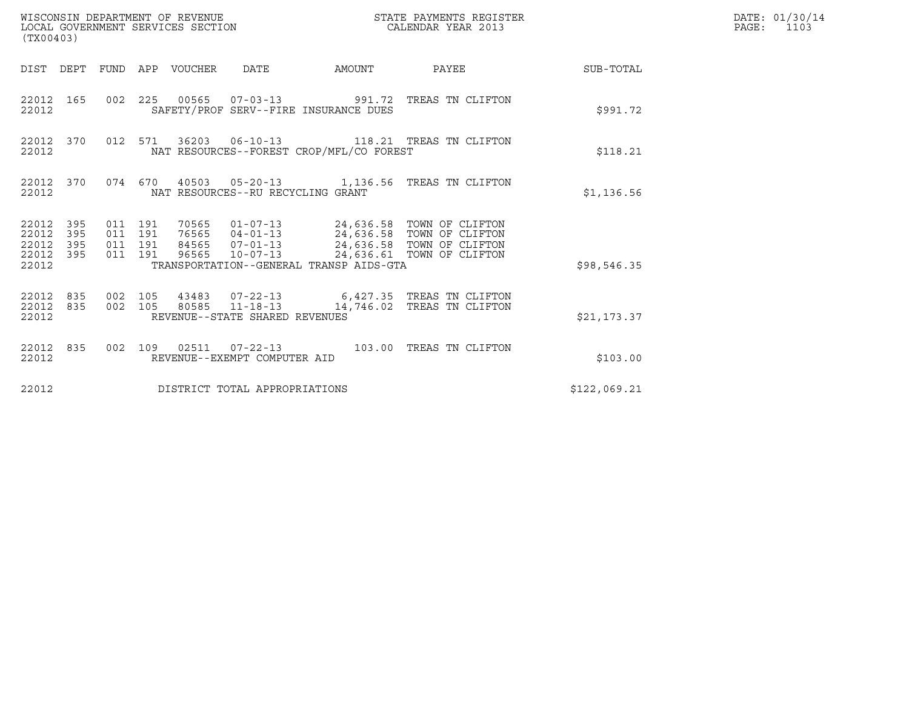WISCONSIN DEPARTMENT OF REVENUE
LOCAL GOVERNMENT SERVICES SECTION
(TX00403)

STATE PAYMENTS REGISTER
CALENDAR YEAR 2013

DATE: 01/30/14

| DIST | DEPT | FUND | APP | VOUCHER | DATE | AMOUNT | PAYEE | SUB-TOTAL |
|---|---|---|---|---|---|---|---|---|
| 22012 | 165 | 002 | 225 | 00565 | 07-03-13 | 991.72 | TREAS TN CLIFTON | |
| 22012 | | | | SAFETY/PROF SERV--FIRE INSURANCE DUES | | | | $991.72 |
| 22012 | 370 | 012 | 571 | 36203 | 06-10-13 | 118.21 | TREAS TN CLIFTON | |
| 22012 | | | | NAT RESOURCES--FOREST CROP/MFL/CO FOREST | | | | $118.21 |
| 22012 | 370 | 074 | 670 | 40503 | 05-20-13 | 1,136.56 | TREAS TN CLIFTON | |
| 22012 | | | | NAT RESOURCES--RU RECYCLING GRANT | | | | $1,136.56 |
| 22012 | 395 | 011 | 191 | 70565 | 01-07-13 | 24,636.58 | TOWN OF CLIFTON | |
| 22012 | 395 | 011 | 191 | 76565 | 04-01-13 | 24,636.58 | TOWN OF CLIFTON | |
| 22012 | 395 | 011 | 191 | 84565 | 07-01-13 | 24,636.58 | TOWN OF CLIFTON | |
| 22012 | 395 | 011 | 191 | 96565 | 10-07-13 | 24,636.61 | TOWN OF CLIFTON | |
| 22012 | | | | TRANSPORTATION--GENERAL TRANSP AIDS-GTA | | | | $98,546.35 |
| 22012 | 835 | 002 | 105 | 43483 | 07-22-13 | 6,427.35 | TREAS TN CLIFTON | |
| 22012 | 835 | 002 | 105 | 80585 | 11-18-13 | 14,746.02 | TREAS TN CLIFTON | |
| 22012 | | | | REVENUE--STATE SHARED REVENUES | | | | $21,173.37 |
| 22012 | 835 | 002 | 109 | 02511 | 07-22-13 | 103.00 | TREAS TN CLIFTON | |
| 22012 | | | | REVENUE--EXEMPT COMPUTER AID | | | | $103.00 |
| 22012 | | | | DISTRICT TOTAL APPROPRIATIONS | | | | $122,069.21 |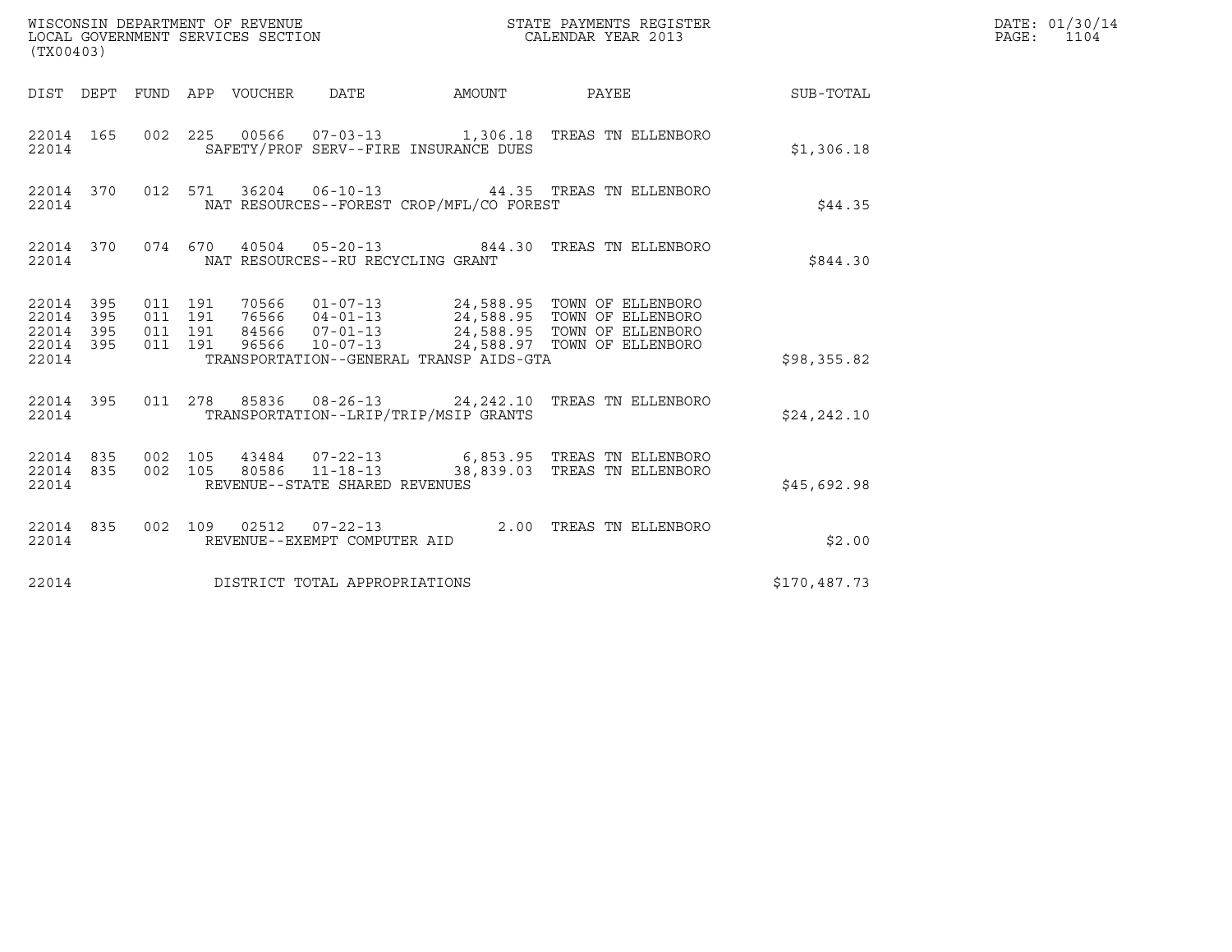WISCONSIN DEPARTMENT OF REVENUE
LOCAL GOVERNMENT SERVICES SECTION
(TX00403)

STATE PAYMENTS REGISTER
CALENDAR YEAR 2013

DATE: 01/30/14
PAGE: 1104

| DIST | DEPT | FUND | APP | VOUCHER | DATE | AMOUNT | PAYEE | SUB-TOTAL |
|---|---|---|---|---|---|---|---|---|
| 22014 | 165 | 002 | 225 | 00566 | 07-03-13 | 1,306.18 | TREAS TN ELLENBORO | |
| 22014 | | | | SAFETY/PROF SERV--FIRE INSURANCE DUES | | | | $1,306.18 |
| 22014 | 370 | 012 | 571 | 36204 | 06-10-13 | 44.35 | TREAS TN ELLENBORO | |
| 22014 | | | | NAT RESOURCES--FOREST CROP/MFL/CO FOREST | | | | $44.35 |
| 22014 | 370 | 074 | 670 | 40504 | 05-20-13 | 844.30 | TREAS TN ELLENBORO | |
| 22014 | | | | NAT RESOURCES--RU RECYCLING GRANT | | | | $844.30 |
| 22014 | 395 | 011 | 191 | 70566 | 01-07-13 | 24,588.95 | TOWN OF ELLENBORO | |
| 22014 | 395 | 011 | 191 | 76566 | 04-01-13 | 24,588.95 | TOWN OF ELLENBORO | |
| 22014 | 395 | 011 | 191 | 84566 | 07-01-13 | 24,588.95 | TOWN OF ELLENBORO | |
| 22014 | 395 | 011 | 191 | 96566 | 10-07-13 | 24,588.97 | TOWN OF ELLENBORO | |
| 22014 | | | | TRANSPORTATION--GENERAL TRANSP AIDS-GTA | | | | $98,355.82 |
| 22014 | 395 | 011 | 278 | 85836 | 08-26-13 | 24,242.10 | TREAS TN ELLENBORO | |
| 22014 | | | | TRANSPORTATION--LRIP/TRIP/MSIP GRANTS | | | | $24,242.10 |
| 22014 | 835 | 002 | 105 | 43484 | 07-22-13 | 6,853.95 | TREAS TN ELLENBORO | |
| 22014 | 835 | 002 | 105 | 80586 | 11-18-13 | 38,839.03 | TREAS TN ELLENBORO | |
| 22014 | | | | REVENUE--STATE SHARED REVENUES | | | | $45,692.98 |
| 22014 | 835 | 002 | 109 | 02512 | 07-22-13 | 2.00 | TREAS TN ELLENBORO | |
| 22014 | | | | REVENUE--EXEMPT COMPUTER AID | | | | $2.00 |
| 22014 | | | | DISTRICT TOTAL APPROPRIATIONS | | | | $170,487.73 |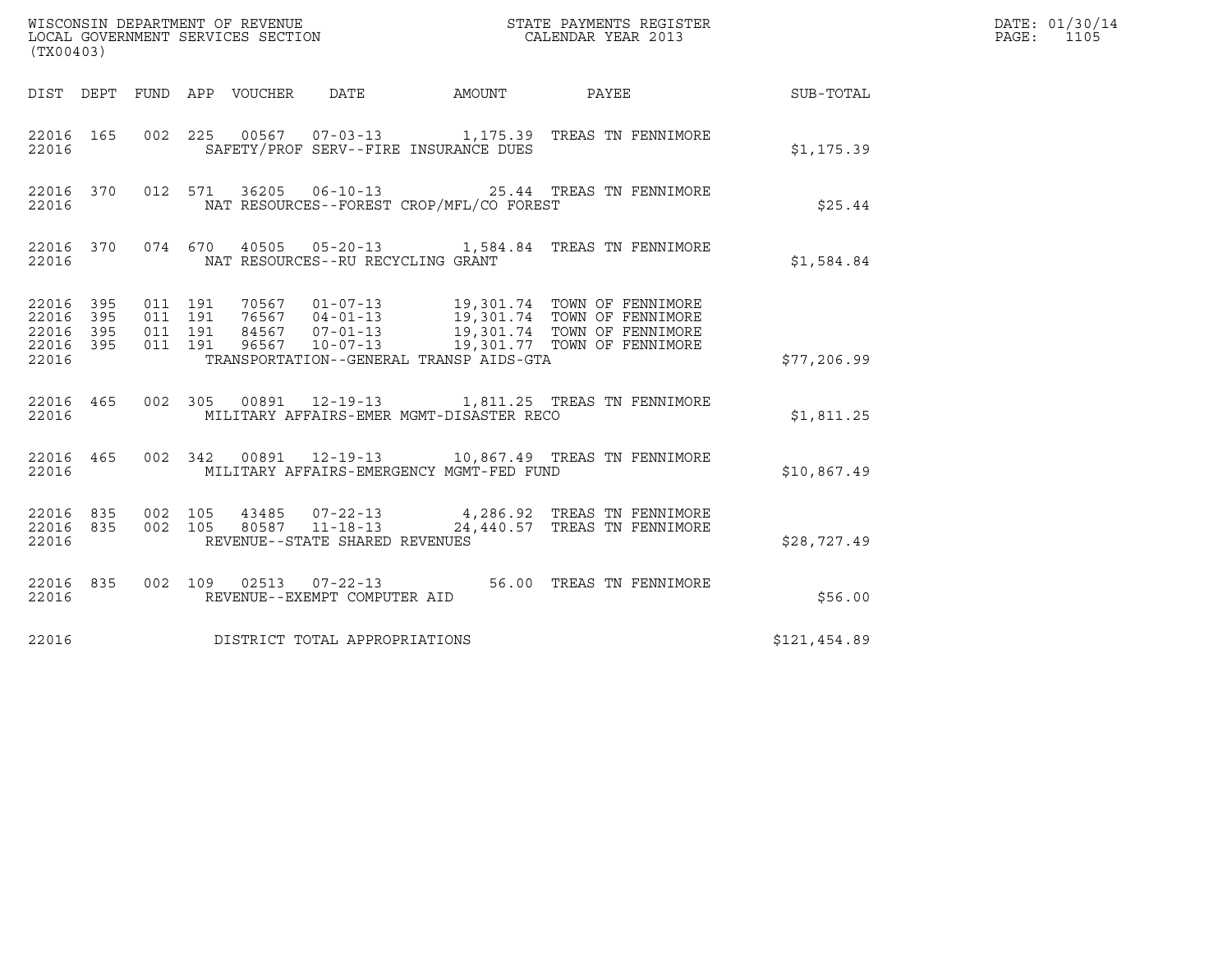WISCONSIN DEPARTMENT OF REVENUE
LOCAL GOVERNMENT SERVICES SECTION
(TX00403)

STATE PAYMENTS REGISTER
CALENDAR YEAR 2013

DATE: 01/30/14
PAGE: 1105

| DIST | DEPT | FUND | APP | VOUCHER | DATE | AMOUNT | PAYEE | SUB-TOTAL |
|---|---|---|---|---|---|---|---|---|
| 22016 | 165 | 002 | 225 | 00567 | 07-03-13 | 1,175.39 | TREAS TN FENNIMORE | |
| 22016 | | | | SAFETY/PROF SERV--FIRE INSURANCE DUES | | | | $1,175.39 |
| 22016 | 370 | 012 | 571 | 36205 | 06-10-13 | 25.44 | TREAS TN FENNIMORE | |
| 22016 | | | | NAT RESOURCES--FOREST CROP/MFL/CO FOREST | | | | $25.44 |
| 22016 | 370 | 074 | 670 | 40505 | 05-20-13 | 1,584.84 | TREAS TN FENNIMORE | |
| 22016 | | | | NAT RESOURCES--RU RECYCLING GRANT | | | | $1,584.84 |
| 22016 | 395 | 011 | 191 | 70567 | 01-07-13 | 19,301.74 | TOWN OF FENNIMORE | |
| 22016 | 395 | 011 | 191 | 76567 | 04-01-13 | 19,301.74 | TOWN OF FENNIMORE | |
| 22016 | 395 | 011 | 191 | 84567 | 07-01-13 | 19,301.74 | TOWN OF FENNIMORE | |
| 22016 | 395 | 011 | 191 | 96567 | 10-07-13 | 19,301.77 | TOWN OF FENNIMORE | |
| 22016 | | | | TRANSPORTATION--GENERAL TRANSP AIDS-GTA | | | | $77,206.99 |
| 22016 | 465 | 002 | 305 | 00891 | 12-19-13 | 1,811.25 | TREAS TN FENNIMORE | |
| 22016 | | | | MILITARY AFFAIRS-EMER MGMT-DISASTER RECO | | | | $1,811.25 |
| 22016 | 465 | 002 | 342 | 00891 | 12-19-13 | 10,867.49 | TREAS TN FENNIMORE | |
| 22016 | | | | MILITARY AFFAIRS-EMERGENCY MGMT-FED FUND | | | | $10,867.49 |
| 22016 | 835 | 002 | 105 | 43485 | 07-22-13 | 4,286.92 | TREAS TN FENNIMORE | |
| 22016 | 835 | 002 | 105 | 80587 | 11-18-13 | 24,440.57 | TREAS TN FENNIMORE | |
| 22016 | | | | REVENUE--STATE SHARED REVENUES | | | | $28,727.49 |
| 22016 | 835 | 002 | 109 | 02513 | 07-22-13 | 56.00 | TREAS TN FENNIMORE | |
| 22016 | | | | REVENUE--EXEMPT COMPUTER AID | | | | $56.00 |
| 22016 | | | | DISTRICT TOTAL APPROPRIATIONS | | | | $121,454.89 |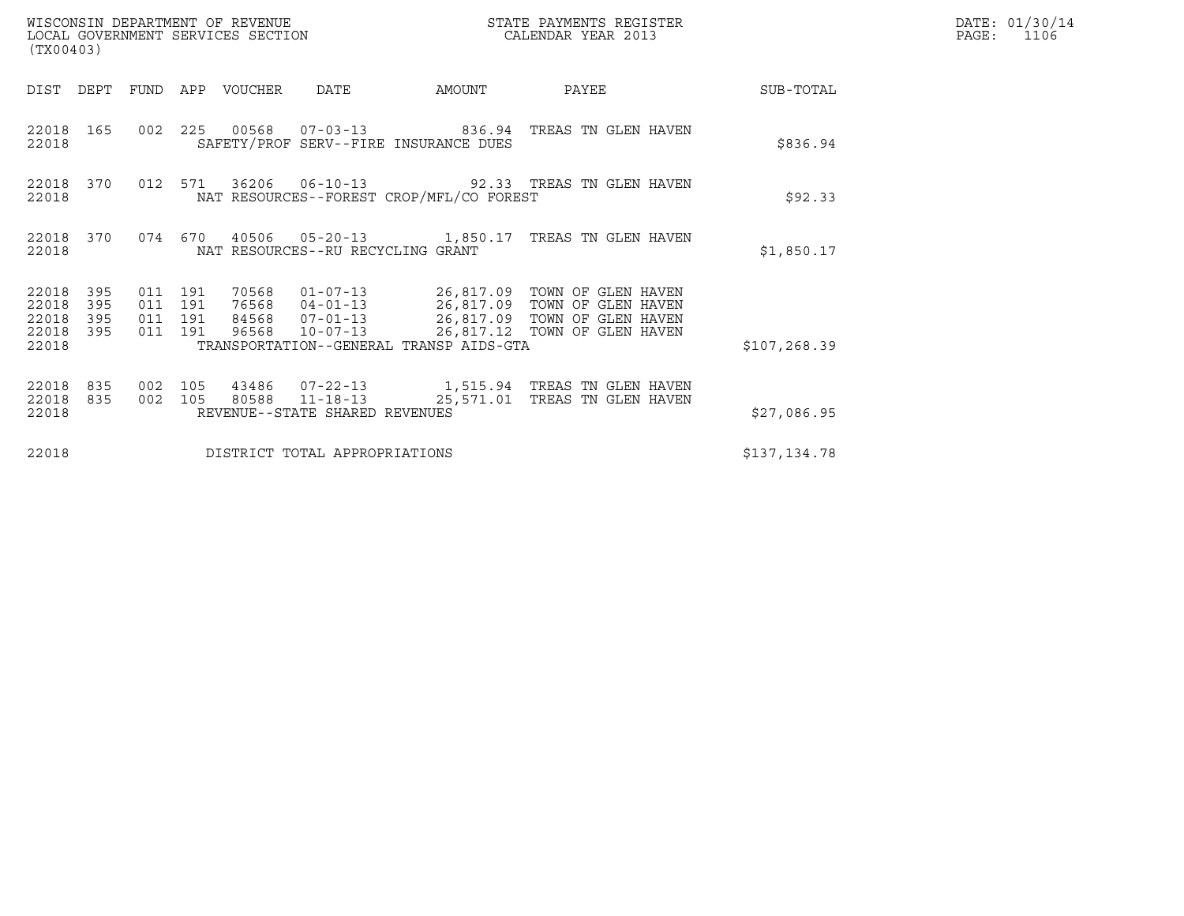WISCONSIN DEPARTMENT OF REVENUE
LOCAL GOVERNMENT SERVICES SECTION
(TX00403)

STATE PAYMENTS REGISTER
CALENDAR YEAR 2013

DATE: 01/30/14

| DIST | DEPT | FUND | APP | VOUCHER | DATE | AMOUNT | PAYEE | SUB-TOTAL |
|---|---|---|---|---|---|---|---|---|
| 22018 | 165 | 002 | 225 | 00568 | 07-03-13 | 836.94 | TREAS TN GLEN HAVEN | |
| 22018 | | | | SAFETY/PROF SERV--FIRE INSURANCE DUES | | | | $836.94 |
| 22018 | 370 | 012 | 571 | 36206 | 06-10-13 | 92.33 | TREAS TN GLEN HAVEN | |
| 22018 | | | | NAT RESOURCES--FOREST CROP/MFL/CO FOREST | | | | $92.33 |
| 22018 | 370 | 074 | 670 | 40506 | 05-20-13 | 1,850.17 | TREAS TN GLEN HAVEN | |
| 22018 | | | | NAT RESOURCES--RU RECYCLING GRANT | | | | $1,850.17 |
| 22018 | 395 | 011 | 191 | 70568 | 01-07-13 | 26,817.09 | TOWN OF GLEN HAVEN | |
| 22018 | 395 | 011 | 191 | 76568 | 04-01-13 | 26,817.09 | TOWN OF GLEN HAVEN | |
| 22018 | 395 | 011 | 191 | 84568 | 07-01-13 | 26,817.09 | TOWN OF GLEN HAVEN | |
| 22018 | 395 | 011 | 191 | 96568 | 10-07-13 | 26,817.12 | TOWN OF GLEN HAVEN | |
| 22018 | | | | TRANSPORTATION--GENERAL TRANSP AIDS-GTA | | | | $107,268.39 |
| 22018 | 835 | 002 | 105 | 43486 | 07-22-13 | 1,515.94 | TREAS TN GLEN HAVEN | |
| 22018 | 835 | 002 | 105 | 80588 | 11-18-13 | 25,571.01 | TREAS TN GLEN HAVEN | |
| 22018 | | | | REVENUE--STATE SHARED REVENUES | | | | $27,086.95 |
| 22018 | | | | DISTRICT TOTAL APPROPRIATIONS | | | | $137,134.78 |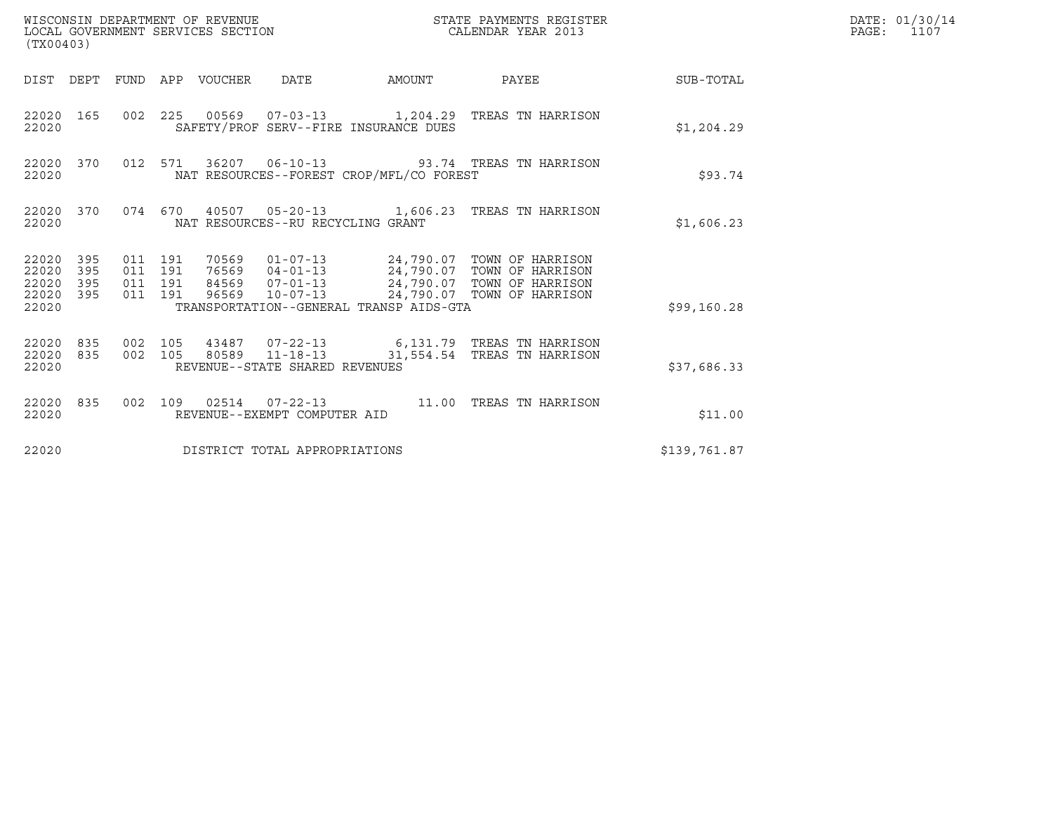WISCONSIN DEPARTMENT OF REVENUE
LOCAL GOVERNMENT SERVICES SECTION
(TX00403)

STATE PAYMENTS REGISTER
CALENDAR YEAR 2013

DATE: 01/30/14
PAGE: 1107

| DIST | DEPT | FUND | APP | VOUCHER | DATE | AMOUNT | PAYEE | SUB-TOTAL |
|---|---|---|---|---|---|---|---|---|
| 22020 | 165 | 002 | 225 | 00569 | 07-03-13 | 1,204.29 | TREAS TN HARRISON | |
| 22020 | | | | SAFETY/PROF SERV--FIRE INSURANCE DUES | | | | $1,204.29 |
| 22020 | 370 | 012 | 571 | 36207 | 06-10-13 | 93.74 | TREAS TN HARRISON | |
| 22020 | | | | NAT RESOURCES--FOREST CROP/MFL/CO FOREST | | | | $93.74 |
| 22020 | 370 | 074 | 670 | 40507 | 05-20-13 | 1,606.23 | TREAS TN HARRISON | |
| 22020 | | | | NAT RESOURCES--RU RECYCLING GRANT | | | | $1,606.23 |
| 22020 | 395 | 011 | 191 | 70569 | 01-07-13 | 24,790.07 | TOWN OF HARRISON | |
| 22020 | 395 | 011 | 191 | 76569 | 04-01-13 | 24,790.07 | TOWN OF HARRISON | |
| 22020 | 395 | 011 | 191 | 84569 | 07-01-13 | 24,790.07 | TOWN OF HARRISON | |
| 22020 | 395 | 011 | 191 | 96569 | 10-07-13 | 24,790.07 | TOWN OF HARRISON | |
| 22020 | | | | TRANSPORTATION--GENERAL TRANSP AIDS-GTA | | | | $99,160.28 |
| 22020 | 835 | 002 | 105 | 43487 | 07-22-13 | 6,131.79 | TREAS TN HARRISON | |
| 22020 | 835 | 002 | 105 | 80589 | 11-18-13 | 31,554.54 | TREAS TN HARRISON | |
| 22020 | | | | REVENUE--STATE SHARED REVENUES | | | | $37,686.33 |
| 22020 | 835 | 002 | 109 | 02514 | 07-22-13 | 11.00 | TREAS TN HARRISON | |
| 22020 | | | | REVENUE--EXEMPT COMPUTER AID | | | | $11.00 |
| 22020 | | | | DISTRICT TOTAL APPROPRIATIONS | | | | $139,761.87 |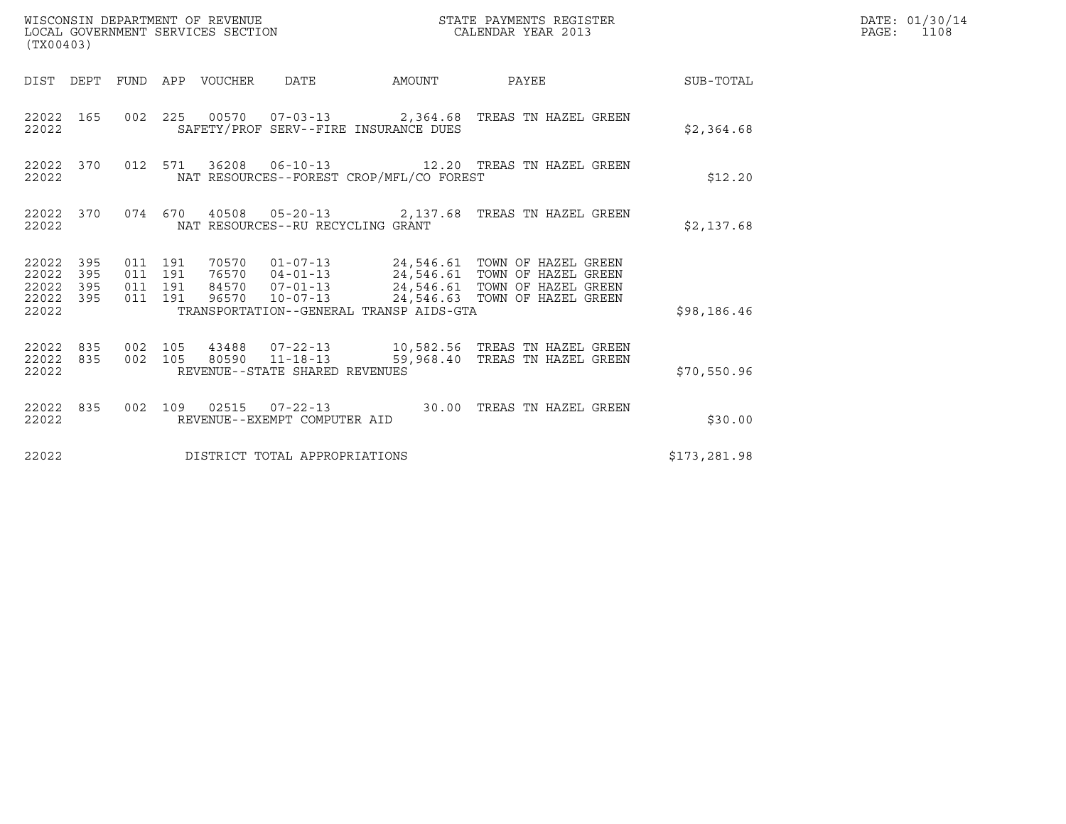WISCONSIN DEPARTMENT OF REVENUE
LOCAL GOVERNMENT SERVICES SECTION
(TX00403)

STATE PAYMENTS REGISTER
CALENDAR YEAR 2013

DATE: 01/30/14
PAGE: 1108

| DIST | DEPT | FUND | APP | VOUCHER | DATE | AMOUNT | PAYEE | SUB-TOTAL |
|---|---|---|---|---|---|---|---|---|
| 22022 | 165 | 002 | 225 | 00570 | 07-03-13 | 2,364.68 | TREAS TN HAZEL GREEN | |
| 22022 | | | | SAFETY/PROF SERV--FIRE INSURANCE DUES | | | | $2,364.68 |
| 22022 | 370 | 012 | 571 | 36208 | 06-10-13 | 12.20 | TREAS TN HAZEL GREEN | |
| 22022 | | | | NAT RESOURCES--FOREST CROP/MFL/CO FOREST | | | | $12.20 |
| 22022 | 370 | 074 | 670 | 40508 | 05-20-13 | 2,137.68 | TREAS TN HAZEL GREEN | |
| 22022 | | | | NAT RESOURCES--RU RECYCLING GRANT | | | | $2,137.68 |
| 22022 | 395 | 011 | 191 | 70570 | 01-07-13 | 24,546.61 | TOWN OF HAZEL GREEN | |
| 22022 | 395 | 011 | 191 | 76570 | 04-01-13 | 24,546.61 | TOWN OF HAZEL GREEN | |
| 22022 | 395 | 011 | 191 | 84570 | 07-01-13 | 24,546.61 | TOWN OF HAZEL GREEN | |
| 22022 | 395 | 011 | 191 | 96570 | 10-07-13 | 24,546.63 | TOWN OF HAZEL GREEN | |
| 22022 | | | | TRANSPORTATION--GENERAL TRANSP AIDS-GTA | | | | $98,186.46 |
| 22022 | 835 | 002 | 105 | 43488 | 07-22-13 | 10,582.56 | TREAS TN HAZEL GREEN | |
| 22022 | 835 | 002 | 105 | 80590 | 11-18-13 | 59,968.40 | TREAS TN HAZEL GREEN | |
| 22022 | | | | REVENUE--STATE SHARED REVENUES | | | | $70,550.96 |
| 22022 | 835 | 002 | 109 | 02515 | 07-22-13 | 30.00 | TREAS TN HAZEL GREEN | |
| 22022 | | | | REVENUE--EXEMPT COMPUTER AID | | | | $30.00 |
| 22022 | | | | DISTRICT TOTAL APPROPRIATIONS | | | | $173,281.98 |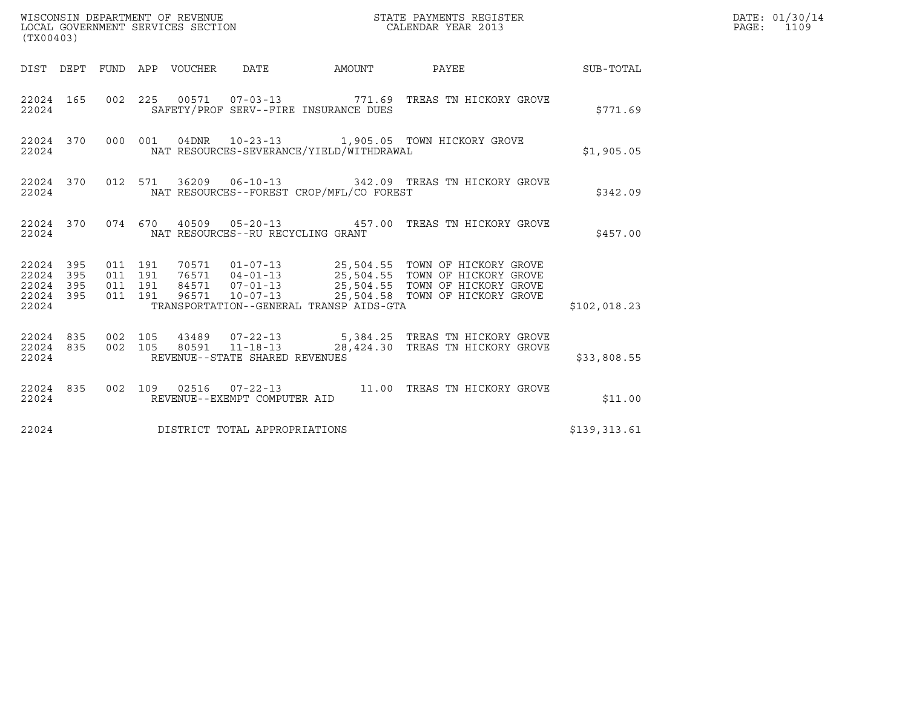WISCONSIN DEPARTMENT OF REVENUE
LOCAL GOVERNMENT SERVICES SECTION
(TX00403)

STATE PAYMENTS REGISTER
CALENDAR YEAR 2013

DATE: 01/30/14
PAGE: 1109

| DIST | DEPT | FUND | APP | VOUCHER | DATE | AMOUNT | PAYEE | SUB-TOTAL |
|---|---|---|---|---|---|---|---|---|
| 22024 | 165 | 002 | 225 | 00571 | 07-03-13 | 771.69 | TREAS TN HICKORY GROVE | |
| 22024 | | | | SAFETY/PROF SERV--FIRE INSURANCE DUES | | | | $771.69 |
| 22024 | 370 | 000 | 001 | 04DNR | 10-23-13 | 1,905.05 | TOWN HICKORY GROVE | |
| 22024 | | | | NAT RESOURCES-SEVERANCE/YIELD/WITHDRAWAL | | | | $1,905.05 |
| 22024 | 370 | 012 | 571 | 36209 | 06-10-13 | 342.09 | TREAS TN HICKORY GROVE | |
| 22024 | | | | NAT RESOURCES--FOREST CROP/MFL/CO FOREST | | | | $342.09 |
| 22024 | 370 | 074 | 670 | 40509 | 05-20-13 | 457.00 | TREAS TN HICKORY GROVE | |
| 22024 | | | | NAT RESOURCES--RU RECYCLING GRANT | | | | $457.00 |
| 22024 | 395 | 011 | 191 | 70571 | 01-07-13 | 25,504.55 | TOWN OF HICKORY GROVE | |
| 22024 | 395 | 011 | 191 | 76571 | 04-01-13 | 25,504.55 | TOWN OF HICKORY GROVE | |
| 22024 | 395 | 011 | 191 | 84571 | 07-01-13 | 25,504.55 | TOWN OF HICKORY GROVE | |
| 22024 | 395 | 011 | 191 | 96571 | 10-07-13 | 25,504.58 | TOWN OF HICKORY GROVE | |
| 22024 | | | | TRANSPORTATION--GENERAL TRANSP AIDS-GTA | | | | $102,018.23 |
| 22024 | 835 | 002 | 105 | 43489 | 07-22-13 | 5,384.25 | TREAS TN HICKORY GROVE | |
| 22024 | 835 | 002 | 105 | 80591 | 11-18-13 | 28,424.30 | TREAS TN HICKORY GROVE | |
| 22024 | | | | REVENUE--STATE SHARED REVENUES | | | | $33,808.55 |
| 22024 | 835 | 002 | 109 | 02516 | 07-22-13 | 11.00 | TREAS TN HICKORY GROVE | |
| 22024 | | | | REVENUE--EXEMPT COMPUTER AID | | | | $11.00 |
| 22024 | | | | DISTRICT TOTAL APPROPRIATIONS | | | | $139,313.61 |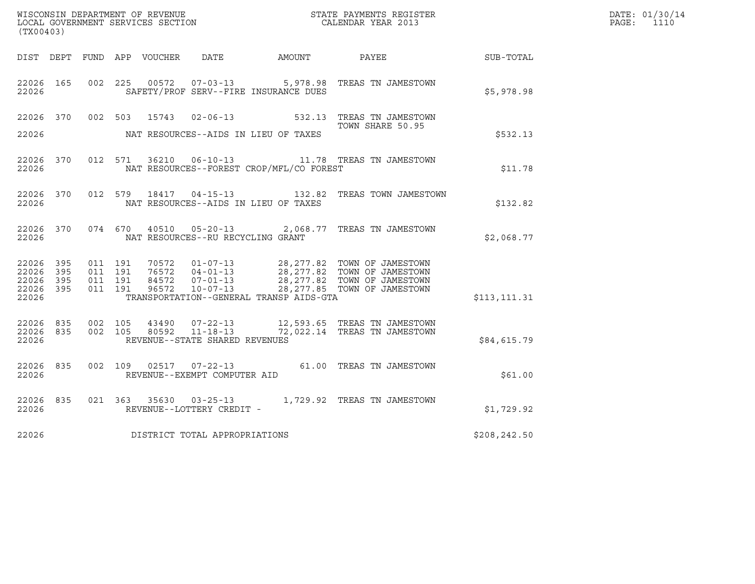WISCONSIN DEPARTMENT OF REVENUE
LOCAL GOVERNMENT SERVICES SECTION
(TX00403)

STATE PAYMENTS REGISTER
CALENDAR YEAR 2013

DATE: 01/30/14
PAGE: 1110

| DIST | DEPT | FUND | APP | VOUCHER | DATE | AMOUNT | PAYEE | SUB-TOTAL |
|---|---|---|---|---|---|---|---|---|
| 22026 | 165 | 002 | 225 | 00572 | 07-03-13 | 5,978.98 | TREAS TN JAMESTOWN | |
| 22026 | | | | SAFETY/PROF SERV--FIRE INSURANCE DUES | | | | $5,978.98 |
| 22026 | 370 | 002 | 503 | 15743 | 02-06-13 | 532.13 | TREAS TN JAMESTOWN TOWN SHARE 50.95 | |
| 22026 | | | | NAT RESOURCES--AIDS IN LIEU OF TAXES | | | | $532.13 |
| 22026 | 370 | 012 | 571 | 36210 | 06-10-13 | 11.78 | TREAS TN JAMESTOWN | |
| 22026 | | | | NAT RESOURCES--FOREST CROP/MFL/CO FOREST | | | | $11.78 |
| 22026 | 370 | 012 | 579 | 18417 | 04-15-13 | 132.82 | TREAS TOWN JAMESTOWN | |
| 22026 | | | | NAT RESOURCES--AIDS IN LIEU OF TAXES | | | | $132.82 |
| 22026 | 370 | 074 | 670 | 40510 | 05-20-13 | 2,068.77 | TREAS TN JAMESTOWN | |
| 22026 | | | | NAT RESOURCES--RU RECYCLING GRANT | | | | $2,068.77 |
| 22026 | 395 | 011 | 191 | 70572 | 01-07-13 | 28,277.82 | TOWN OF JAMESTOWN | |
| 22026 | 395 | 011 | 191 | 76572 | 04-01-13 | 28,277.82 | TOWN OF JAMESTOWN | |
| 22026 | 395 | 011 | 191 | 84572 | 07-01-13 | 28,277.82 | TOWN OF JAMESTOWN | |
| 22026 | 395 | 011 | 191 | 96572 | 10-07-13 | 28,277.85 | TOWN OF JAMESTOWN | |
| 22026 | | | | TRANSPORTATION--GENERAL TRANSP AIDS-GTA | | | | $113,111.31 |
| 22026 | 835 | 002 | 105 | 43490 | 07-22-13 | 12,593.65 | TREAS TN JAMESTOWN | |
| 22026 | 835 | 002 | 105 | 80592 | 11-18-13 | 72,022.14 | TREAS TN JAMESTOWN | |
| 22026 | | | | REVENUE--STATE SHARED REVENUES | | | | $84,615.79 |
| 22026 | 835 | 002 | 109 | 02517 | 07-22-13 | 61.00 | TREAS TN JAMESTOWN | |
| 22026 | | | | REVENUE--EXEMPT COMPUTER AID | | | | $61.00 |
| 22026 | 835 | 021 | 363 | 35630 | 03-25-13 | 1,729.92 | TREAS TN JAMESTOWN | |
| 22026 | | | | REVENUE--LOTTERY CREDIT - | | | | $1,729.92 |
| 22026 | | | | DISTRICT TOTAL APPROPRIATIONS | | | | $208,242.50 |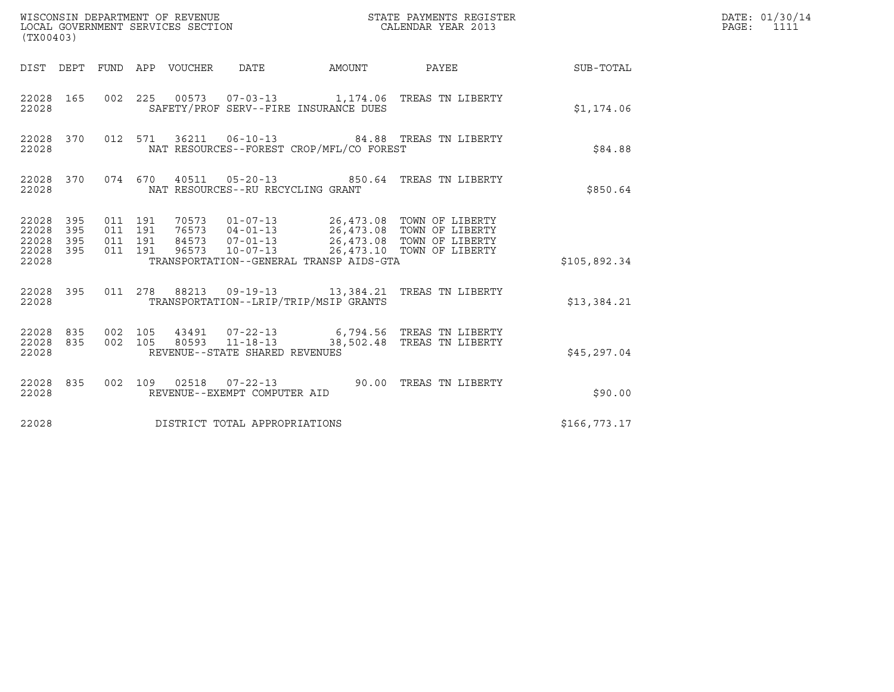WISCONSIN DEPARTMENT OF REVENUE
LOCAL GOVERNMENT SERVICES SECTION
(TX00403)

STATE PAYMENTS REGISTER
CALENDAR YEAR 2013

DATE: 01/30/14
PAGE: 1111

| DIST | DEPT | FUND | APP | VOUCHER | DATE | AMOUNT | PAYEE | SUB-TOTAL |
|---|---|---|---|---|---|---|---|---|
| 22028 | 165 | 002 | 225 | 00573 | 07-03-13 | 1,174.06 | TREAS TN LIBERTY | |
| 22028 | | | | SAFETY/PROF SERV--FIRE INSURANCE DUES | | | | $1,174.06 |
| 22028 | 370 | 012 | 571 | 36211 | 06-10-13 | 84.88 | TREAS TN LIBERTY | |
| 22028 | | | | NAT RESOURCES--FOREST CROP/MFL/CO FOREST | | | | $84.88 |
| 22028 | 370 | 074 | 670 | 40511 | 05-20-13 | 850.64 | TREAS TN LIBERTY | |
| 22028 | | | | NAT RESOURCES--RU RECYCLING GRANT | | | | $850.64 |
| 22028 | 395 | 011 | 191 | 70573 | 01-07-13 | 26,473.08 | TOWN OF LIBERTY | |
| 22028 | 395 | 011 | 191 | 76573 | 04-01-13 | 26,473.08 | TOWN OF LIBERTY | |
| 22028 | 395 | 011 | 191 | 84573 | 07-01-13 | 26,473.08 | TOWN OF LIBERTY | |
| 22028 | 395 | 011 | 191 | 96573 | 10-07-13 | 26,473.10 | TOWN OF LIBERTY | |
| 22028 | | | | TRANSPORTATION--GENERAL TRANSP AIDS-GTA | | | | $105,892.34 |
| 22028 | 395 | 011 | 278 | 88213 | 09-19-13 | 13,384.21 | TREAS TN LIBERTY | |
| 22028 | | | | TRANSPORTATION--LRIP/TRIP/MSIP GRANTS | | | | $13,384.21 |
| 22028 | 835 | 002 | 105 | 43491 | 07-22-13 | 6,794.56 | TREAS TN LIBERTY | |
| 22028 | 835 | 002 | 105 | 80593 | 11-18-13 | 38,502.48 | TREAS TN LIBERTY | |
| 22028 | | | | REVENUE--STATE SHARED REVENUES | | | | $45,297.04 |
| 22028 | 835 | 002 | 109 | 02518 | 07-22-13 | 90.00 | TREAS TN LIBERTY | |
| 22028 | | | | REVENUE--EXEMPT COMPUTER AID | | | | $90.00 |
| 22028 | | | | DISTRICT TOTAL APPROPRIATIONS | | | | $166,773.17 |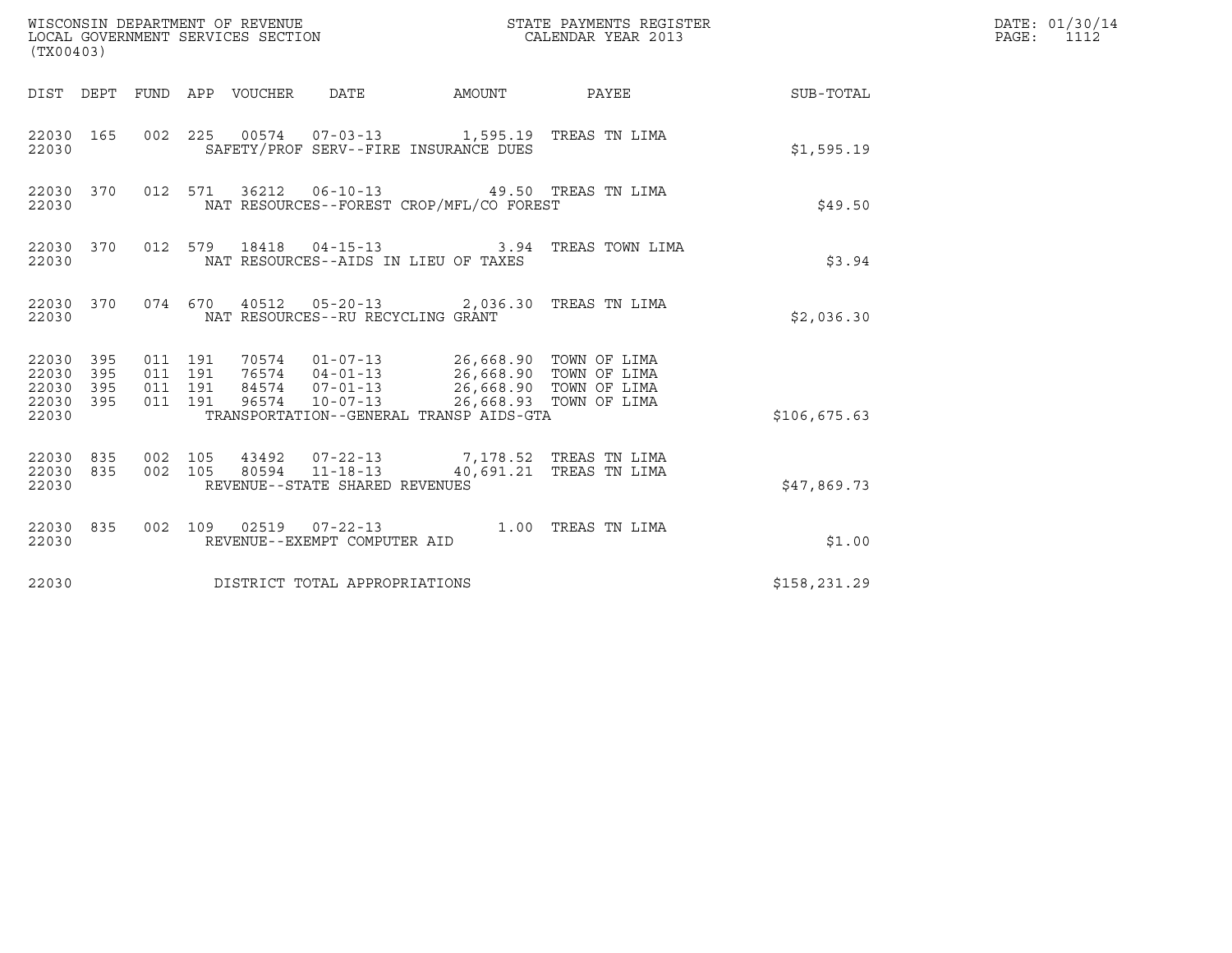WISCONSIN DEPARTMENT OF REVENUE
LOCAL GOVERNMENT SERVICES SECTION
(TX00403)

STATE PAYMENTS REGISTER
CALENDAR YEAR 2013

DATE: 01/30/14
PAGE: 1112

| DIST | DEPT | FUND | APP | VOUCHER | DATE | AMOUNT | PAYEE | SUB-TOTAL |
|---|---|---|---|---|---|---|---|---|
| 22030 | 165 | 002 | 225 | 00574 | 07-03-13 | 1,595.19 | TREAS TN LIMA | |
| 22030 | | | | SAFETY/PROF SERV--FIRE INSURANCE DUES | | | | $1,595.19 |
| 22030 | 370 | 012 | 571 | 36212 | 06-10-13 | 49.50 | TREAS TN LIMA | |
| 22030 | | | | NAT RESOURCES--FOREST CROP/MFL/CO FOREST | | | | $49.50 |
| 22030 | 370 | 012 | 579 | 18418 | 04-15-13 | 3.94 | TREAS TOWN LIMA | |
| 22030 | | | | NAT RESOURCES--AIDS IN LIEU OF TAXES | | | | $3.94 |
| 22030 | 370 | 074 | 670 | 40512 | 05-20-13 | 2,036.30 | TREAS TN LIMA | |
| 22030 | | | | NAT RESOURCES--RU RECYCLING GRANT | | | | $2,036.30 |
| 22030 | 395 | 011 | 191 | 70574 | 01-07-13 | 26,668.90 | TOWN OF LIMA | |
| 22030 | 395 | 011 | 191 | 76574 | 04-01-13 | 26,668.90 | TOWN OF LIMA | |
| 22030 | 395 | 011 | 191 | 84574 | 07-01-13 | 26,668.90 | TOWN OF LIMA | |
| 22030 | 395 | 011 | 191 | 96574 | 10-07-13 | 26,668.93 | TOWN OF LIMA | |
| 22030 | | | | TRANSPORTATION--GENERAL TRANSP AIDS-GTA | | | | $106,675.63 |
| 22030 | 835 | 002 | 105 | 43492 | 07-22-13 | 7,178.52 | TREAS TN LIMA | |
| 22030 | 835 | 002 | 105 | 80594 | 11-18-13 | 40,691.21 | TREAS TN LIMA | |
| 22030 | | | | REVENUE--STATE SHARED REVENUES | | | | $47,869.73 |
| 22030 | 835 | 002 | 109 | 02519 | 07-22-13 | 1.00 | TREAS TN LIMA | |
| 22030 | | | | REVENUE--EXEMPT COMPUTER AID | | | | $1.00 |
| 22030 | | | | DISTRICT TOTAL APPROPRIATIONS | | | | $158,231.29 |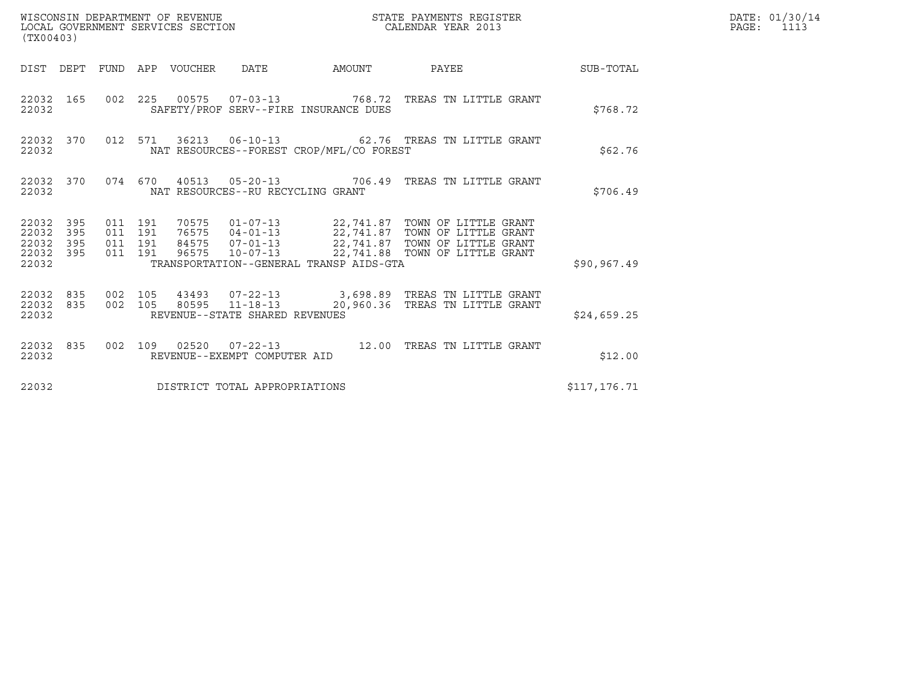WISCONSIN DEPARTMENT OF REVENUE
LOCAL GOVERNMENT SERVICES SECTION
(TX00403)

STATE PAYMENTS REGISTER
CALENDAR YEAR 2013

| DIST | DEPT | FUND | APP | VOUCHER | DATE | AMOUNT | PAYEE | SUB-TOTAL |
|---|---|---|---|---|---|---|---|---|
| 22032 | 165 | 002 | 225 | 00575 | 07-03-13 | 768.72 | TREAS TN LITTLE GRANT | |
| 22032 | | | | SAFETY/PROF SERV--FIRE INSURANCE DUES | | | | $768.72 |
| 22032 | 370 | 012 | 571 | 36213 | 06-10-13 | 62.76 | TREAS TN LITTLE GRANT | |
| 22032 | | | | NAT RESOURCES--FOREST CROP/MFL/CO FOREST | | | | $62.76 |
| 22032 | 370 | 074 | 670 | 40513 | 05-20-13 | 706.49 | TREAS TN LITTLE GRANT | |
| 22032 | | | | NAT RESOURCES--RU RECYCLING GRANT | | | | $706.49 |
| 22032 | 395 | 011 | 191 | 70575 | 01-07-13 | 22,741.87 | TOWN OF LITTLE GRANT | |
| 22032 | 395 | 011 | 191 | 76575 | 04-01-13 | 22,741.87 | TOWN OF LITTLE GRANT | |
| 22032 | 395 | 011 | 191 | 84575 | 07-01-13 | 22,741.87 | TOWN OF LITTLE GRANT | |
| 22032 | 395 | 011 | 191 | 96575 | 10-07-13 | 22,741.88 | TOWN OF LITTLE GRANT | |
| 22032 | | | | TRANSPORTATION--GENERAL TRANSP AIDS-GTA | | | | $90,967.49 |
| 22032 | 835 | 002 | 105 | 43493 | 07-22-13 | 3,698.89 | TREAS TN LITTLE GRANT | |
| 22032 | 835 | 002 | 105 | 80595 | 11-18-13 | 20,960.36 | TREAS TN LITTLE GRANT | |
| 22032 | | | | REVENUE--STATE SHARED REVENUES | | | | $24,659.25 |
| 22032 | 835 | 002 | 109 | 02520 | 07-22-13 | 12.00 | TREAS TN LITTLE GRANT | |
| 22032 | | | | REVENUE--EXEMPT COMPUTER AID | | | | $12.00 |
| 22032 | | | | DISTRICT TOTAL APPROPRIATIONS | | | | $117,176.71 |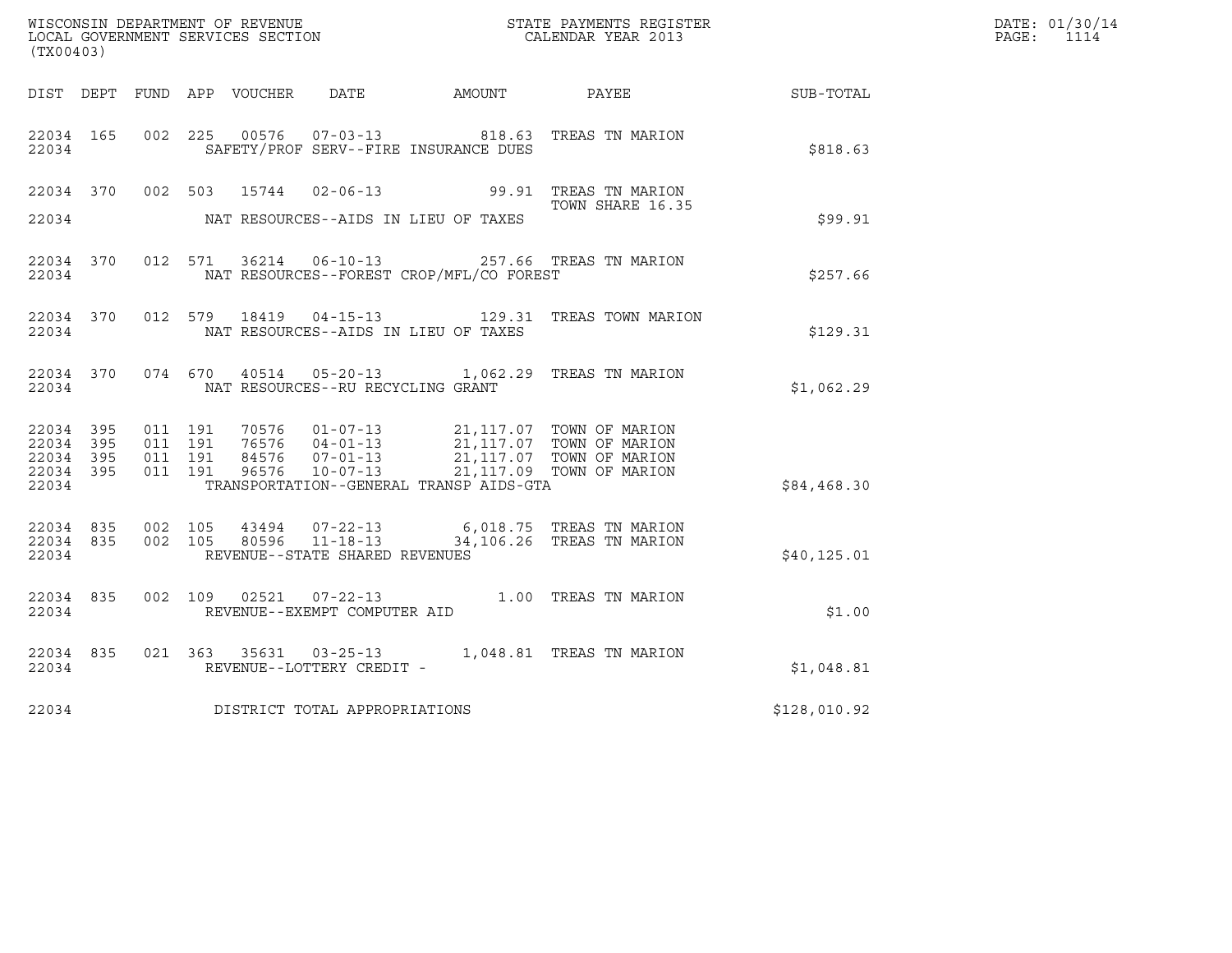WISCONSIN DEPARTMENT OF REVENUE
LOCAL GOVERNMENT SERVICES SECTION
(TX00403)

STATE PAYMENTS REGISTER
CALENDAR YEAR 2013

DATE: 01/30/14
PAGE: 1114

| DIST | DEPT | FUND | APP | VOUCHER | DATE | AMOUNT | PAYEE | SUB-TOTAL |
|---|---|---|---|---|---|---|---|---|
| 22034 | 165 | 002 | 225 | 00576 | 07-03-13 | 818.63 | TREAS TN MARION | |
| 22034 | | | | SAFETY/PROF SERV--FIRE INSURANCE DUES | | | | $818.63 |
| 22034 | 370 | 002 | 503 | 15744 | 02-06-13 | 99.91 | TREAS TN MARION TOWN SHARE 16.35 | |
| 22034 | | | | NAT RESOURCES--AIDS IN LIEU OF TAXES | | | | $99.91 |
| 22034 | 370 | 012 | 571 | 36214 | 06-10-13 | 257.66 | TREAS TN MARION | |
| 22034 | | | | NAT RESOURCES--FOREST CROP/MFL/CO FOREST | | | | $257.66 |
| 22034 | 370 | 012 | 579 | 18419 | 04-15-13 | 129.31 | TREAS TOWN MARION | |
| 22034 | | | | NAT RESOURCES--AIDS IN LIEU OF TAXES | | | | $129.31 |
| 22034 | 370 | 074 | 670 | 40514 | 05-20-13 | 1,062.29 | TREAS TN MARION | |
| 22034 | | | | NAT RESOURCES--RU RECYCLING GRANT | | | | $1,062.29 |
| 22034 | 395 | 011 | 191 | 70576 | 01-07-13 | 21,117.07 | TOWN OF MARION | |
| 22034 | 395 | 011 | 191 | 76576 | 04-01-13 | 21,117.07 | TOWN OF MARION | |
| 22034 | 395 | 011 | 191 | 84576 | 07-01-13 | 21,117.07 | TOWN OF MARION | |
| 22034 | 395 | 011 | 191 | 96576 | 10-07-13 | 21,117.09 | TOWN OF MARION | |
| 22034 | | | | TRANSPORTATION--GENERAL TRANSP AIDS-GTA | | | | $84,468.30 |
| 22034 | 835 | 002 | 105 | 43494 | 07-22-13 | 6,018.75 | TREAS TN MARION | |
| 22034 | 835 | 002 | 105 | 80596 | 11-18-13 | 34,106.26 | TREAS TN MARION | |
| 22034 | | | | REVENUE--STATE SHARED REVENUES | | | | $40,125.01 |
| 22034 | 835 | 002 | 109 | 02521 | 07-22-13 | 1.00 | TREAS TN MARION | |
| 22034 | | | | REVENUE--EXEMPT COMPUTER AID | | | | $1.00 |
| 22034 | 835 | 021 | 363 | 35631 | 03-25-13 | 1,048.81 | TREAS TN MARION | |
| 22034 | | | | REVENUE--LOTTERY CREDIT - | | | | $1,048.81 |
| 22034 | | | | DISTRICT TOTAL APPROPRIATIONS | | | | $128,010.92 |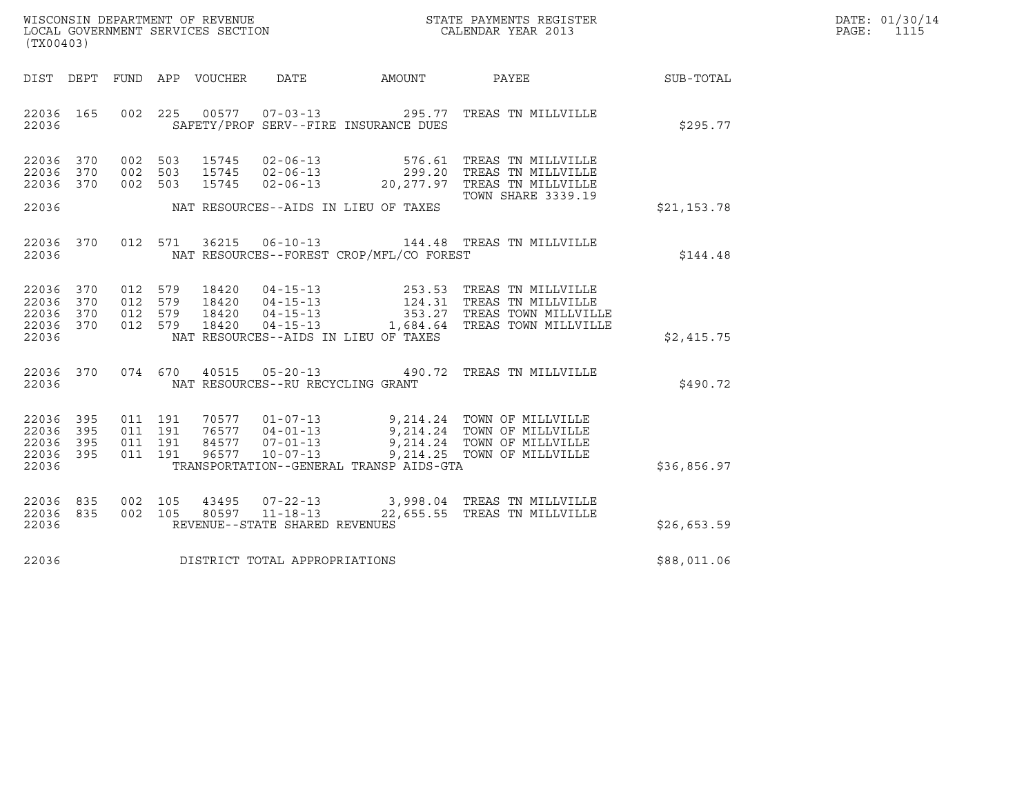WISCONSIN DEPARTMENT OF REVENUE
LOCAL GOVERNMENT SERVICES SECTION
(TX00403)

STATE PAYMENTS REGISTER
CALENDAR YEAR 2013

DATE: 01/30/14
PAGE: 1115

| DIST | DEPT | FUND | APP | VOUCHER | DATE | AMOUNT | PAYEE | SUB-TOTAL |
|---|---|---|---|---|---|---|---|---|
| 22036 | 165 | 002 | 225 | 00577 | 07-03-13 | 295.77 | TREAS TN MILLVILLE | |
| 22036 | | | | | SAFETY/PROF SERV--FIRE INSURANCE DUES | | | $295.77 |
| 22036 | 370 | 002 | 503 | 15745 | 02-06-13 | 576.61 | TREAS TN MILLVILLE | |
| 22036 | 370 | 002 | 503 | 15745 | 02-06-13 | 299.20 | TREAS TN MILLVILLE | |
| 22036 | 370 | 002 | 503 | 15745 | 02-06-13 | 20,277.97 | TREAS TN MILLVILLE TOWN SHARE 3339.19 | |
| 22036 | | | | | NAT RESOURCES--AIDS IN LIEU OF TAXES | | | $21,153.78 |
| 22036 | 370 | 012 | 571 | 36215 | 06-10-13 | 144.48 | TREAS TN MILLVILLE | |
| 22036 | | | | | NAT RESOURCES--FOREST CROP/MFL/CO FOREST | | | $144.48 |
| 22036 | 370 | 012 | 579 | 18420 | 04-15-13 | 253.53 | TREAS TN MILLVILLE | |
| 22036 | 370 | 012 | 579 | 18420 | 04-15-13 | 124.31 | TREAS TN MILLVILLE | |
| 22036 | 370 | 012 | 579 | 18420 | 04-15-13 | 353.27 | TREAS TOWN MILLVILLE | |
| 22036 | 370 | 012 | 579 | 18420 | 04-15-13 | 1,684.64 | TREAS TOWN MILLVILLE | |
| 22036 | | | | | NAT RESOURCES--AIDS IN LIEU OF TAXES | | | $2,415.75 |
| 22036 | 370 | 074 | 670 | 40515 | 05-20-13 | 490.72 | TREAS TN MILLVILLE | |
| 22036 | | | | | NAT RESOURCES--RU RECYCLING GRANT | | | $490.72 |
| 22036 | 395 | 011 | 191 | 70577 | 01-07-13 | 9,214.24 | TOWN OF MILLVILLE | |
| 22036 | 395 | 011 | 191 | 76577 | 04-01-13 | 9,214.24 | TOWN OF MILLVILLE | |
| 22036 | 395 | 011 | 191 | 84577 | 07-01-13 | 9,214.24 | TOWN OF MILLVILLE | |
| 22036 | 395 | 011 | 191 | 96577 | 10-07-13 | 9,214.25 | TOWN OF MILLVILLE | |
| 22036 | | | | | TRANSPORTATION--GENERAL TRANSP AIDS-GTA | | | $36,856.97 |
| 22036 | 835 | 002 | 105 | 43495 | 07-22-13 | 3,998.04 | TREAS TN MILLVILLE | |
| 22036 | 835 | 002 | 105 | 80597 | 11-18-13 | 22,655.55 | TREAS TN MILLVILLE | |
| 22036 | | | | | REVENUE--STATE SHARED REVENUES | | | $26,653.59 |
| 22036 | | | | | DISTRICT TOTAL APPROPRIATIONS | | | $88,011.06 |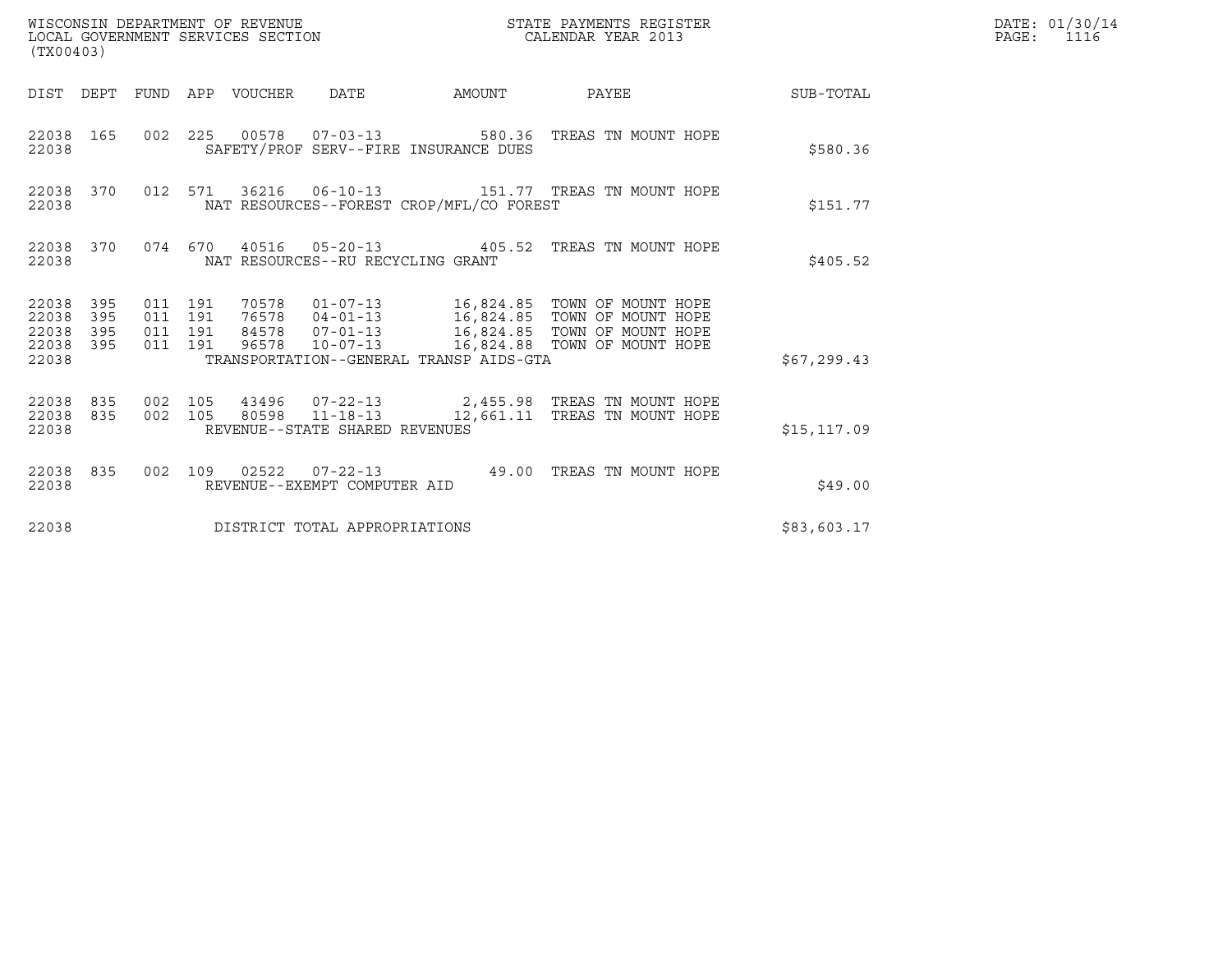WISCONSIN DEPARTMENT OF REVENUE
LOCAL GOVERNMENT SERVICES SECTION
(TX00403)

STATE PAYMENTS REGISTER
CALENDAR YEAR 2013

DATE: 01/30/14
PAGE: 1116

| DIST | DEPT | FUND | APP | VOUCHER | DATE | AMOUNT | PAYEE | SUB-TOTAL |
|---|---|---|---|---|---|---|---|---|
| 22038 | 165 | 002 | 225 | 00578 | 07-03-13 | 580.36 | TREAS TN MOUNT HOPE | |
| 22038 | | | | SAFETY/PROF SERV--FIRE INSURANCE DUES | | | | $580.36 |
| 22038 | 370 | 012 | 571 | 36216 | 06-10-13 | 151.77 | TREAS TN MOUNT HOPE | |
| 22038 | | | | NAT RESOURCES--FOREST CROP/MFL/CO FOREST | | | | $151.77 |
| 22038 | 370 | 074 | 670 | 40516 | 05-20-13 | 405.52 | TREAS TN MOUNT HOPE | |
| 22038 | | | | NAT RESOURCES--RU RECYCLING GRANT | | | | $405.52 |
| 22038 | 395 | 011 | 191 | 70578 | 01-07-13 | 16,824.85 | TOWN OF MOUNT HOPE | |
| 22038 | 395 | 011 | 191 | 76578 | 04-01-13 | 16,824.85 | TOWN OF MOUNT HOPE | |
| 22038 | 395 | 011 | 191 | 84578 | 07-01-13 | 16,824.85 | TOWN OF MOUNT HOPE | |
| 22038 | 395 | 011 | 191 | 96578 | 10-07-13 | 16,824.88 | TOWN OF MOUNT HOPE | |
| 22038 | | | | TRANSPORTATION--GENERAL TRANSP AIDS-GTA | | | | $67,299.43 |
| 22038 | 835 | 002 | 105 | 43496 | 07-22-13 | 2,455.98 | TREAS TN MOUNT HOPE | |
| 22038 | 835 | 002 | 105 | 80598 | 11-18-13 | 12,661.11 | TREAS TN MOUNT HOPE | |
| 22038 | | | | REVENUE--STATE SHARED REVENUES | | | | $15,117.09 |
| 22038 | 835 | 002 | 109 | 02522 | 07-22-13 | 49.00 | TREAS TN MOUNT HOPE | |
| 22038 | | | | REVENUE--EXEMPT COMPUTER AID | | | | $49.00 |
| 22038 | | | | DISTRICT TOTAL APPROPRIATIONS | | | | $83,603.17 |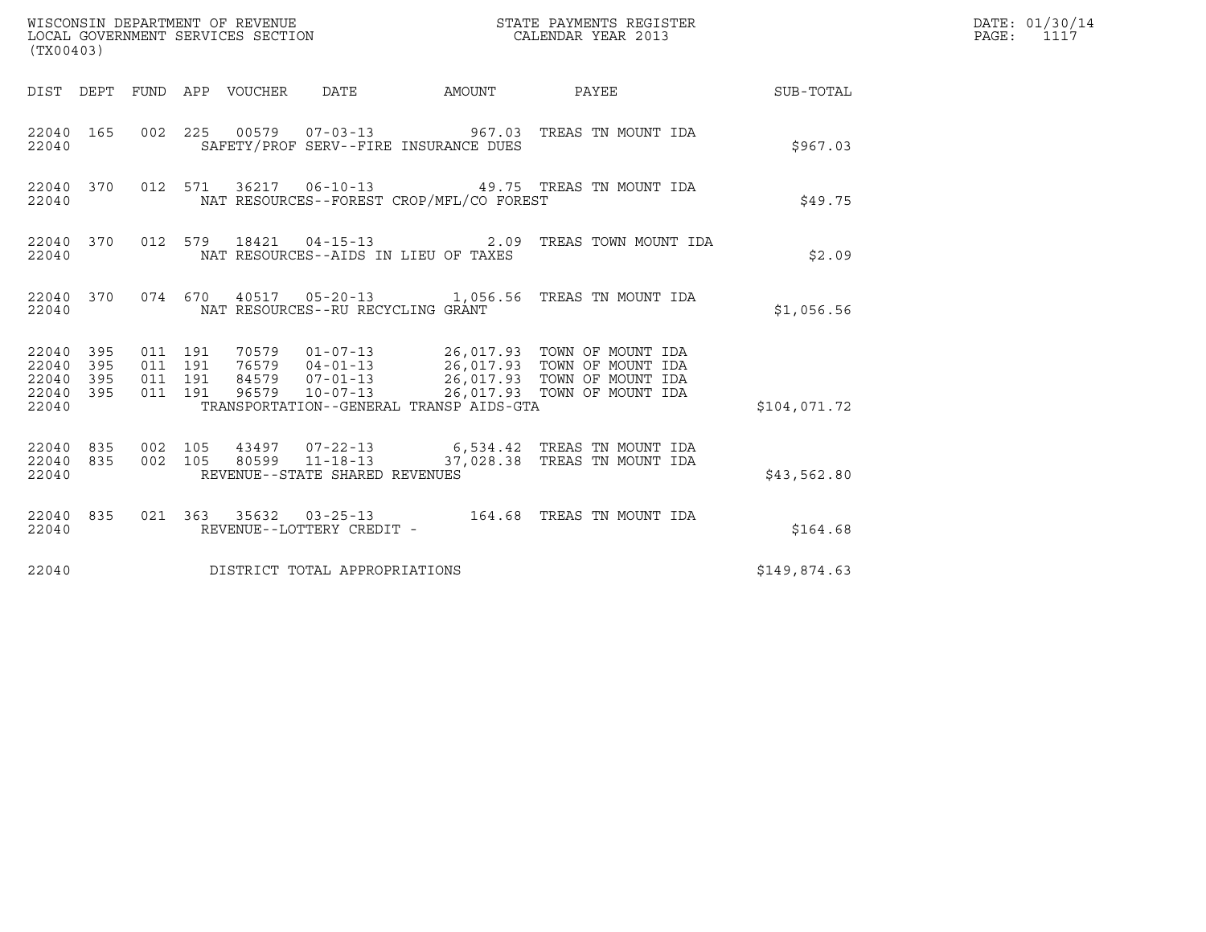WISCONSIN DEPARTMENT OF REVENUE
LOCAL GOVERNMENT SERVICES SECTION
(TX00403)

STATE PAYMENTS REGISTER
CALENDAR YEAR 2013

DATE: 01/30/14
PAGE: 1117

| DIST | DEPT | FUND | APP | VOUCHER | DATE | AMOUNT | PAYEE | SUB-TOTAL |
|---|---|---|---|---|---|---|---|---|
| 22040 | 165 | 002 | 225 | 00579 | 07-03-13 | 967.03 | TREAS TN MOUNT IDA | |
| 22040 | | | | SAFETY/PROF SERV--FIRE INSURANCE DUES | | | | $967.03 |
| 22040 | 370 | 012 | 571 | 36217 | 06-10-13 | 49.75 | TREAS TN MOUNT IDA | |
| 22040 | | | | NAT RESOURCES--FOREST CROP/MFL/CO FOREST | | | | $49.75 |
| 22040 | 370 | 012 | 579 | 18421 | 04-15-13 | 2.09 | TREAS TOWN MOUNT IDA | |
| 22040 | | | | NAT RESOURCES--AIDS IN LIEU OF TAXES | | | | $2.09 |
| 22040 | 370 | 074 | 670 | 40517 | 05-20-13 | 1,056.56 | TREAS TN MOUNT IDA | |
| 22040 | | | | NAT RESOURCES--RU RECYCLING GRANT | | | | $1,056.56 |
| 22040 | 395 | 011 | 191 | 70579 | 01-07-13 | 26,017.93 | TOWN OF MOUNT IDA | |
| 22040 | 395 | 011 | 191 | 76579 | 04-01-13 | 26,017.93 | TOWN OF MOUNT IDA | |
| 22040 | 395 | 011 | 191 | 84579 | 07-01-13 | 26,017.93 | TOWN OF MOUNT IDA | |
| 22040 | 395 | 011 | 191 | 96579 | 10-07-13 | 26,017.93 | TOWN OF MOUNT IDA | |
| 22040 | | | | TRANSPORTATION--GENERAL TRANSP AIDS-GTA | | | | $104,071.72 |
| 22040 | 835 | 002 | 105 | 43497 | 07-22-13 | 6,534.42 | TREAS TN MOUNT IDA | |
| 22040 | 835 | 002 | 105 | 80599 | 11-18-13 | 37,028.38 | TREAS TN MOUNT IDA | |
| 22040 | | | | REVENUE--STATE SHARED REVENUES | | | | $43,562.80 |
| 22040 | 835 | 021 | 363 | 35632 | 03-25-13 | 164.68 | TREAS TN MOUNT IDA | |
| 22040 | | | | REVENUE--LOTTERY CREDIT - | | | | $164.68 |
| 22040 | | | | DISTRICT TOTAL APPROPRIATIONS | | | | $149,874.63 |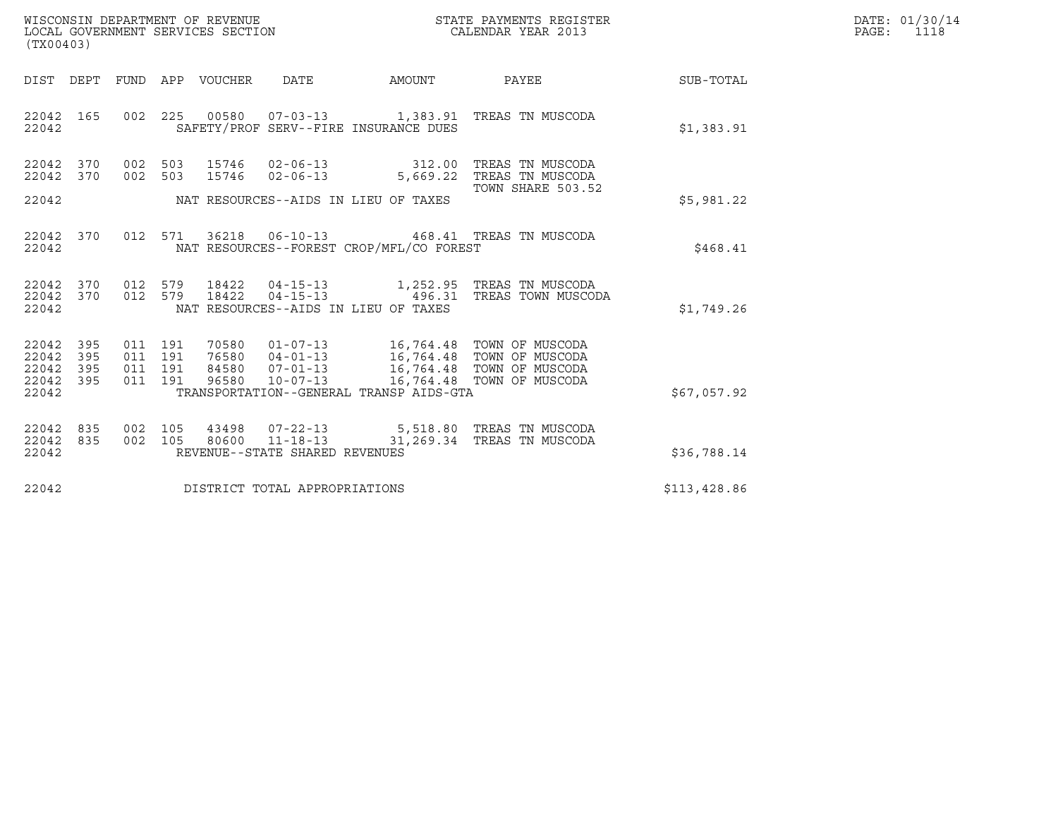WISCONSIN DEPARTMENT OF REVENUE
LOCAL GOVERNMENT SERVICES SECTION
(TX00403)

STATE PAYMENTS REGISTER
CALENDAR YEAR 2013

DATE: 01/30/14
PAGE: 1118

| DIST | DEPT | FUND | APP | VOUCHER | DATE | AMOUNT | PAYEE | SUB-TOTAL |
|---|---|---|---|---|---|---|---|---|
| 22042 | 165 | 002 | 225 | 00580 | 07-03-13 | 1,383.91 | TREAS TN MUSCODA | |
| 22042 | | | | | SAFETY/PROF SERV--FIRE INSURANCE DUES | | | $1,383.91 |
| 22042 | 370 | 002 | 503 | 15746 | 02-06-13 | 312.00 | TREAS TN MUSCODA | |
| 22042 | 370 | 002 | 503 | 15746 | 02-06-13 | 5,669.22 | TREAS TN MUSCODA TOWN SHARE 503.52 | |
| 22042 | | | | | NAT RESOURCES--AIDS IN LIEU OF TAXES | | | $5,981.22 |
| 22042 | 370 | 012 | 571 | 36218 | 06-10-13 | 468.41 | TREAS TN MUSCODA | |
| 22042 | | | | | NAT RESOURCES--FOREST CROP/MFL/CO FOREST | | | $468.41 |
| 22042 | 370 | 012 | 579 | 18422 | 04-15-13 | 1,252.95 | TREAS TN MUSCODA | |
| 22042 | 370 | 012 | 579 | 18422 | 04-15-13 | 496.31 | TREAS TOWN MUSCODA | |
| 22042 | | | | | NAT RESOURCES--AIDS IN LIEU OF TAXES | | | $1,749.26 |
| 22042 | 395 | 011 | 191 | 70580 | 01-07-13 | 16,764.48 | TOWN OF MUSCODA | |
| 22042 | 395 | 011 | 191 | 76580 | 04-01-13 | 16,764.48 | TOWN OF MUSCODA | |
| 22042 | 395 | 011 | 191 | 84580 | 07-01-13 | 16,764.48 | TOWN OF MUSCODA | |
| 22042 | 395 | 011 | 191 | 96580 | 10-07-13 | 16,764.48 | TOWN OF MUSCODA | |
| 22042 | | | | | TRANSPORTATION--GENERAL TRANSP AIDS-GTA | | | $67,057.92 |
| 22042 | 835 | 002 | 105 | 43498 | 07-22-13 | 5,518.80 | TREAS TN MUSCODA | |
| 22042 | 835 | 002 | 105 | 80600 | 11-18-13 | 31,269.34 | TREAS TN MUSCODA | |
| 22042 | | | | | REVENUE--STATE SHARED REVENUES | | | $36,788.14 |
| 22042 | | | | | DISTRICT TOTAL APPROPRIATIONS | | | $113,428.86 |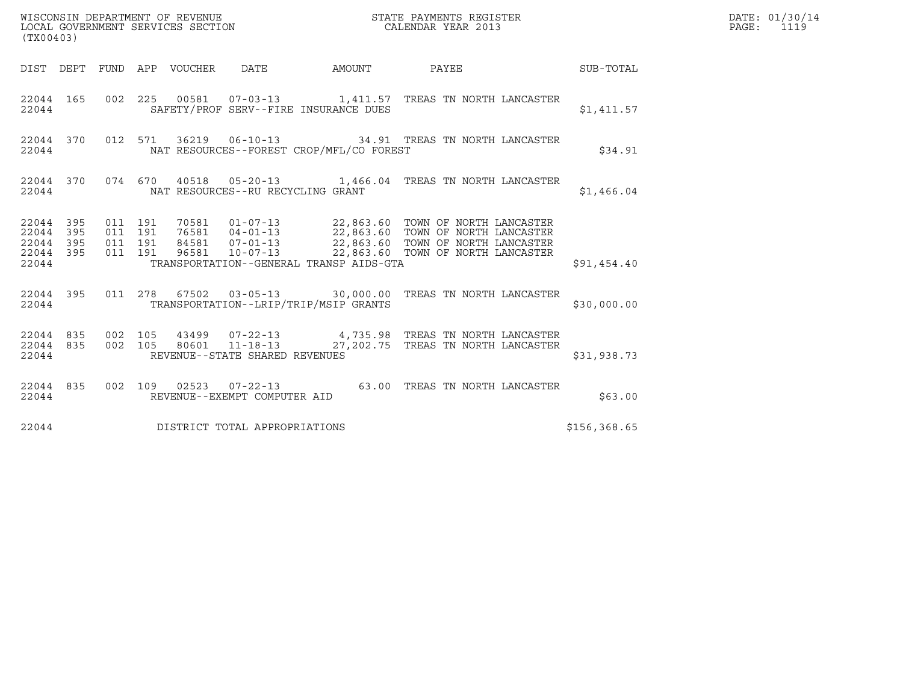WISCONSIN DEPARTMENT OF REVENUE
LOCAL GOVERNMENT SERVICES SECTION
(TX00403)

STATE PAYMENTS REGISTER
CALENDAR YEAR 2013

DATE: 01/30/14
PAGE: 1119

| DIST | DEPT | FUND | APP | VOUCHER | DATE | AMOUNT | PAYEE | SUB-TOTAL |
|---|---|---|---|---|---|---|---|---|
| 22044 | 165 | 002 | 225 | 00581 | 07-03-13 | 1,411.57 | TREAS TN NORTH LANCASTER | |
| 22044 | | | | | SAFETY/PROF SERV--FIRE INSURANCE DUES | | | $1,411.57 |
| 22044 | 370 | 012 | 571 | 36219 | 06-10-13 | 34.91 | TREAS TN NORTH LANCASTER | |
| 22044 | | | | | NAT RESOURCES--FOREST CROP/MFL/CO FOREST | | | $34.91 |
| 22044 | 370 | 074 | 670 | 40518 | 05-20-13 | 1,466.04 | TREAS TN NORTH LANCASTER | |
| 22044 | | | | | NAT RESOURCES--RU RECYCLING GRANT | | | $1,466.04 |
| 22044 | 395 | 011 | 191 | 70581 | 01-07-13 | 22,863.60 | TOWN OF NORTH LANCASTER | |
| 22044 | 395 | 011 | 191 | 76581 | 04-01-13 | 22,863.60 | TOWN OF NORTH LANCASTER | |
| 22044 | 395 | 011 | 191 | 84581 | 07-01-13 | 22,863.60 | TOWN OF NORTH LANCASTER | |
| 22044 | 395 | 011 | 191 | 96581 | 10-07-13 | 22,863.60 | TOWN OF NORTH LANCASTER | |
| 22044 | | | | | TRANSPORTATION--GENERAL TRANSP AIDS-GTA | | | $91,454.40 |
| 22044 | 395 | 011 | 278 | 67502 | 03-05-13 | 30,000.00 | TREAS TN NORTH LANCASTER | |
| 22044 | | | | | TRANSPORTATION--LRIP/TRIP/MSIP GRANTS | | | $30,000.00 |
| 22044 | 835 | 002 | 105 | 43499 | 07-22-13 | 4,735.98 | TREAS TN NORTH LANCASTER | |
| 22044 | 835 | 002 | 105 | 80601 | 11-18-13 | 27,202.75 | TREAS TN NORTH LANCASTER | |
| 22044 | | | | | REVENUE--STATE SHARED REVENUES | | | $31,938.73 |
| 22044 | 835 | 002 | 109 | 02523 | 07-22-13 | 63.00 | TREAS TN NORTH LANCASTER | |
| 22044 | | | | | REVENUE--EXEMPT COMPUTER AID | | | $63.00 |
| 22044 | | | | | DISTRICT TOTAL APPROPRIATIONS | | | $156,368.65 |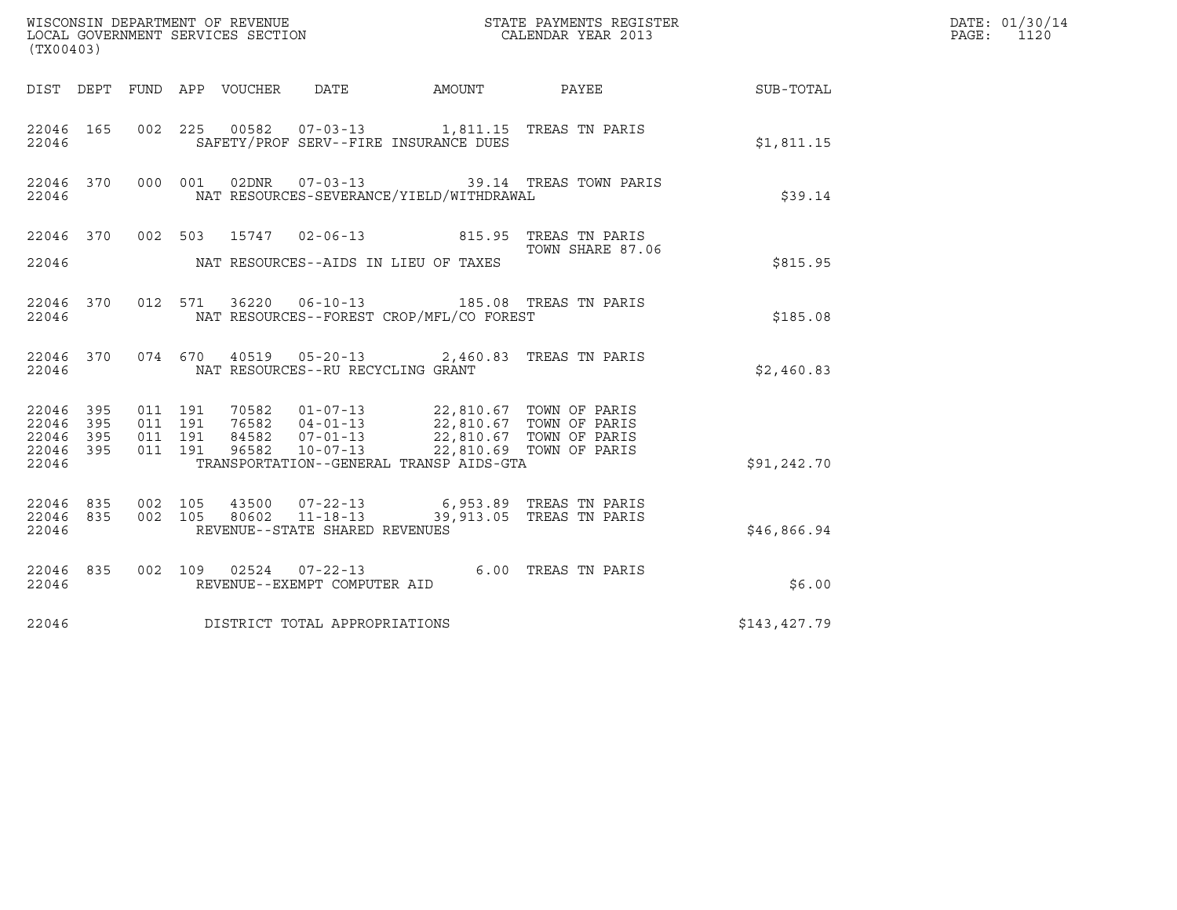WISCONSIN DEPARTMENT OF REVENUE
LOCAL GOVERNMENT SERVICES SECTION
(TX00403)

STATE PAYMENTS REGISTER
CALENDAR YEAR 2013

DATE: 01/30/14
PAGE: 1120

| DIST | DEPT | FUND | APP | VOUCHER | DATE | AMOUNT | PAYEE | SUB-TOTAL |
|---|---|---|---|---|---|---|---|---|
| 22046 | 165 | 002 | 225 | 00582 | 07-03-13 | 1,811.15 | TREAS TN PARIS | |
| 22046 | | | | SAFETY/PROF SERV--FIRE INSURANCE DUES | | | | $1,811.15 |
| 22046 | 370 | 000 | 001 | 02DNR | 07-03-13 | 39.14 | TREAS TOWN PARIS | |
| 22046 | | | | NAT RESOURCES-SEVERANCE/YIELD/WITHDRAWAL | | | | $39.14 |
| 22046 | 370 | 002 | 503 | 15747 | 02-06-13 | 815.95 | TREAS TN PARIS<br>TOWN SHARE 87.06 | |
| 22046 | | | | NAT RESOURCES--AIDS IN LIEU OF TAXES | | | | $815.95 |
| 22046 | 370 | 012 | 571 | 36220 | 06-10-13 | 185.08 | TREAS TN PARIS | |
| 22046 | | | | NAT RESOURCES--FOREST CROP/MFL/CO FOREST | | | | $185.08 |
| 22046 | 370 | 074 | 670 | 40519 | 05-20-13 | 2,460.83 | TREAS TN PARIS | |
| 22046 | | | | NAT RESOURCES--RU RECYCLING GRANT | | | | $2,460.83 |
| 22046 | 395 | 011 | 191 | 70582 | 01-07-13 | 22,810.67 | TOWN OF PARIS | |
| 22046 | 395 | 011 | 191 | 76582 | 04-01-13 | 22,810.67 | TOWN OF PARIS | |
| 22046 | 395 | 011 | 191 | 84582 | 07-01-13 | 22,810.67 | TOWN OF PARIS | |
| 22046 | 395 | 011 | 191 | 96582 | 10-07-13 | 22,810.69 | TOWN OF PARIS | |
| 22046 | | | | TRANSPORTATION--GENERAL TRANSP AIDS-GTA | | | | $91,242.70 |
| 22046 | 835 | 002 | 105 | 43500 | 07-22-13 | 6,953.89 | TREAS TN PARIS | |
| 22046 | 835 | 002 | 105 | 80602 | 11-18-13 | 39,913.05 | TREAS TN PARIS | |
| 22046 | | | | REVENUE--STATE SHARED REVENUES | | | | $46,866.94 |
| 22046 | 835 | 002 | 109 | 02524 | 07-22-13 | 6.00 | TREAS TN PARIS | |
| 22046 | | | | REVENUE--EXEMPT COMPUTER AID | | | | $6.00 |
| 22046 | | | | DISTRICT TOTAL APPROPRIATIONS | | | | $143,427.79 |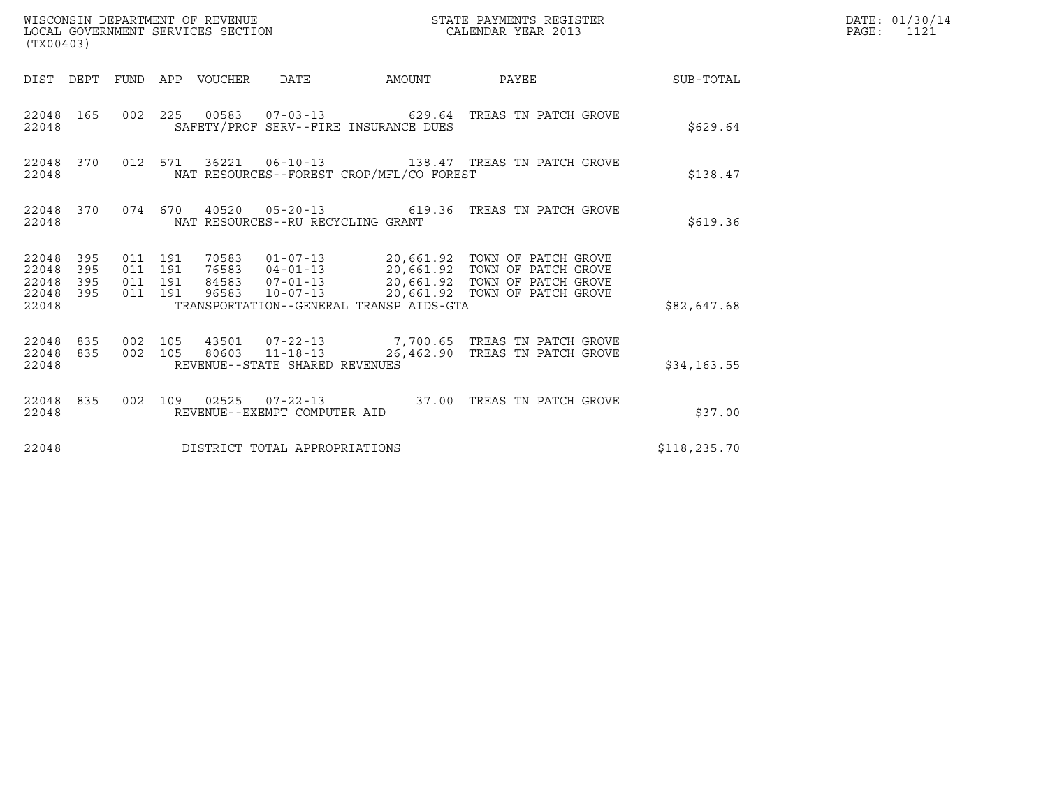WISCONSIN DEPARTMENT OF REVENUE
LOCAL GOVERNMENT SERVICES SECTION
(TX00403)

STATE PAYMENTS REGISTER
CALENDAR YEAR 2013

DATE: 01/30/14
PAGE: 1121

| DIST | DEPT | FUND | APP | VOUCHER | DATE | AMOUNT | PAYEE | SUB-TOTAL |
|---|---|---|---|---|---|---|---|---|
| 22048 | 165 | 002 | 225 | 00583 | 07-03-13 | 629.64 | TREAS TN PATCH GROVE | |
| 22048 | | | | SAFETY/PROF SERV--FIRE INSURANCE DUES | | | | $629.64 |
| 22048 | 370 | 012 | 571 | 36221 | 06-10-13 | 138.47 | TREAS TN PATCH GROVE | |
| 22048 | | | | NAT RESOURCES--FOREST CROP/MFL/CO FOREST | | | | $138.47 |
| 22048 | 370 | 074 | 670 | 40520 | 05-20-13 | 619.36 | TREAS TN PATCH GROVE | |
| 22048 | | | | NAT RESOURCES--RU RECYCLING GRANT | | | | $619.36 |
| 22048 | 395 | 011 | 191 | 70583 | 01-07-13 | 20,661.92 | TOWN OF PATCH GROVE | |
| 22048 | 395 | 011 | 191 | 76583 | 04-01-13 | 20,661.92 | TOWN OF PATCH GROVE | |
| 22048 | 395 | 011 | 191 | 84583 | 07-01-13 | 20,661.92 | TOWN OF PATCH GROVE | |
| 22048 | 395 | 011 | 191 | 96583 | 10-07-13 | 20,661.92 | TOWN OF PATCH GROVE | |
| 22048 | | | | TRANSPORTATION--GENERAL TRANSP AIDS-GTA | | | | $82,647.68 |
| 22048 | 835 | 002 | 105 | 43501 | 07-22-13 | 7,700.65 | TREAS TN PATCH GROVE | |
| 22048 | 835 | 002 | 105 | 80603 | 11-18-13 | 26,462.90 | TREAS TN PATCH GROVE | |
| 22048 | | | | REVENUE--STATE SHARED REVENUES | | | | $34,163.55 |
| 22048 | 835 | 002 | 109 | 02525 | 07-22-13 | 37.00 | TREAS TN PATCH GROVE | |
| 22048 | | | | REVENUE--EXEMPT COMPUTER AID | | | | $37.00 |
| 22048 | | | | DISTRICT TOTAL APPROPRIATIONS | | | | $118,235.70 |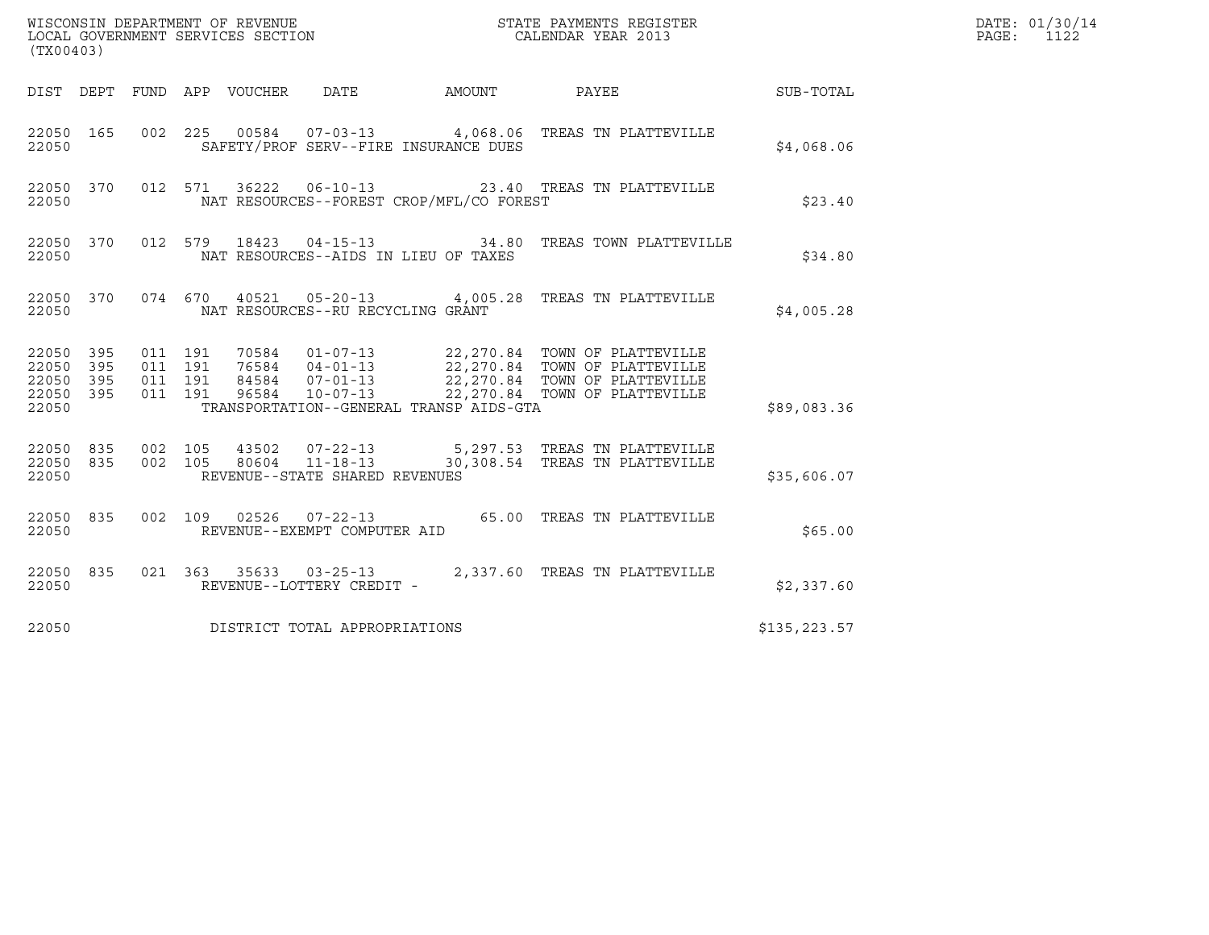WISCONSIN DEPARTMENT OF REVENUE
LOCAL GOVERNMENT SERVICES SECTION
(TX00403)

STATE PAYMENTS REGISTER
CALENDAR YEAR 2013

DATE: 01/30/14
PAGE: 1122

| DIST | DEPT | FUND | APP | VOUCHER | DATE | AMOUNT | PAYEE | SUB-TOTAL |
|---|---|---|---|---|---|---|---|---|
| 22050 | 165 | 002 | 225 | 00584 | 07-03-13 | 4,068.06 | TREAS TN PLATTEVILLE | |
| 22050 | | | | SAFETY/PROF SERV--FIRE INSURANCE DUES | | | | $4,068.06 |
| 22050 | 370 | 012 | 571 | 36222 | 06-10-13 | 23.40 | TREAS TN PLATTEVILLE | |
| 22050 | | | | NAT RESOURCES--FOREST CROP/MFL/CO FOREST | | | | $23.40 |
| 22050 | 370 | 012 | 579 | 18423 | 04-15-13 | 34.80 | TREAS TOWN PLATTEVILLE | |
| 22050 | | | | NAT RESOURCES--AIDS IN LIEU OF TAXES | | | | $34.80 |
| 22050 | 370 | 074 | 670 | 40521 | 05-20-13 | 4,005.28 | TREAS TN PLATTEVILLE | |
| 22050 | | | | NAT RESOURCES--RU RECYCLING GRANT | | | | $4,005.28 |
| 22050 | 395 | 011 | 191 | 70584 | 01-07-13 | 22,270.84 | TOWN OF PLATTEVILLE | |
| 22050 | 395 | 011 | 191 | 76584 | 04-01-13 | 22,270.84 | TOWN OF PLATTEVILLE | |
| 22050 | 395 | 011 | 191 | 84584 | 07-01-13 | 22,270.84 | TOWN OF PLATTEVILLE | |
| 22050 | 395 | 011 | 191 | 96584 | 10-07-13 | 22,270.84 | TOWN OF PLATTEVILLE | |
| 22050 | | | | TRANSPORTATION--GENERAL TRANSP AIDS-GTA | | | | $89,083.36 |
| 22050 | 835 | 002 | 105 | 43502 | 07-22-13 | 5,297.53 | TREAS TN PLATTEVILLE | |
| 22050 | 835 | 002 | 105 | 80604 | 11-18-13 | 30,308.54 | TREAS TN PLATTEVILLE | |
| 22050 | | | | REVENUE--STATE SHARED REVENUES | | | | $35,606.07 |
| 22050 | 835 | 002 | 109 | 02526 | 07-22-13 | 65.00 | TREAS TN PLATTEVILLE | |
| 22050 | | | | REVENUE--EXEMPT COMPUTER AID | | | | $65.00 |
| 22050 | 835 | 021 | 363 | 35633 | 03-25-13 | 2,337.60 | TREAS TN PLATTEVILLE | |
| 22050 | | | | REVENUE--LOTTERY CREDIT - | | | | $2,337.60 |
| 22050 | | | | DISTRICT TOTAL APPROPRIATIONS | | | | $135,223.57 |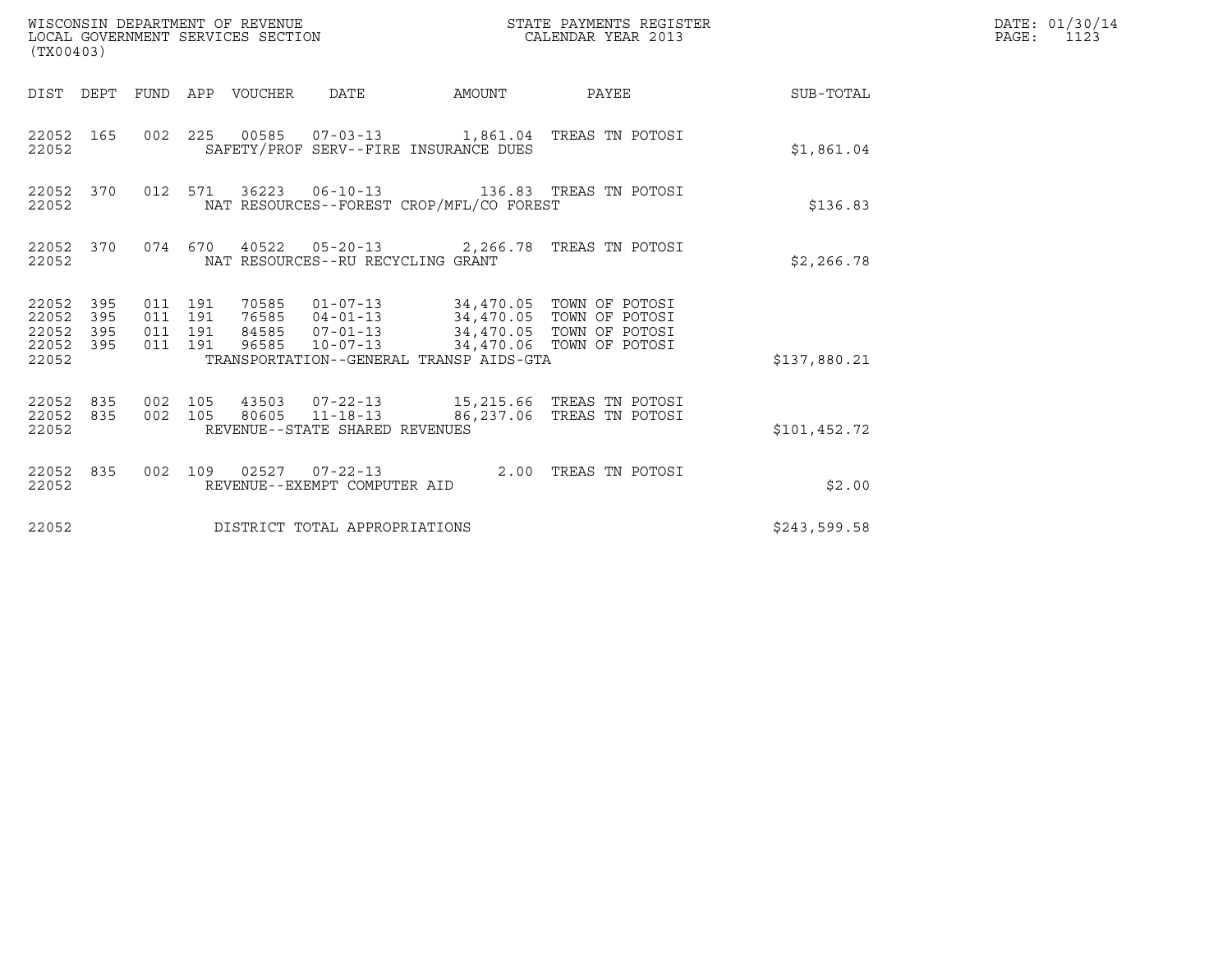WISCONSIN DEPARTMENT OF REVENUE
LOCAL GOVERNMENT SERVICES SECTION
(TX00403)

STATE PAYMENTS REGISTER
CALENDAR YEAR 2013

DATE: 01/30/14
PAGE: 1123

| DIST | DEPT | FUND | APP | VOUCHER | DATE | AMOUNT | PAYEE | SUB-TOTAL |
|---|---|---|---|---|---|---|---|---|
| 22052 | 165 | 002 | 225 | 00585 | 07-03-13 | 1,861.04 | TREAS TN POTOSI | |
| 22052 | | | | SAFETY/PROF SERV--FIRE INSURANCE DUES | | | | $1,861.04 |
| 22052 | 370 | 012 | 571 | 36223 | 06-10-13 | 136.83 | TREAS TN POTOSI | |
| 22052 | | | | NAT RESOURCES--FOREST CROP/MFL/CO FOREST | | | | $136.83 |
| 22052 | 370 | 074 | 670 | 40522 | 05-20-13 | 2,266.78 | TREAS TN POTOSI | |
| 22052 | | | | NAT RESOURCES--RU RECYCLING GRANT | | | | $2,266.78 |
| 22052 | 395 | 011 | 191 | 70585 | 01-07-13 | 34,470.05 | TOWN OF POTOSI | |
| 22052 | 395 | 011 | 191 | 76585 | 04-01-13 | 34,470.05 | TOWN OF POTOSI | |
| 22052 | 395 | 011 | 191 | 84585 | 07-01-13 | 34,470.05 | TOWN OF POTOSI | |
| 22052 | 395 | 011 | 191 | 96585 | 10-07-13 | 34,470.06 | TOWN OF POTOSI | |
| 22052 | | | | TRANSPORTATION--GENERAL TRANSP AIDS-GTA | | | | $137,880.21 |
| 22052 | 835 | 002 | 105 | 43503 | 07-22-13 | 15,215.66 | TREAS TN POTOSI | |
| 22052 | 835 | 002 | 105 | 80605 | 11-18-13 | 86,237.06 | TREAS TN POTOSI | |
| 22052 | | | | REVENUE--STATE SHARED REVENUES | | | | $101,452.72 |
| 22052 | 835 | 002 | 109 | 02527 | 07-22-13 | 2.00 | TREAS TN POTOSI | |
| 22052 | | | | REVENUE--EXEMPT COMPUTER AID | | | | $2.00 |
| 22052 | | | | DISTRICT TOTAL APPROPRIATIONS | | | | $243,599.58 |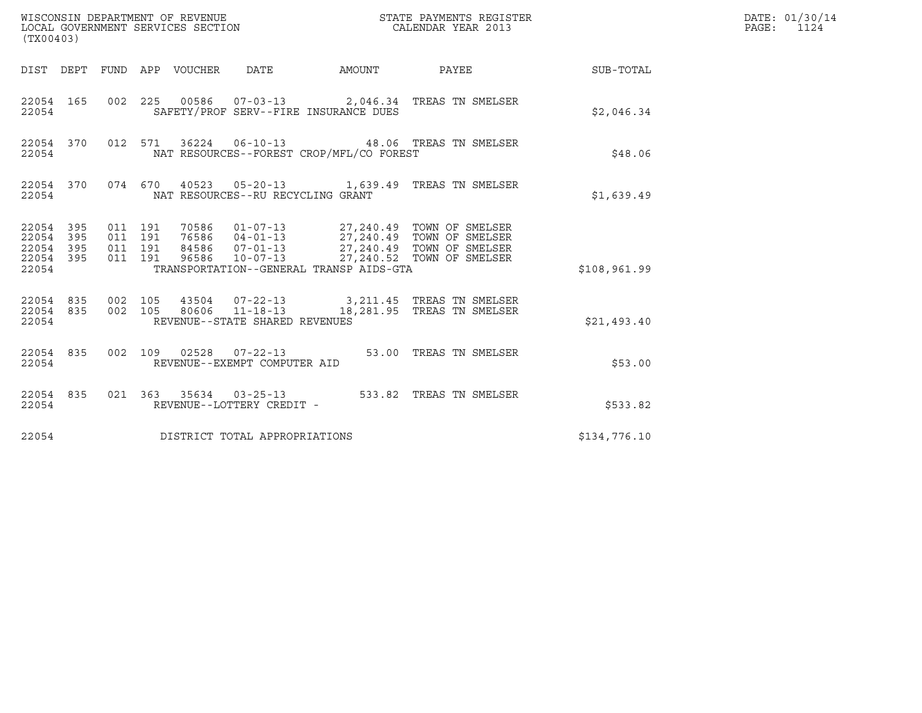WISCONSIN DEPARTMENT OF REVENUE
LOCAL GOVERNMENT SERVICES SECTION
(TX00403)

STATE PAYMENTS REGISTER
CALENDAR YEAR 2013

DATE: 01/30/14
PAGE: 1124

| DIST | DEPT | FUND | APP | VOUCHER | DATE | AMOUNT | PAYEE | SUB-TOTAL |
|---|---|---|---|---|---|---|---|---|
| 22054 | 165 | 002 | 225 | 00586 | 07-03-13 | 2,046.34 | TREAS TN SMELSER | |
| 22054 | | | | SAFETY/PROF SERV--FIRE INSURANCE DUES | | | | $2,046.34 |
| 22054 | 370 | 012 | 571 | 36224 | 06-10-13 | 48.06 | TREAS TN SMELSER | |
| 22054 | | | | NAT RESOURCES--FOREST CROP/MFL/CO FOREST | | | | $48.06 |
| 22054 | 370 | 074 | 670 | 40523 | 05-20-13 | 1,639.49 | TREAS TN SMELSER | |
| 22054 | | | | NAT RESOURCES--RU RECYCLING GRANT | | | | $1,639.49 |
| 22054 | 395 | 011 | 191 | 70586 | 01-07-13 | 27,240.49 | TOWN OF SMELSER | |
| 22054 | 395 | 011 | 191 | 76586 | 04-01-13 | 27,240.49 | TOWN OF SMELSER | |
| 22054 | 395 | 011 | 191 | 84586 | 07-01-13 | 27,240.49 | TOWN OF SMELSER | |
| 22054 | 395 | 011 | 191 | 96586 | 10-07-13 | 27,240.52 | TOWN OF SMELSER | |
| 22054 | | | | TRANSPORTATION--GENERAL TRANSP AIDS-GTA | | | | $108,961.99 |
| 22054 | 835 | 002 | 105 | 43504 | 07-22-13 | 3,211.45 | TREAS TN SMELSER | |
| 22054 | 835 | 002 | 105 | 80606 | 11-18-13 | 18,281.95 | TREAS TN SMELSER | |
| 22054 | | | | REVENUE--STATE SHARED REVENUES | | | | $21,493.40 |
| 22054 | 835 | 002 | 109 | 02528 | 07-22-13 | 53.00 | TREAS TN SMELSER | |
| 22054 | | | | REVENUE--EXEMPT COMPUTER AID | | | | $53.00 |
| 22054 | 835 | 021 | 363 | 35634 | 03-25-13 | 533.82 | TREAS TN SMELSER | |
| 22054 | | | | REVENUE--LOTTERY CREDIT - | | | | $533.82 |
| 22054 | | | | DISTRICT TOTAL APPROPRIATIONS | | | | $134,776.10 |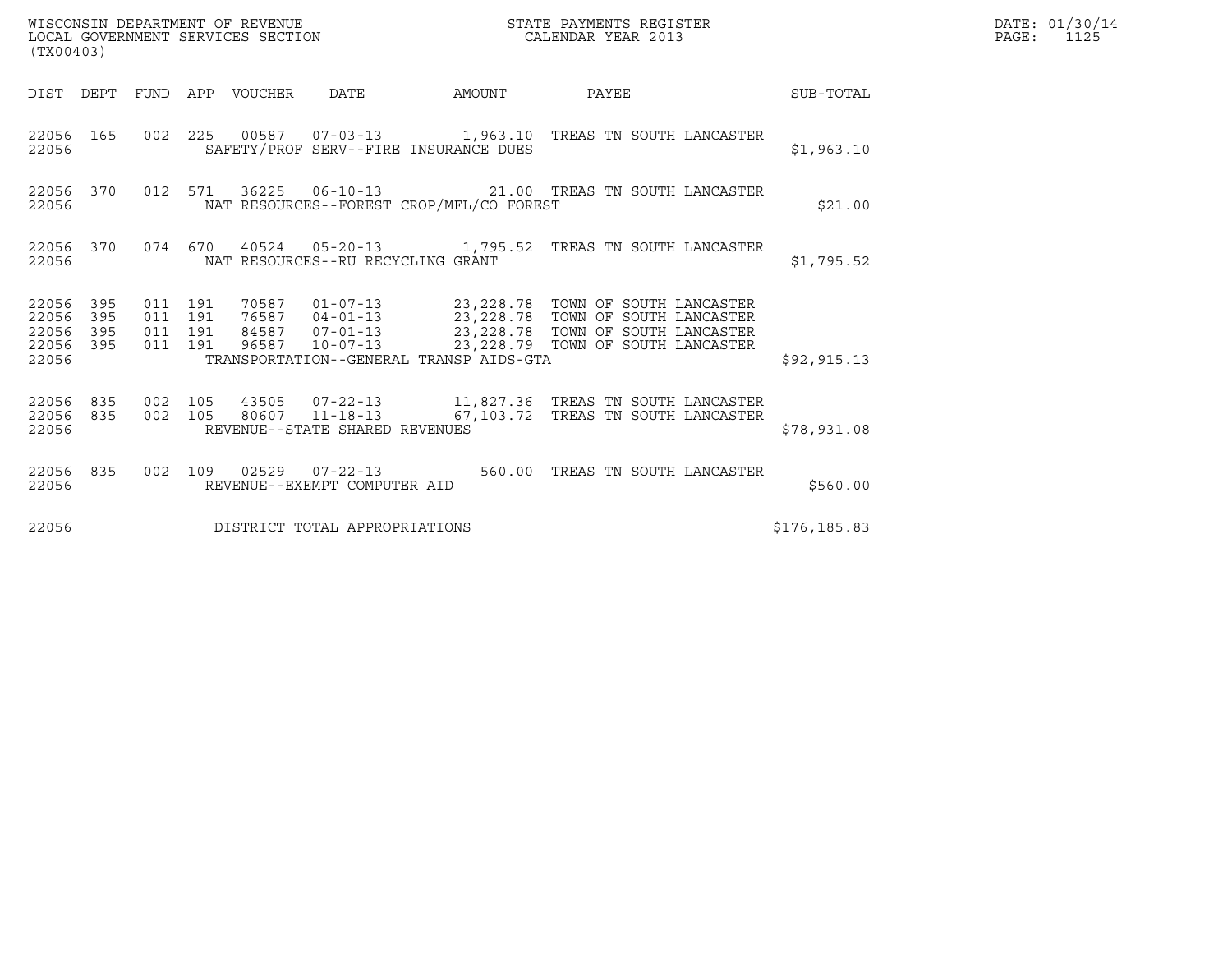WISCONSIN DEPARTMENT OF REVENUE
LOCAL GOVERNMENT SERVICES SECTION
(TX00403)

STATE PAYMENTS REGISTER
CALENDAR YEAR 2013

DATE: 01/30/14
PAGE: 1125

| DIST | DEPT | FUND | APP | VOUCHER | DATE | AMOUNT | PAYEE | SUB-TOTAL |
|---|---|---|---|---|---|---|---|---|
| 22056 | 165 | 002 | 225 | 00587 | 07-03-13 | 1,963.10 | TREAS TN SOUTH LANCASTER | |
| 22056 | | | | SAFETY/PROF SERV--FIRE INSURANCE DUES | | | | $1,963.10 |
| 22056 | 370 | 012 | 571 | 36225 | 06-10-13 | 21.00 | TREAS TN SOUTH LANCASTER | |
| 22056 | | | | NAT RESOURCES--FOREST CROP/MFL/CO FOREST | | | | $21.00 |
| 22056 | 370 | 074 | 670 | 40524 | 05-20-13 | 1,795.52 | TREAS TN SOUTH LANCASTER | |
| 22056 | | | | NAT RESOURCES--RU RECYCLING GRANT | | | | $1,795.52 |
| 22056 | 395 | 011 | 191 | 70587 | 01-07-13 | 23,228.78 | TOWN OF SOUTH LANCASTER | |
| 22056 | 395 | 011 | 191 | 76587 | 04-01-13 | 23,228.78 | TOWN OF SOUTH LANCASTER | |
| 22056 | 395 | 011 | 191 | 84587 | 07-01-13 | 23,228.78 | TOWN OF SOUTH LANCASTER | |
| 22056 | 395 | 011 | 191 | 96587 | 10-07-13 | 23,228.79 | TOWN OF SOUTH LANCASTER | |
| 22056 | | | | TRANSPORTATION--GENERAL TRANSP AIDS-GTA | | | | $92,915.13 |
| 22056 | 835 | 002 | 105 | 43505 | 07-22-13 | 11,827.36 | TREAS TN SOUTH LANCASTER | |
| 22056 | 835 | 002 | 105 | 80607 | 11-18-13 | 67,103.72 | TREAS TN SOUTH LANCASTER | |
| 22056 | | | | REVENUE--STATE SHARED REVENUES | | | | $78,931.08 |
| 22056 | 835 | 002 | 109 | 02529 | 07-22-13 | 560.00 | TREAS TN SOUTH LANCASTER | |
| 22056 | | | | REVENUE--EXEMPT COMPUTER AID | | | | $560.00 |
| 22056 | | | | DISTRICT TOTAL APPROPRIATIONS | | | | $176,185.83 |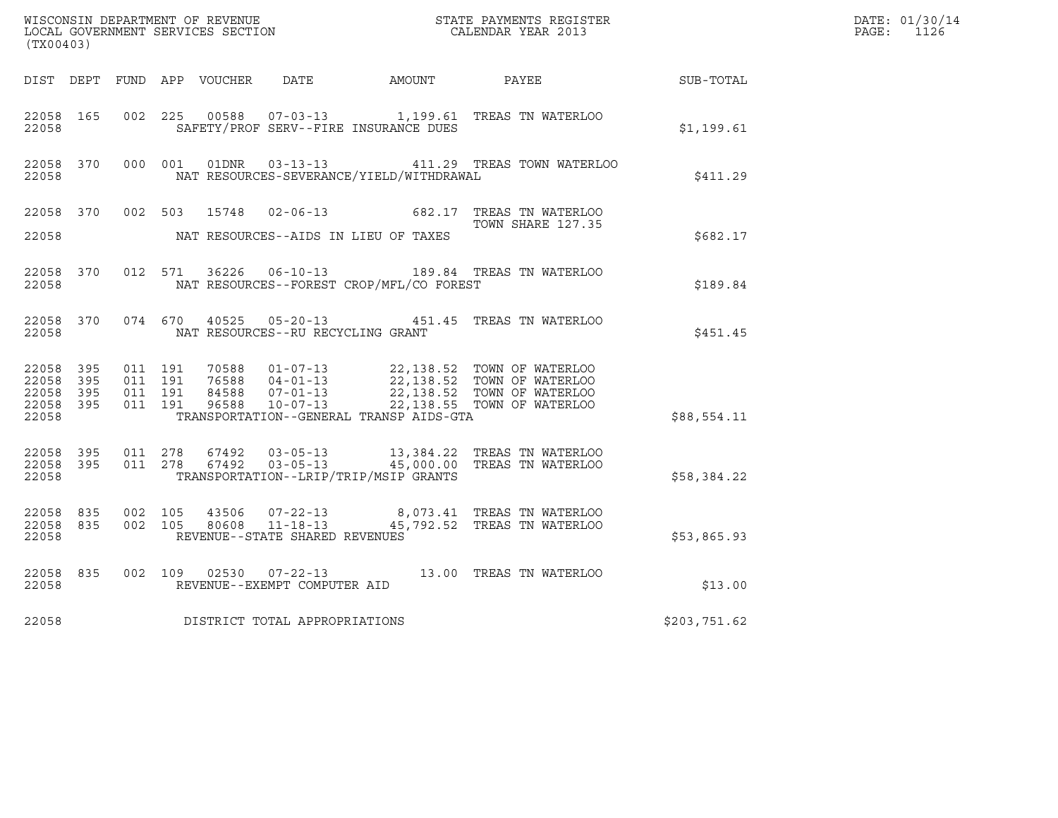WISCONSIN DEPARTMENT OF REVENUE
LOCAL GOVERNMENT SERVICES SECTION
(TX00403)

STATE PAYMENTS REGISTER
CALENDAR YEAR 2013

DATE: 01/30/14
PAGE: 1126

| DIST | DEPT | FUND | APP | VOUCHER | DATE | AMOUNT | PAYEE | SUB-TOTAL |
|---|---|---|---|---|---|---|---|---|
| 22058 | 165 | 002 | 225 | 00588 | 07-03-13 | 1,199.61 | TREAS TN WATERLOO | |
| 22058 | | | | SAFETY/PROF SERV--FIRE INSURANCE DUES | | | | $1,199.61 |
| 22058 | 370 | 000 | 001 | 01DNR | 03-13-13 | 411.29 | TREAS TOWN WATERLOO | |
| 22058 | | | | NAT RESOURCES-SEVERANCE/YIELD/WITHDRAWAL | | | | $411.29 |
| 22058 | 370 | 002 | 503 | 15748 | 02-06-13 | 682.17 | TREAS TN WATERLOO<br>TOWN SHARE 127.35 | |
| 22058 | | | | NAT RESOURCES--AIDS IN LIEU OF TAXES | | | | $682.17 |
| 22058 | 370 | 012 | 571 | 36226 | 06-10-13 | 189.84 | TREAS TN WATERLOO | |
| 22058 | | | | NAT RESOURCES--FOREST CROP/MFL/CO FOREST | | | | $189.84 |
| 22058 | 370 | 074 | 670 | 40525 | 05-20-13 | 451.45 | TREAS TN WATERLOO | |
| 22058 | | | | NAT RESOURCES--RU RECYCLING GRANT | | | | $451.45 |
| 22058 | 395 | 011 | 191 | 70588 | 01-07-13 | 22,138.52 | TOWN OF WATERLOO | |
| 22058 | 395 | 011 | 191 | 76588 | 04-01-13 | 22,138.52 | TOWN OF WATERLOO | |
| 22058 | 395 | 011 | 191 | 84588 | 07-01-13 | 22,138.52 | TOWN OF WATERLOO | |
| 22058 | 395 | 011 | 191 | 96588 | 10-07-13 | 22,138.55 | TOWN OF WATERLOO | |
| 22058 | | | | TRANSPORTATION--GENERAL TRANSP AIDS-GTA | | | | $88,554.11 |
| 22058 | 395 | 011 | 278 | 67492 | 03-05-13 | 13,384.22 | TREAS TN WATERLOO | |
| 22058 | 395 | 011 | 278 | 67492 | 03-05-13 | 45,000.00 | TREAS TN WATERLOO | |
| 22058 | | | | TRANSPORTATION--LRIP/TRIP/MSIP GRANTS | | | | $58,384.22 |
| 22058 | 835 | 002 | 105 | 43506 | 07-22-13 | 8,073.41 | TREAS TN WATERLOO | |
| 22058 | 835 | 002 | 105 | 80608 | 11-18-13 | 45,792.52 | TREAS TN WATERLOO | |
| 22058 | | | | REVENUE--STATE SHARED REVENUES | | | | $53,865.93 |
| 22058 | 835 | 002 | 109 | 02530 | 07-22-13 | 13.00 | TREAS TN WATERLOO | |
| 22058 | | | | REVENUE--EXEMPT COMPUTER AID | | | | $13.00 |
| 22058 | | | | DISTRICT TOTAL APPROPRIATIONS | | | | $203,751.62 |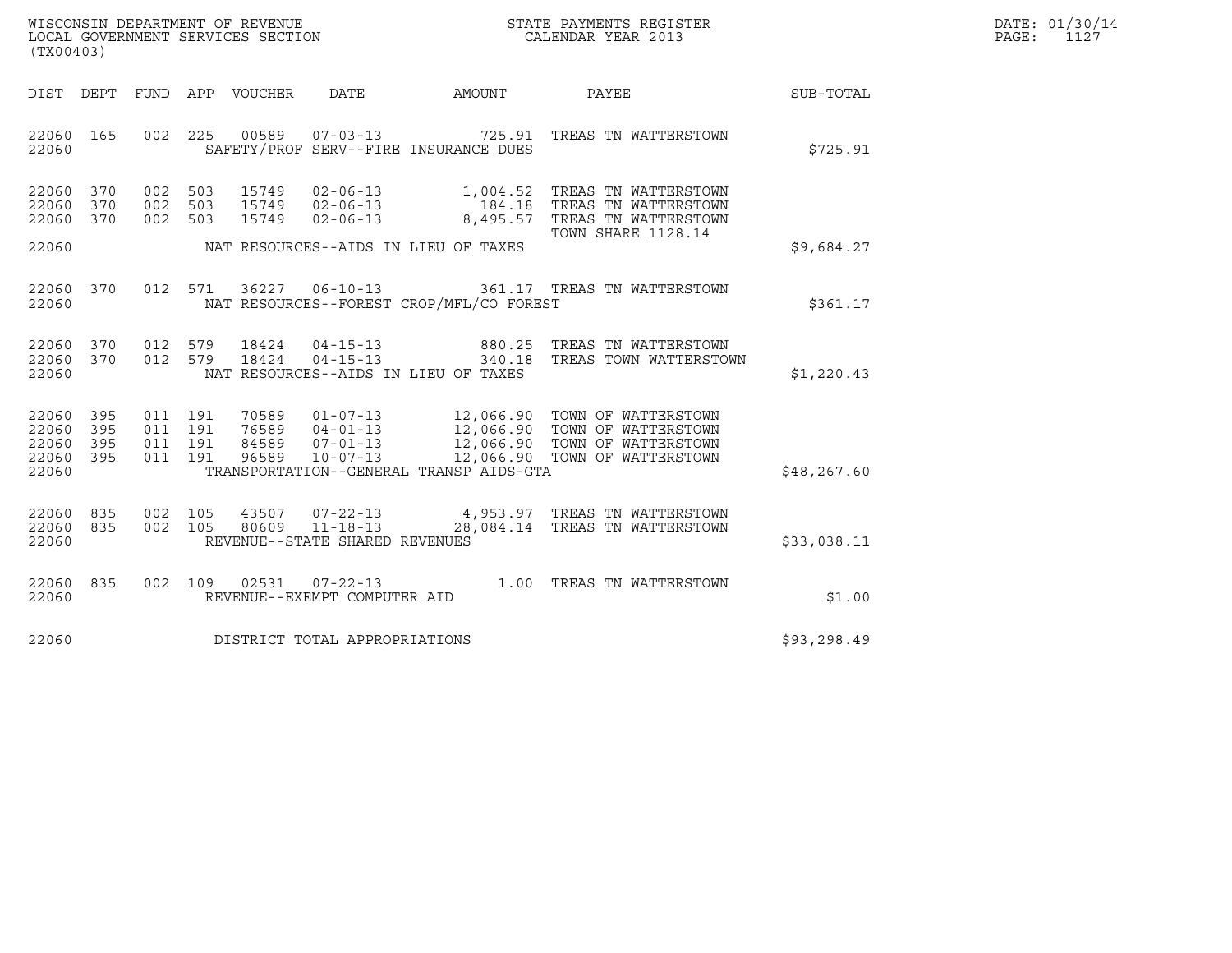WISCONSIN DEPARTMENT OF REVENUE
LOCAL GOVERNMENT SERVICES SECTION
(TX00403)

STATE PAYMENTS REGISTER
CALENDAR YEAR 2013

DATE: 01/30/14
PAGE: 1127

| DIST | DEPT | FUND | APP | VOUCHER | DATE | AMOUNT | PAYEE | SUB-TOTAL |
|---|---|---|---|---|---|---|---|---|
| 22060 | 165 | 002 | 225 | 00589 | 07-03-13 | 725.91 | TREAS TN WATTERSTOWN | |
| 22060 | | | | | SAFETY/PROF SERV--FIRE INSURANCE DUES | | | $725.91 |
| 22060 | 370 | 002 | 503 | 15749 | 02-06-13 | 1,004.52 | TREAS TN WATTERSTOWN | |
| 22060 | 370 | 002 | 503 | 15749 | 02-06-13 | 184.18 | TREAS TN WATTERSTOWN | |
| 22060 | 370 | 002 | 503 | 15749 | 02-06-13 | 8,495.57 | TREAS TN WATTERSTOWN TOWN SHARE 1128.14 | |
| 22060 | | | | | NAT RESOURCES--AIDS IN LIEU OF TAXES | | | $9,684.27 |
| 22060 | 370 | 012 | 571 | 36227 | 06-10-13 | 361.17 | TREAS TN WATTERSTOWN | |
| 22060 | | | | | NAT RESOURCES--FOREST CROP/MFL/CO FOREST | | | $361.17 |
| 22060 | 370 | 012 | 579 | 18424 | 04-15-13 | 880.25 | TREAS TN WATTERSTOWN | |
| 22060 | 370 | 012 | 579 | 18424 | 04-15-13 | 340.18 | TREAS TOWN WATTERSTOWN | |
| 22060 | | | | | NAT RESOURCES--AIDS IN LIEU OF TAXES | | | $1,220.43 |
| 22060 | 395 | 011 | 191 | 70589 | 01-07-13 | 12,066.90 | TOWN OF WATTERSTOWN | |
| 22060 | 395 | 011 | 191 | 76589 | 04-01-13 | 12,066.90 | TOWN OF WATTERSTOWN | |
| 22060 | 395 | 011 | 191 | 84589 | 07-01-13 | 12,066.90 | TOWN OF WATTERSTOWN | |
| 22060 | 395 | 011 | 191 | 96589 | 10-07-13 | 12,066.90 | TOWN OF WATTERSTOWN | |
| 22060 | | | | | TRANSPORTATION--GENERAL TRANSP AIDS-GTA | | | $48,267.60 |
| 22060 | 835 | 002 | 105 | 43507 | 07-22-13 | 4,953.97 | TREAS TN WATTERSTOWN | |
| 22060 | 835 | 002 | 105 | 80609 | 11-18-13 | 28,084.14 | TREAS TN WATTERSTOWN | |
| 22060 | | | | | REVENUE--STATE SHARED REVENUES | | | $33,038.11 |
| 22060 | 835 | 002 | 109 | 02531 | 07-22-13 | 1.00 | TREAS TN WATTERSTOWN | |
| 22060 | | | | | REVENUE--EXEMPT COMPUTER AID | | | $1.00 |
| 22060 | | | | | DISTRICT TOTAL APPROPRIATIONS | | | $93,298.49 |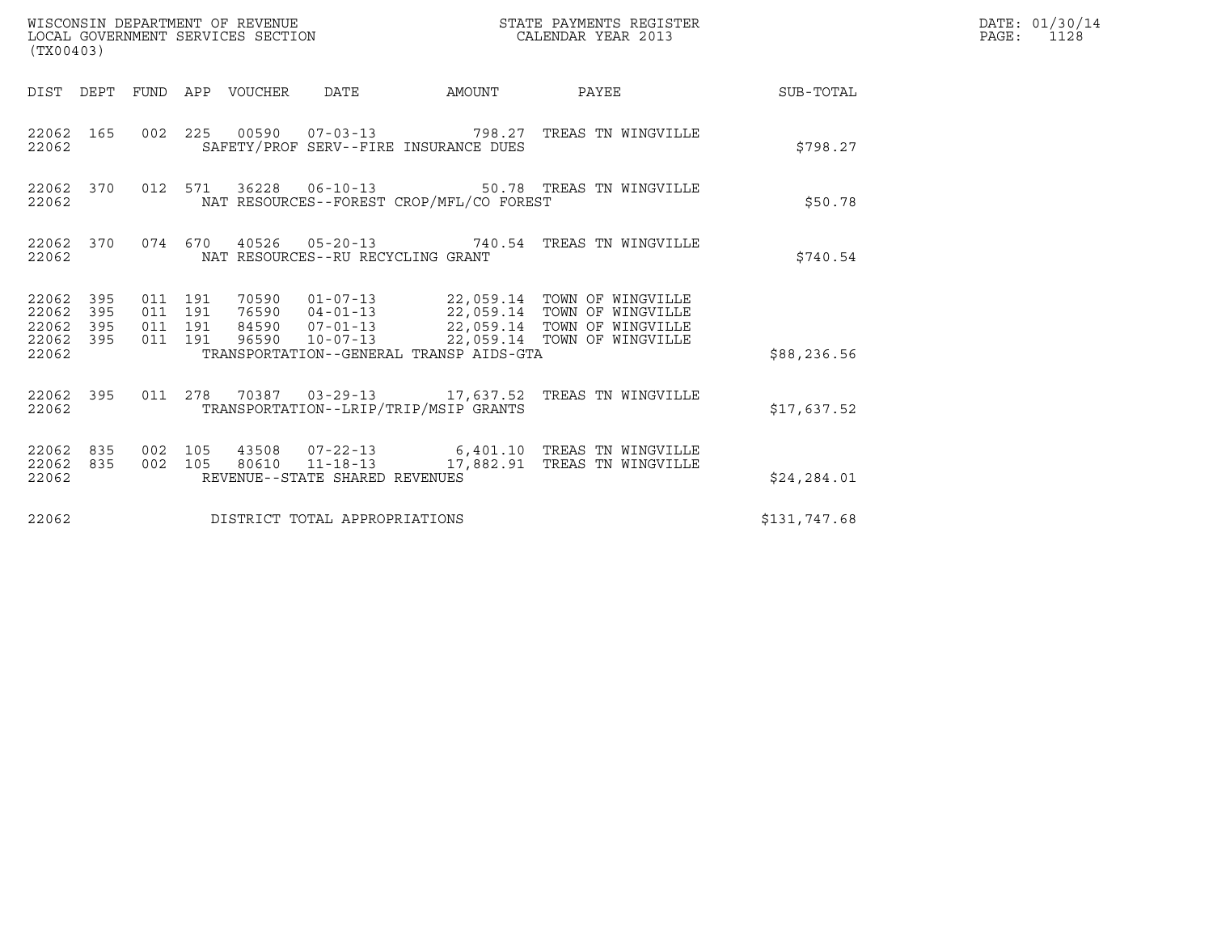WISCONSIN DEPARTMENT OF REVENUE
LOCAL GOVERNMENT SERVICES SECTION
(TX00403)

STATE PAYMENTS REGISTER
CALENDAR YEAR 2013

DATE: 01/30/14
PAGE: 1128

| DIST | DEPT | FUND | APP | VOUCHER | DATE | AMOUNT | PAYEE | SUB-TOTAL |
|---|---|---|---|---|---|---|---|---|
| 22062 | 165 | 002 | 225 | 00590 | 07-03-13 | 798.27 | TREAS TN WINGVILLE | |
| 22062 | | | | SAFETY/PROF SERV--FIRE INSURANCE DUES | | | | $798.27 |
| 22062 | 370 | 012 | 571 | 36228 | 06-10-13 | 50.78 | TREAS TN WINGVILLE | |
| 22062 | | | | NAT RESOURCES--FOREST CROP/MFL/CO FOREST | | | | $50.78 |
| 22062 | 370 | 074 | 670 | 40526 | 05-20-13 | 740.54 | TREAS TN WINGVILLE | |
| 22062 | | | | NAT RESOURCES--RU RECYCLING GRANT | | | | $740.54 |
| 22062 | 395 | 011 | 191 | 70590 | 01-07-13 | 22,059.14 | TOWN OF WINGVILLE | |
| 22062 | 395 | 011 | 191 | 76590 | 04-01-13 | 22,059.14 | TOWN OF WINGVILLE | |
| 22062 | 395 | 011 | 191 | 84590 | 07-01-13 | 22,059.14 | TOWN OF WINGVILLE | |
| 22062 | 395 | 011 | 191 | 96590 | 10-07-13 | 22,059.14 | TOWN OF WINGVILLE | |
| 22062 | | | | TRANSPORTATION--GENERAL TRANSP AIDS-GTA | | | | $88,236.56 |
| 22062 | 395 | 011 | 278 | 70387 | 03-29-13 | 17,637.52 | TREAS TN WINGVILLE | |
| 22062 | | | | TRANSPORTATION--LRIP/TRIP/MSIP GRANTS | | | | $17,637.52 |
| 22062 | 835 | 002 | 105 | 43508 | 07-22-13 | 6,401.10 | TREAS TN WINGVILLE | |
| 22062 | 835 | 002 | 105 | 80610 | 11-18-13 | 17,882.91 | TREAS TN WINGVILLE | |
| 22062 | | | | REVENUE--STATE SHARED REVENUES | | | | $24,284.01 |
| 22062 | | | | DISTRICT TOTAL APPROPRIATIONS | | | | $131,747.68 |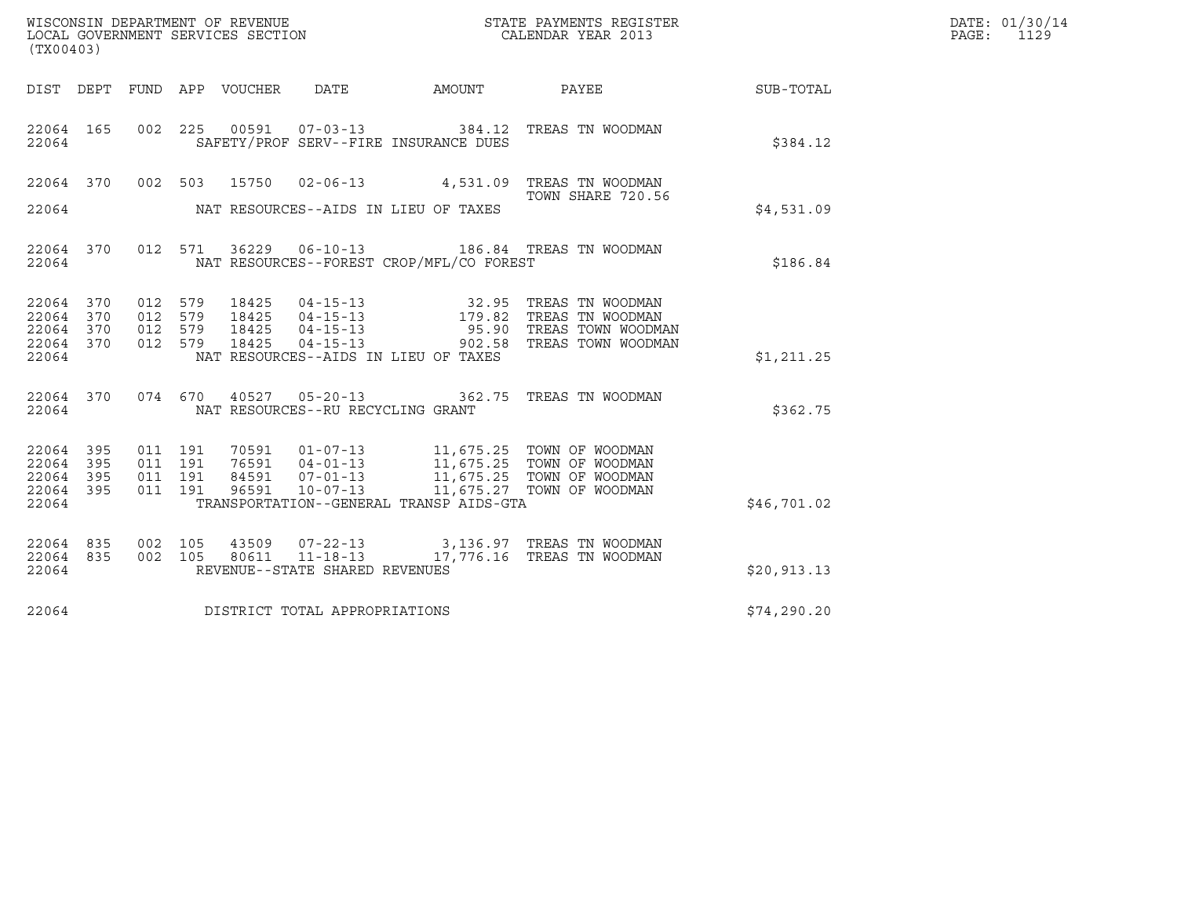WISCONSIN DEPARTMENT OF REVENUE
LOCAL GOVERNMENT SERVICES SECTION
(TX00403)

STATE PAYMENTS REGISTER
CALENDAR YEAR 2013

DATE: 01/30/14
PAGE: 1129

| DIST | DEPT | FUND | APP | VOUCHER | DATE | AMOUNT | PAYEE | SUB-TOTAL |
|---|---|---|---|---|---|---|---|---|
| 22064 | 165 | 002 | 225 | 00591 | 07-03-13 | 384.12 | TREAS TN WOODMAN | |
| 22064 | | | | | SAFETY/PROF SERV--FIRE INSURANCE DUES | | | $384.12 |
| 22064 | 370 | 002 | 503 | 15750 | 02-06-13 | 4,531.09 | TREAS TN WOODMAN TOWN SHARE 720.56 | |
| 22064 | | | | | NAT RESOURCES--AIDS IN LIEU OF TAXES | | | $4,531.09 |
| 22064 | 370 | 012 | 571 | 36229 | 06-10-13 | 186.84 | TREAS TN WOODMAN | |
| 22064 | | | | | NAT RESOURCES--FOREST CROP/MFL/CO FOREST | | | $186.84 |
| 22064 | 370 | 012 | 579 | 18425 | 04-15-13 | 32.95 | TREAS TN WOODMAN | |
| 22064 | 370 | 012 | 579 | 18425 | 04-15-13 | 179.82 | TREAS TN WOODMAN | |
| 22064 | 370 | 012 | 579 | 18425 | 04-15-13 | 95.90 | TREAS TOWN WOODMAN | |
| 22064 | 370 | 012 | 579 | 18425 | 04-15-13 | 902.58 | TREAS TOWN WOODMAN | |
| 22064 | | | | | NAT RESOURCES--AIDS IN LIEU OF TAXES | | | $1,211.25 |
| 22064 | 370 | 074 | 670 | 40527 | 05-20-13 | 362.75 | TREAS TN WOODMAN | |
| 22064 | | | | | NAT RESOURCES--RU RECYCLING GRANT | | | $362.75 |
| 22064 | 395 | 011 | 191 | 70591 | 01-07-13 | 11,675.25 | TOWN OF WOODMAN | |
| 22064 | 395 | 011 | 191 | 76591 | 04-01-13 | 11,675.25 | TOWN OF WOODMAN | |
| 22064 | 395 | 011 | 191 | 84591 | 07-01-13 | 11,675.25 | TOWN OF WOODMAN | |
| 22064 | 395 | 011 | 191 | 96591 | 10-07-13 | 11,675.27 | TOWN OF WOODMAN | |
| 22064 | | | | | TRANSPORTATION--GENERAL TRANSP AIDS-GTA | | | $46,701.02 |
| 22064 | 835 | 002 | 105 | 43509 | 07-22-13 | 3,136.97 | TREAS TN WOODMAN | |
| 22064 | 835 | 002 | 105 | 80611 | 11-18-13 | 17,776.16 | TREAS TN WOODMAN | |
| 22064 | | | | | REVENUE--STATE SHARED REVENUES | | | $20,913.13 |
| 22064 | | | | | DISTRICT TOTAL APPROPRIATIONS | | | $74,290.20 |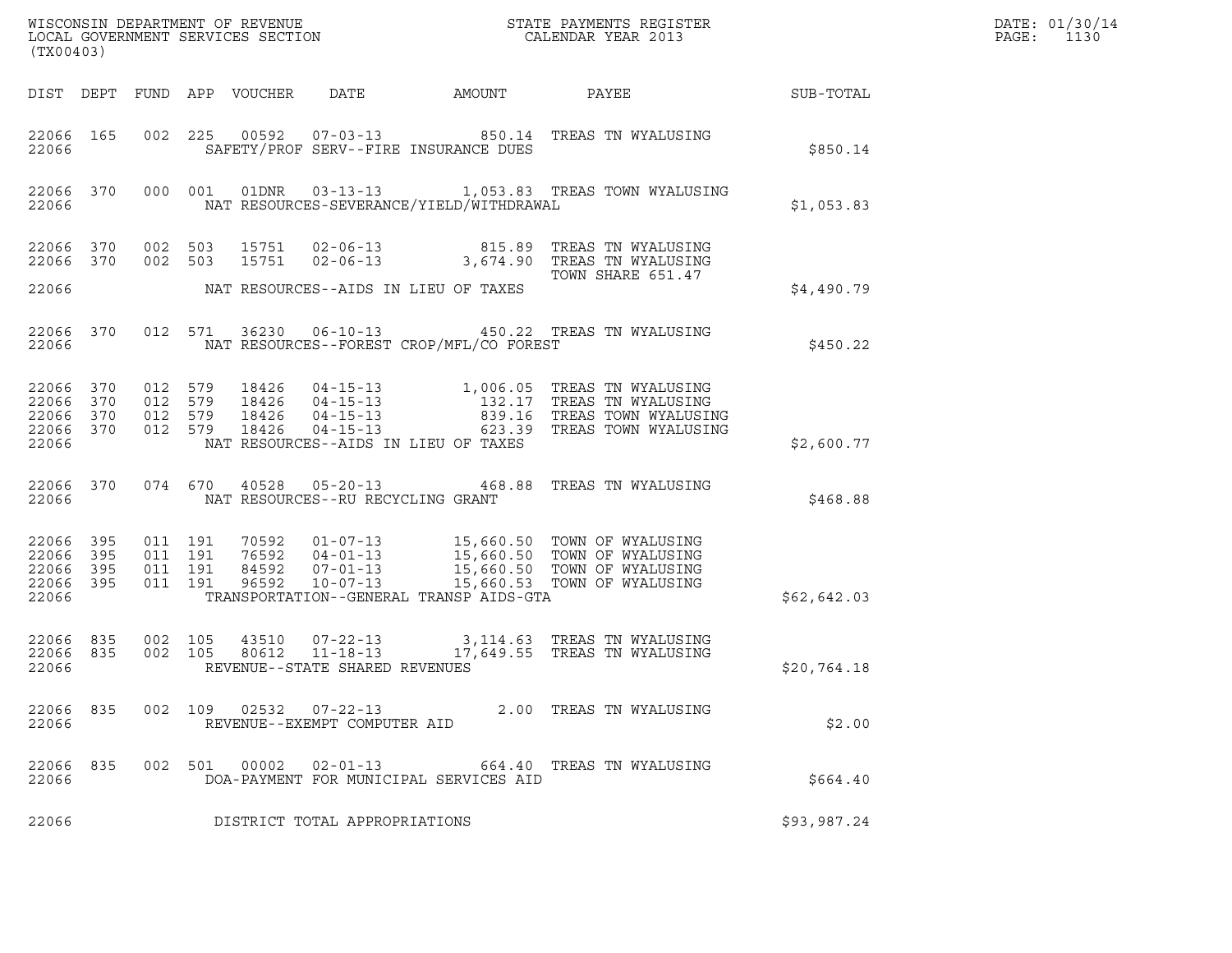WISCONSIN DEPARTMENT OF REVENUE
LOCAL GOVERNMENT SERVICES SECTION
(TX00403)

STATE PAYMENTS REGISTER
CALENDAR YEAR 2013

DATE: 01/30/14
PAGE: 1130

| DIST | DEPT | FUND | APP | VOUCHER | DATE | AMOUNT | PAYEE | SUB-TOTAL |
|---|---|---|---|---|---|---|---|---|
| 22066 | 165 | 002 | 225 | 00592 | 07-03-13 | 850.14 | TREAS TN WYALUSING | |
| 22066 | | | | | SAFETY/PROF SERV--FIRE INSURANCE DUES | | | $850.14 |
| 22066 | 370 | 000 | 001 | 01DNR | 03-13-13 | 1,053.83 | TREAS TOWN WYALUSING | |
| 22066 | | | | | NAT RESOURCES-SEVERANCE/YIELD/WITHDRAWAL | | | $1,053.83 |
| 22066 | 370 | 002 | 503 | 15751 | 02-06-13 | 815.89 | TREAS TN WYALUSING | |
| 22066 | 370 | 002 | 503 | 15751 | 02-06-13 | 3,674.90 | TREAS TN WYALUSING TOWN SHARE 651.47 | |
| 22066 | | | | | NAT RESOURCES--AIDS IN LIEU OF TAXES | | | $4,490.79 |
| 22066 | 370 | 012 | 571 | 36230 | 06-10-13 | 450.22 | TREAS TN WYALUSING | |
| 22066 | | | | | NAT RESOURCES--FOREST CROP/MFL/CO FOREST | | | $450.22 |
| 22066 | 370 | 012 | 579 | 18426 | 04-15-13 | 1,006.05 | TREAS TN WYALUSING | |
| 22066 | 370 | 012 | 579 | 18426 | 04-15-13 | 132.17 | TREAS TN WYALUSING | |
| 22066 | 370 | 012 | 579 | 18426 | 04-15-13 | 839.16 | TREAS TOWN WYALUSING | |
| 22066 | 370 | 012 | 579 | 18426 | 04-15-13 | 623.39 | TREAS TOWN WYALUSING | |
| 22066 | | | | | NAT RESOURCES--AIDS IN LIEU OF TAXES | | | $2,600.77 |
| 22066 | 370 | 074 | 670 | 40528 | 05-20-13 | 468.88 | TREAS TN WYALUSING | |
| 22066 | | | | | NAT RESOURCES--RU RECYCLING GRANT | | | $468.88 |
| 22066 | 395 | 011 | 191 | 70592 | 01-07-13 | 15,660.50 | TOWN OF WYALUSING | |
| 22066 | 395 | 011 | 191 | 76592 | 04-01-13 | 15,660.50 | TOWN OF WYALUSING | |
| 22066 | 395 | 011 | 191 | 84592 | 07-01-13 | 15,660.50 | TOWN OF WYALUSING | |
| 22066 | 395 | 011 | 191 | 96592 | 10-07-13 | 15,660.53 | TOWN OF WYALUSING | |
| 22066 | | | | | TRANSPORTATION--GENERAL TRANSP AIDS-GTA | | | $62,642.03 |
| 22066 | 835 | 002 | 105 | 43510 | 07-22-13 | 3,114.63 | TREAS TN WYALUSING | |
| 22066 | 835 | 002 | 105 | 80612 | 11-18-13 | 17,649.55 | TREAS TN WYALUSING | |
| 22066 | | | | | REVENUE--STATE SHARED REVENUES | | | $20,764.18 |
| 22066 | 835 | 002 | 109 | 02532 | 07-22-13 | 2.00 | TREAS TN WYALUSING | |
| 22066 | | | | | REVENUE--EXEMPT COMPUTER AID | | | $2.00 |
| 22066 | 835 | 002 | 501 | 00002 | 02-01-13 | 664.40 | TREAS TN WYALUSING | |
| 22066 | | | | | DOA-PAYMENT FOR MUNICIPAL SERVICES AID | | | $664.40 |
| 22066 | | | | | DISTRICT TOTAL APPROPRIATIONS | | | $93,987.24 |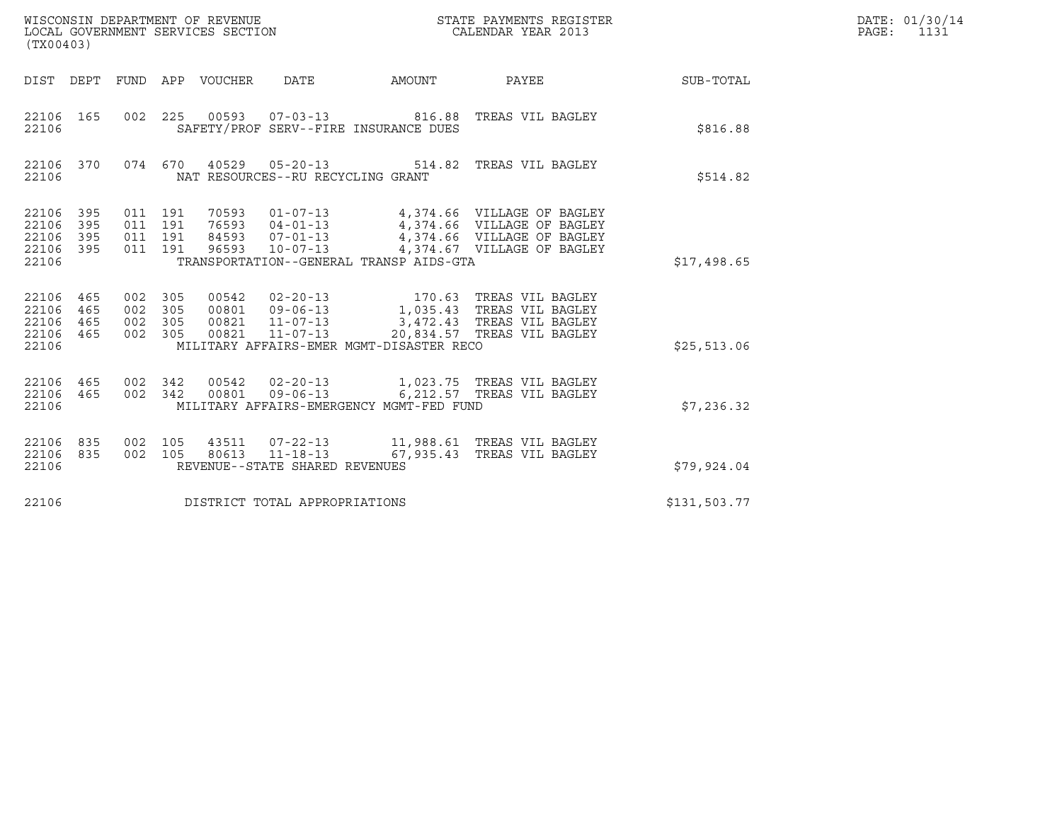WISCONSIN DEPARTMENT OF REVENUE
LOCAL GOVERNMENT SERVICES SECTION
(TX00403)

STATE PAYMENTS REGISTER
CALENDAR YEAR 2013

DATE: 01/30/14
PAGE: 1131

| DIST | DEPT | FUND | APP | VOUCHER | DATE | AMOUNT | PAYEE | SUB-TOTAL |
|---|---|---|---|---|---|---|---|---|
| 22106 | 165 | 002 | 225 | 00593 | 07-03-13 | 816.88 | TREAS VIL BAGLEY | |
| 22106 | | | | | SAFETY/PROF SERV--FIRE INSURANCE DUES | | | $816.88 |
| 22106 | 370 | 074 | 670 | 40529 | 05-20-13 | 514.82 | TREAS VIL BAGLEY | |
| 22106 | | | | | NAT RESOURCES--RU RECYCLING GRANT | | | $514.82 |
| 22106 | 395 | 011 | 191 | 70593 | 01-07-13 | 4,374.66 | VILLAGE OF BAGLEY | |
| 22106 | 395 | 011 | 191 | 76593 | 04-01-13 | 4,374.66 | VILLAGE OF BAGLEY | |
| 22106 | 395 | 011 | 191 | 84593 | 07-01-13 | 4,374.66 | VILLAGE OF BAGLEY | |
| 22106 | 395 | 011 | 191 | 96593 | 10-07-13 | 4,374.67 | VILLAGE OF BAGLEY | |
| 22106 | | | | | TRANSPORTATION--GENERAL TRANSP AIDS-GTA | | | $17,498.65 |
| 22106 | 465 | 002 | 305 | 00542 | 02-20-13 | 170.63 | TREAS VIL BAGLEY | |
| 22106 | 465 | 002 | 305 | 00801 | 09-06-13 | 1,035.43 | TREAS VIL BAGLEY | |
| 22106 | 465 | 002 | 305 | 00821 | 11-07-13 | 3,472.43 | TREAS VIL BAGLEY | |
| 22106 | 465 | 002 | 305 | 00821 | 11-07-13 | 20,834.57 | TREAS VIL BAGLEY | |
| 22106 | | | | | MILITARY AFFAIRS-EMER MGMT-DISASTER RECO | | | $25,513.06 |
| 22106 | 465 | 002 | 342 | 00542 | 02-20-13 | 1,023.75 | TREAS VIL BAGLEY | |
| 22106 | 465 | 002 | 342 | 00801 | 09-06-13 | 6,212.57 | TREAS VIL BAGLEY | |
| 22106 | | | | | MILITARY AFFAIRS-EMERGENCY MGMT-FED FUND | | | $7,236.32 |
| 22106 | 835 | 002 | 105 | 43511 | 07-22-13 | 11,988.61 | TREAS VIL BAGLEY | |
| 22106 | 835 | 002 | 105 | 80613 | 11-18-13 | 67,935.43 | TREAS VIL BAGLEY | |
| 22106 | | | | | REVENUE--STATE SHARED REVENUES | | | $79,924.04 |
| 22106 | | | | | DISTRICT TOTAL APPROPRIATIONS | | | $131,503.77 |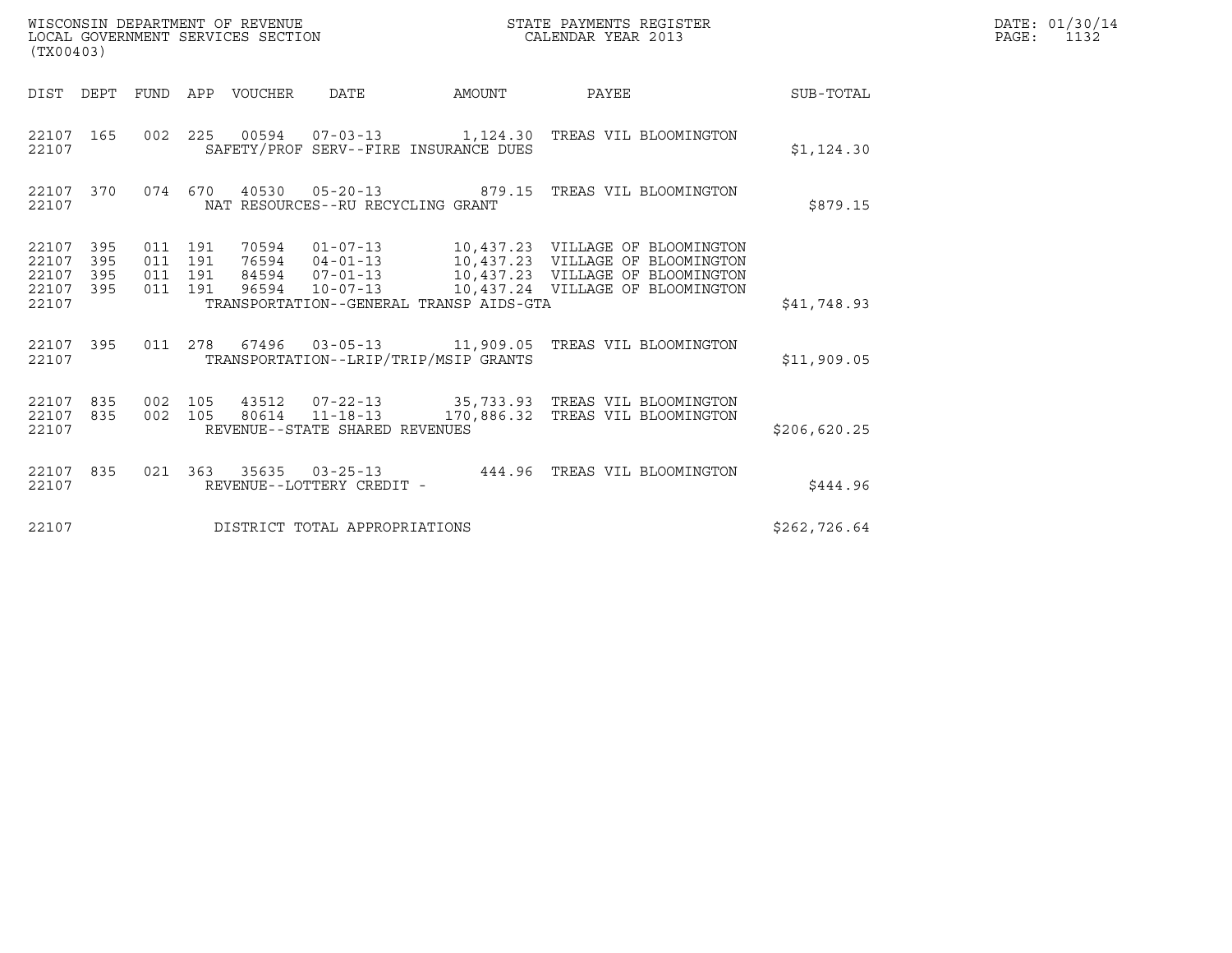WISCONSIN DEPARTMENT OF REVENUE
LOCAL GOVERNMENT SERVICES SECTION
(TX00403)

STATE PAYMENTS REGISTER
CALENDAR YEAR 2013

DATE: 01/30/14
PAGE: 1132

| DIST | DEPT | FUND | APP | VOUCHER | DATE | AMOUNT | PAYEE | SUB-TOTAL |
|---|---|---|---|---|---|---|---|---|
| 22107 | 165 | 002 | 225 | 00594 | 07-03-13 | 1,124.30 | TREAS VIL BLOOMINGTON | |
| 22107 | | | | SAFETY/PROF SERV--FIRE INSURANCE DUES | | | | $1,124.30 |
| 22107 | 370 | 074 | 670 | 40530 | 05-20-13 | 879.15 | TREAS VIL BLOOMINGTON | |
| 22107 | | | | NAT RESOURCES--RU RECYCLING GRANT | | | | $879.15 |
| 22107 | 395 | 011 | 191 | 70594 | 01-07-13 | 10,437.23 | VILLAGE OF BLOOMINGTON | |
| 22107 | 395 | 011 | 191 | 76594 | 04-01-13 | 10,437.23 | VILLAGE OF BLOOMINGTON | |
| 22107 | 395 | 011 | 191 | 84594 | 07-01-13 | 10,437.23 | VILLAGE OF BLOOMINGTON | |
| 22107 | 395 | 011 | 191 | 96594 | 10-07-13 | 10,437.24 | VILLAGE OF BLOOMINGTON | |
| 22107 | | | | TRANSPORTATION--GENERAL TRANSP AIDS-GTA | | | | $41,748.93 |
| 22107 | 395 | 011 | 278 | 67496 | 03-05-13 | 11,909.05 | TREAS VIL BLOOMINGTON | |
| 22107 | | | | TRANSPORTATION--LRIP/TRIP/MSIP GRANTS | | | | $11,909.05 |
| 22107 | 835 | 002 | 105 | 43512 | 07-22-13 | 35,733.93 | TREAS VIL BLOOMINGTON | |
| 22107 | 835 | 002 | 105 | 80614 | 11-18-13 | 170,886.32 | TREAS VIL BLOOMINGTON | |
| 22107 | | | | REVENUE--STATE SHARED REVENUES | | | | $206,620.25 |
| 22107 | 835 | 021 | 363 | 35635 | 03-25-13 | 444.96 | TREAS VIL BLOOMINGTON | |
| 22107 | | | | REVENUE--LOTTERY CREDIT - | | | | $444.96 |
| 22107 | | | | DISTRICT TOTAL APPROPRIATIONS | | | | $262,726.64 |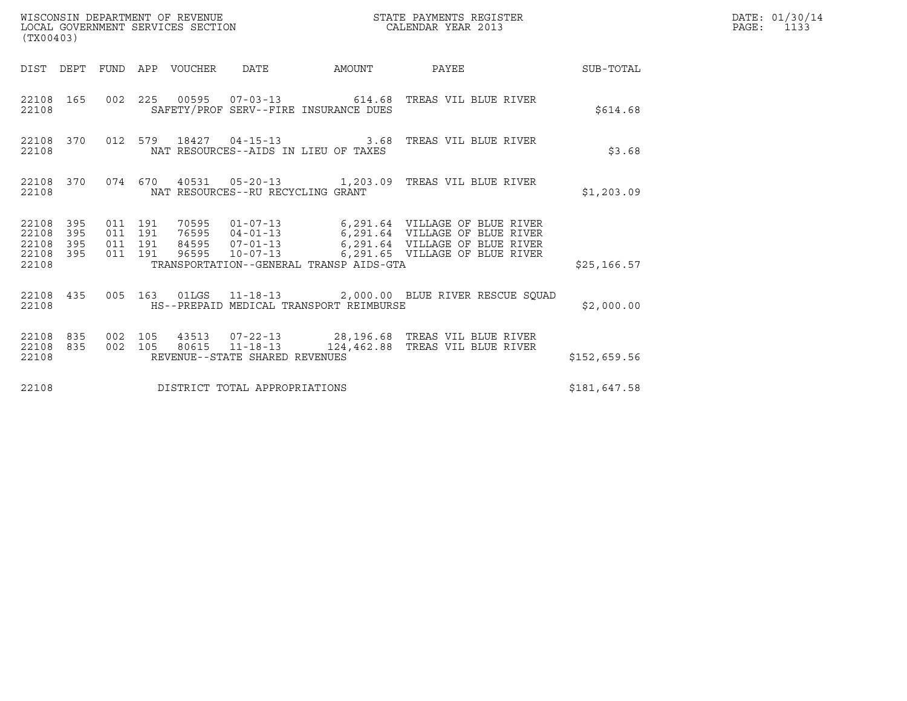WISCONSIN DEPARTMENT OF REVENUE
LOCAL GOVERNMENT SERVICES SECTION
(TX00403)

STATE PAYMENTS REGISTER
CALENDAR YEAR 2013

DATE: 01/30/14
PAGE: 1133

| DIST | DEPT | FUND | APP | VOUCHER | DATE | AMOUNT | PAYEE | SUB-TOTAL |
|---|---|---|---|---|---|---|---|---|
| 22108 | 165 | 002 | 225 | 00595 | 07-03-13 | 614.68 | TREAS VIL BLUE RIVER | |
| 22108 | | | | SAFETY/PROF SERV--FIRE INSURANCE DUES | | | | $614.68 |
| 22108 | 370 | 012 | 579 | 18427 | 04-15-13 | 3.68 | TREAS VIL BLUE RIVER | |
| 22108 | | | | NAT RESOURCES--AIDS IN LIEU OF TAXES | | | | $3.68 |
| 22108 | 370 | 074 | 670 | 40531 | 05-20-13 | 1,203.09 | TREAS VIL BLUE RIVER | |
| 22108 | | | | NAT RESOURCES--RU RECYCLING GRANT | | | | $1,203.09 |
| 22108 | 395 | 011 | 191 | 70595 | 01-07-13 | 6,291.64 | VILLAGE OF BLUE RIVER | |
| 22108 | 395 | 011 | 191 | 76595 | 04-01-13 | 6,291.64 | VILLAGE OF BLUE RIVER | |
| 22108 | 395 | 011 | 191 | 84595 | 07-01-13 | 6,291.64 | VILLAGE OF BLUE RIVER | |
| 22108 | 395 | 011 | 191 | 96595 | 10-07-13 | 6,291.65 | VILLAGE OF BLUE RIVER | |
| 22108 | | | | TRANSPORTATION--GENERAL TRANSP AIDS-GTA | | | | $25,166.57 |
| 22108 | 435 | 005 | 163 | 01LGS | 11-18-13 | 2,000.00 | BLUE RIVER RESCUE SQUAD | |
| 22108 | | | | HS--PREPAID MEDICAL TRANSPORT REIMBURSE | | | | $2,000.00 |
| 22108 | 835 | 002 | 105 | 43513 | 07-22-13 | 28,196.68 | TREAS VIL BLUE RIVER | |
| 22108 | 835 | 002 | 105 | 80615 | 11-18-13 | 124,462.88 | TREAS VIL BLUE RIVER | |
| 22108 | | | | REVENUE--STATE SHARED REVENUES | | | | $152,659.56 |
| 22108 | | | | DISTRICT TOTAL APPROPRIATIONS | | | | $181,647.58 |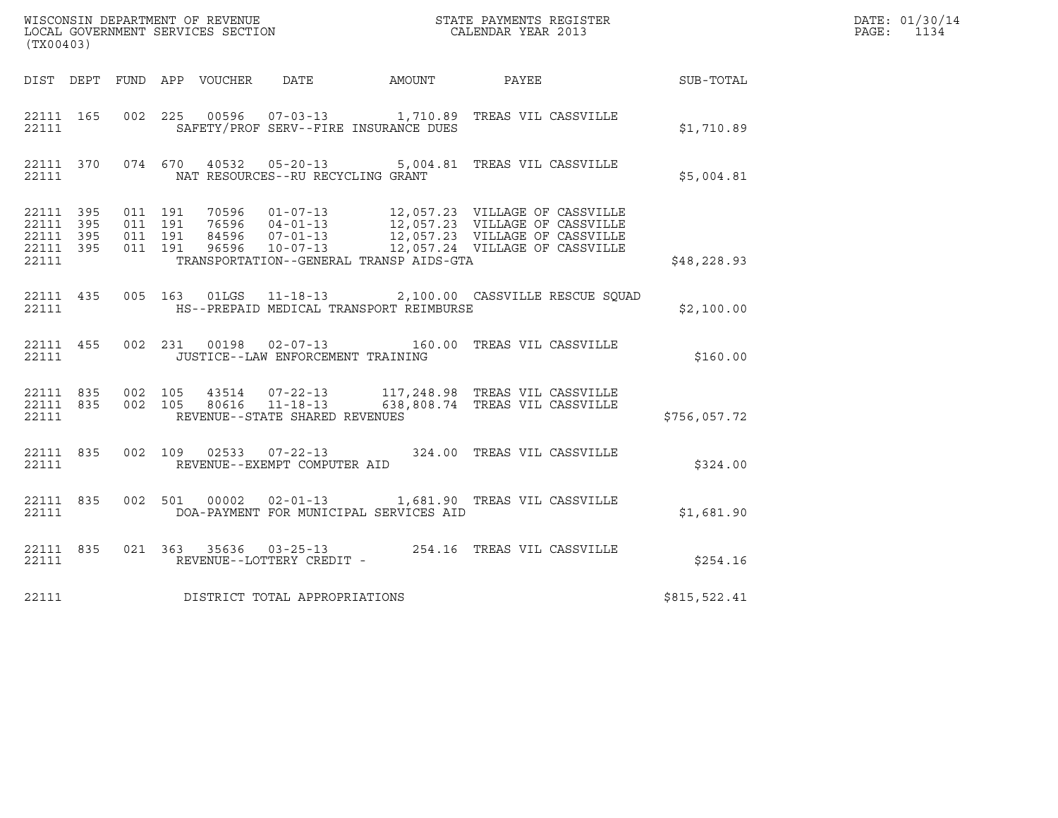WISCONSIN DEPARTMENT OF REVENUE
LOCAL GOVERNMENT SERVICES SECTION
(TX00403)

STATE PAYMENTS REGISTER
CALENDAR YEAR 2013

DATE: 01/30/14
PAGE: 1134

| DIST | DEPT | FUND | APP | VOUCHER | DATE | AMOUNT | PAYEE | SUB-TOTAL |
|---|---|---|---|---|---|---|---|---|
| 22111 | 165 | 002 | 225 | 00596 | 07-03-13 | 1,710.89 | TREAS VIL CASSVILLE | |
| 22111 | | | | SAFETY/PROF SERV--FIRE INSURANCE DUES | | | | $1,710.89 |
| 22111 | 370 | 074 | 670 | 40532 | 05-20-13 | 5,004.81 | TREAS VIL CASSVILLE | |
| 22111 | | | | NAT RESOURCES--RU RECYCLING GRANT | | | | $5,004.81 |
| 22111 | 395 | 011 | 191 | 70596 | 01-07-13 | 12,057.23 | VILLAGE OF CASSVILLE | |
| 22111 | 395 | 011 | 191 | 76596 | 04-01-13 | 12,057.23 | VILLAGE OF CASSVILLE | |
| 22111 | 395 | 011 | 191 | 84596 | 07-01-13 | 12,057.23 | VILLAGE OF CASSVILLE | |
| 22111 | 395 | 011 | 191 | 96596 | 10-07-13 | 12,057.24 | VILLAGE OF CASSVILLE | |
| 22111 | | | | TRANSPORTATION--GENERAL TRANSP AIDS-GTA | | | | $48,228.93 |
| 22111 | 435 | 005 | 163 | 01LGS | 11-18-13 | 2,100.00 | CASSVILLE RESCUE SQUAD | |
| 22111 | | | | HS--PREPAID MEDICAL TRANSPORT REIMBURSE | | | | $2,100.00 |
| 22111 | 455 | 002 | 231 | 00198 | 02-07-13 | 160.00 | TREAS VIL CASSVILLE | |
| 22111 | | | | JUSTICE--LAW ENFORCEMENT TRAINING | | | | $160.00 |
| 22111 | 835 | 002 | 105 | 43514 | 07-22-13 | 117,248.98 | TREAS VIL CASSVILLE | |
| 22111 | 835 | 002 | 105 | 80616 | 11-18-13 | 638,808.74 | TREAS VIL CASSVILLE | |
| 22111 | | | | REVENUE--STATE SHARED REVENUES | | | | $756,057.72 |
| 22111 | 835 | 002 | 109 | 02533 | 07-22-13 | 324.00 | TREAS VIL CASSVILLE | |
| 22111 | | | | REVENUE--EXEMPT COMPUTER AID | | | | $324.00 |
| 22111 | 835 | 002 | 501 | 00002 | 02-01-13 | 1,681.90 | TREAS VIL CASSVILLE | |
| 22111 | | | | DOA-PAYMENT FOR MUNICIPAL SERVICES AID | | | | $1,681.90 |
| 22111 | 835 | 021 | 363 | 35636 | 03-25-13 | 254.16 | TREAS VIL CASSVILLE | |
| 22111 | | | | REVENUE--LOTTERY CREDIT - | | | | $254.16 |
| 22111 | | | | DISTRICT TOTAL APPROPRIATIONS | | | | $815,522.41 |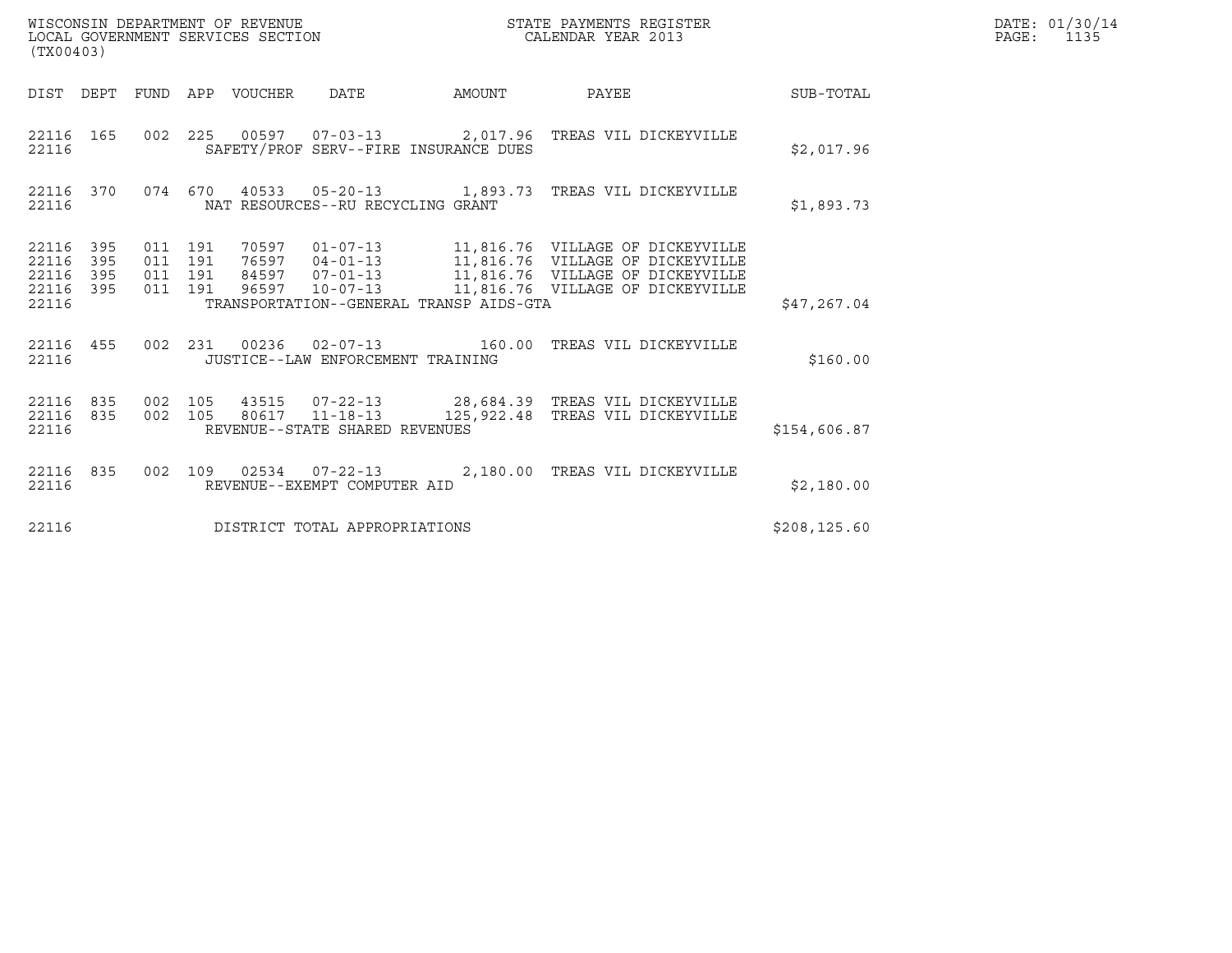WISCONSIN DEPARTMENT OF REVENUE
LOCAL GOVERNMENT SERVICES SECTION
(TX00403)

STATE PAYMENTS REGISTER
CALENDAR YEAR 2013

DATE: 01/30/14
PAGE: 1135

| DIST | DEPT | FUND | APP | VOUCHER | DATE | AMOUNT | PAYEE | SUB-TOTAL |
|---|---|---|---|---|---|---|---|---|
| 22116 | 165 | 002 | 225 | 00597 | 07-03-13 | 2,017.96 | TREAS VIL DICKEYVILLE | |
| 22116 | | | | SAFETY/PROF SERV--FIRE INSURANCE DUES | | | | $2,017.96 |
| 22116 | 370 | 074 | 670 | 40533 | 05-20-13 | 1,893.73 | TREAS VIL DICKEYVILLE | |
| 22116 | | | | NAT RESOURCES--RU RECYCLING GRANT | | | | $1,893.73 |
| 22116 | 395 | 011 | 191 | 70597 | 01-07-13 | 11,816.76 | VILLAGE OF DICKEYVILLE | |
| 22116 | 395 | 011 | 191 | 76597 | 04-01-13 | 11,816.76 | VILLAGE OF DICKEYVILLE | |
| 22116 | 395 | 011 | 191 | 84597 | 07-01-13 | 11,816.76 | VILLAGE OF DICKEYVILLE | |
| 22116 | 395 | 011 | 191 | 96597 | 10-07-13 | 11,816.76 | VILLAGE OF DICKEYVILLE | |
| 22116 | | | | TRANSPORTATION--GENERAL TRANSP AIDS-GTA | | | | $47,267.04 |
| 22116 | 455 | 002 | 231 | 00236 | 02-07-13 | 160.00 | TREAS VIL DICKEYVILLE | |
| 22116 | | | | JUSTICE--LAW ENFORCEMENT TRAINING | | | | $160.00 |
| 22116 | 835 | 002 | 105 | 43515 | 07-22-13 | 28,684.39 | TREAS VIL DICKEYVILLE | |
| 22116 | 835 | 002 | 105 | 80617 | 11-18-13 | 125,922.48 | TREAS VIL DICKEYVILLE | |
| 22116 | | | | REVENUE--STATE SHARED REVENUES | | | | $154,606.87 |
| 22116 | 835 | 002 | 109 | 02534 | 07-22-13 | 2,180.00 | TREAS VIL DICKEYVILLE | |
| 22116 | | | | REVENUE--EXEMPT COMPUTER AID | | | | $2,180.00 |
| 22116 | | | | DISTRICT TOTAL APPROPRIATIONS | | | | $208,125.60 |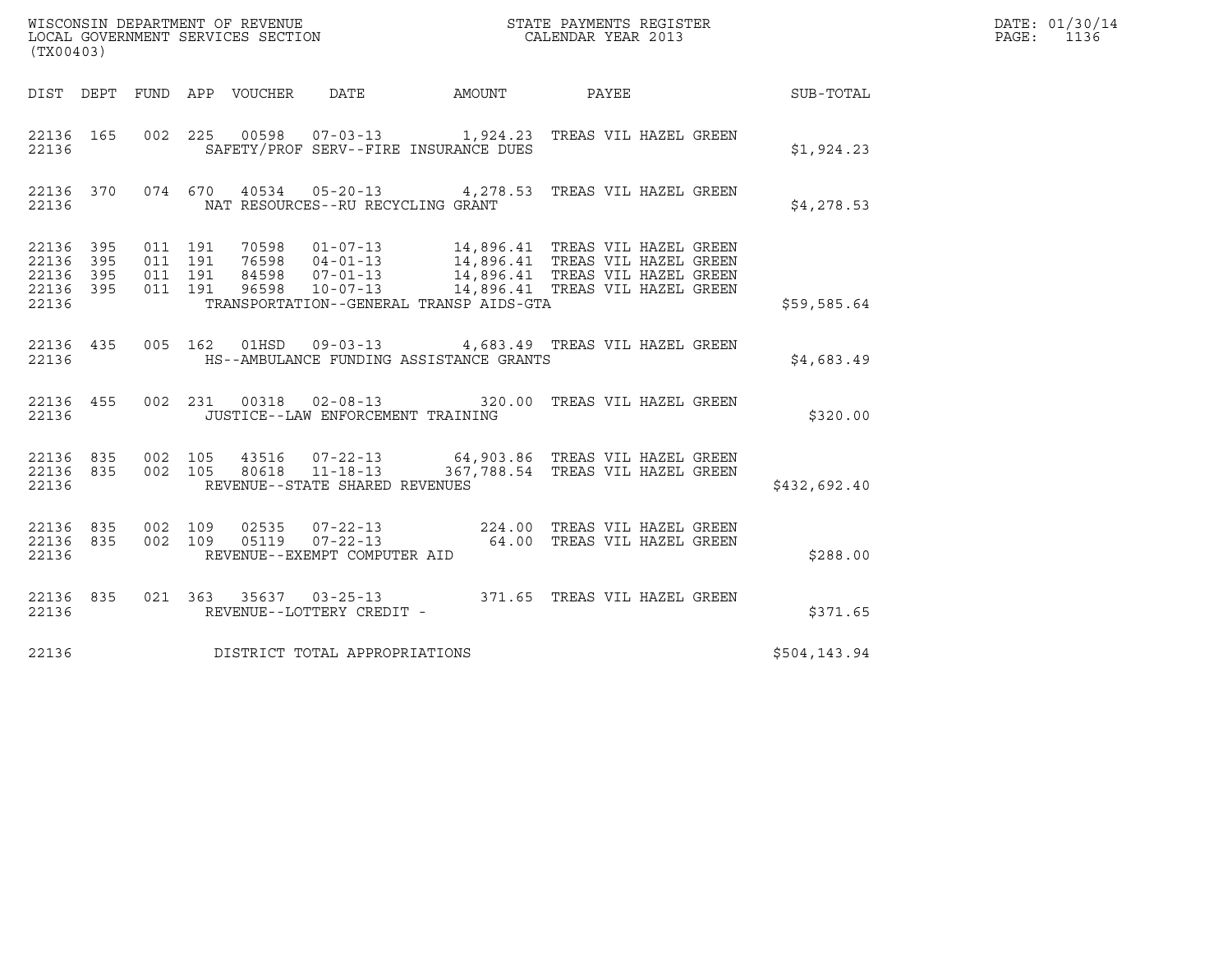WISCONSIN DEPARTMENT OF REVENUE
LOCAL GOVERNMENT SERVICES SECTION
(TX00403)

STATE PAYMENTS REGISTER
CALENDAR YEAR 2013

DATE: 01/30/14
PAGE: 1136

| DIST | DEPT | FUND | APP | VOUCHER | DATE | AMOUNT | PAYEE | SUB-TOTAL |
|---|---|---|---|---|---|---|---|---|
| 22136 | 165 | 002 | 225 | 00598 | 07-03-13 | 1,924.23 | TREAS VIL HAZEL GREEN | |
| 22136 | | | | SAFETY/PROF SERV--FIRE INSURANCE DUES | | | | $1,924.23 |
| 22136 | 370 | 074 | 670 | 40534 | 05-20-13 | 4,278.53 | TREAS VIL HAZEL GREEN | |
| 22136 | | | | NAT RESOURCES--RU RECYCLING GRANT | | | | $4,278.53 |
| 22136 | 395 | 011 | 191 | 70598 | 01-07-13 | 14,896.41 | TREAS VIL HAZEL GREEN | |
| 22136 | 395 | 011 | 191 | 76598 | 04-01-13 | 14,896.41 | TREAS VIL HAZEL GREEN | |
| 22136 | 395 | 011 | 191 | 84598 | 07-01-13 | 14,896.41 | TREAS VIL HAZEL GREEN | |
| 22136 | 395 | 011 | 191 | 96598 | 10-07-13 | 14,896.41 | TREAS VIL HAZEL GREEN | |
| 22136 | | | | TRANSPORTATION--GENERAL TRANSP AIDS-GTA | | | | $59,585.64 |
| 22136 | 435 | 005 | 162 | 01HSD | 09-03-13 | 4,683.49 | TREAS VIL HAZEL GREEN | |
| 22136 | | | | HS--AMBULANCE FUNDING ASSISTANCE GRANTS | | | | $4,683.49 |
| 22136 | 455 | 002 | 231 | 00318 | 02-08-13 | 320.00 | TREAS VIL HAZEL GREEN | |
| 22136 | | | | JUSTICE--LAW ENFORCEMENT TRAINING | | | | $320.00 |
| 22136 | 835 | 002 | 105 | 43516 | 07-22-13 | 64,903.86 | TREAS VIL HAZEL GREEN | |
| 22136 | 835 | 002 | 105 | 80618 | 11-18-13 | 367,788.54 | TREAS VIL HAZEL GREEN | |
| 22136 | | | | REVENUE--STATE SHARED REVENUES | | | | $432,692.40 |
| 22136 | 835 | 002 | 109 | 02535 | 07-22-13 | 224.00 | TREAS VIL HAZEL GREEN | |
| 22136 | 835 | 002 | 109 | 05119 | 07-22-13 | 64.00 | TREAS VIL HAZEL GREEN | |
| 22136 | | | | REVENUE--EXEMPT COMPUTER AID | | | | $288.00 |
| 22136 | 835 | 021 | 363 | 35637 | 03-25-13 | 371.65 | TREAS VIL HAZEL GREEN | |
| 22136 | | | | REVENUE--LOTTERY CREDIT - | | | | $371.65 |
| 22136 | | | | DISTRICT TOTAL APPROPRIATIONS | | | | $504,143.94 |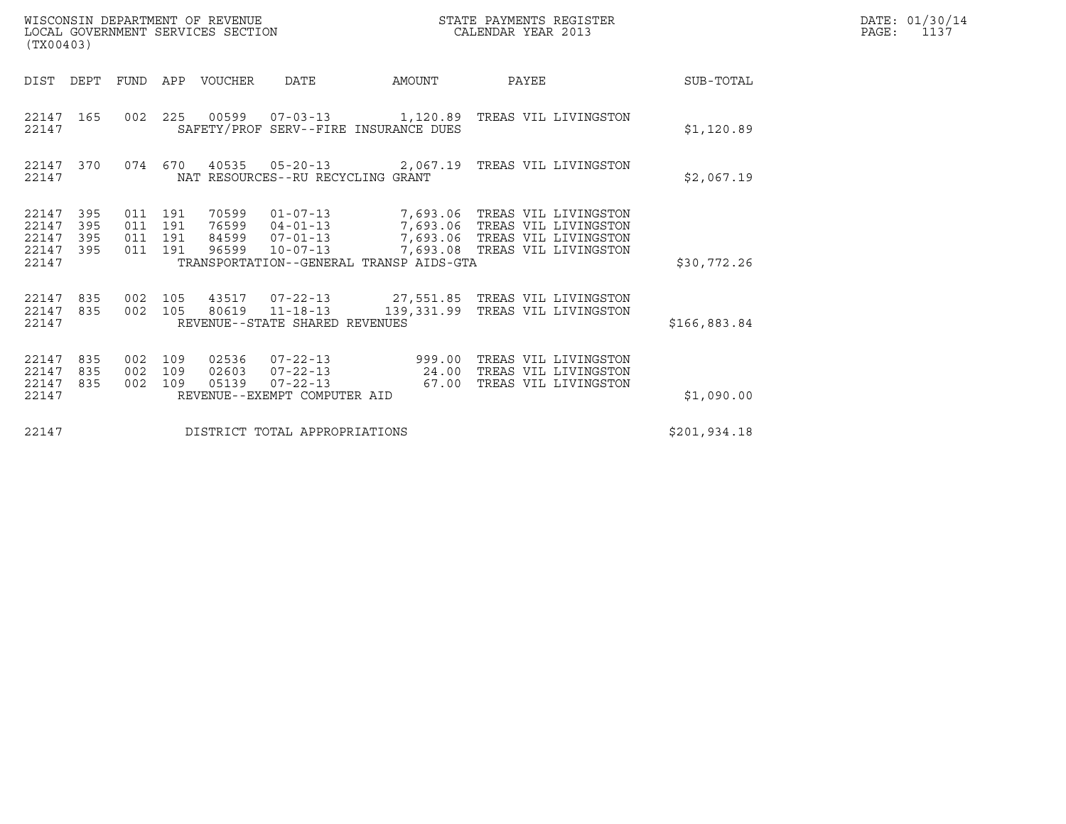WISCONSIN DEPARTMENT OF REVENUE
LOCAL GOVERNMENT SERVICES SECTION
(TX00403)

STATE PAYMENTS REGISTER
CALENDAR YEAR 2013

DATE: 01/30/14
PAGE: 1137

| DIST | DEPT | FUND | APP | VOUCHER | DATE | AMOUNT | PAYEE | SUB-TOTAL |
|---|---|---|---|---|---|---|---|---|
| 22147 | 165 | 002 | 225 | 00599 | 07-03-13 | 1,120.89 | TREAS VIL LIVINGSTON | |
| 22147 | | | | SAFETY/PROF SERV--FIRE INSURANCE DUES | | | | $1,120.89 |
| 22147 | 370 | 074 | 670 | 40535 | 05-20-13 | 2,067.19 | TREAS VIL LIVINGSTON | |
| 22147 | | | | NAT RESOURCES--RU RECYCLING GRANT | | | | $2,067.19 |
| 22147 | 395 | 011 | 191 | 70599 | 01-07-13 | 7,693.06 | TREAS VIL LIVINGSTON | |
| 22147 | 395 | 011 | 191 | 76599 | 04-01-13 | 7,693.06 | TREAS VIL LIVINGSTON | |
| 22147 | 395 | 011 | 191 | 84599 | 07-01-13 | 7,693.06 | TREAS VIL LIVINGSTON | |
| 22147 | 395 | 011 | 191 | 96599 | 10-07-13 | 7,693.08 | TREAS VIL LIVINGSTON | |
| 22147 | | | | TRANSPORTATION--GENERAL TRANSP AIDS-GTA | | | | $30,772.26 |
| 22147 | 835 | 002 | 105 | 43517 | 07-22-13 | 27,551.85 | TREAS VIL LIVINGSTON | |
| 22147 | 835 | 002 | 105 | 80619 | 11-18-13 | 139,331.99 | TREAS VIL LIVINGSTON | |
| 22147 | | | | REVENUE--STATE SHARED REVENUES | | | | $166,883.84 |
| 22147 | 835 | 002 | 109 | 02536 | 07-22-13 | 999.00 | TREAS VIL LIVINGSTON | |
| 22147 | 835 | 002 | 109 | 02603 | 07-22-13 | 24.00 | TREAS VIL LIVINGSTON | |
| 22147 | 835 | 002 | 109 | 05139 | 07-22-13 | 67.00 | TREAS VIL LIVINGSTON | |
| 22147 | | | | REVENUE--EXEMPT COMPUTER AID | | | | $1,090.00 |
| 22147 | | | | DISTRICT TOTAL APPROPRIATIONS | | | | $201,934.18 |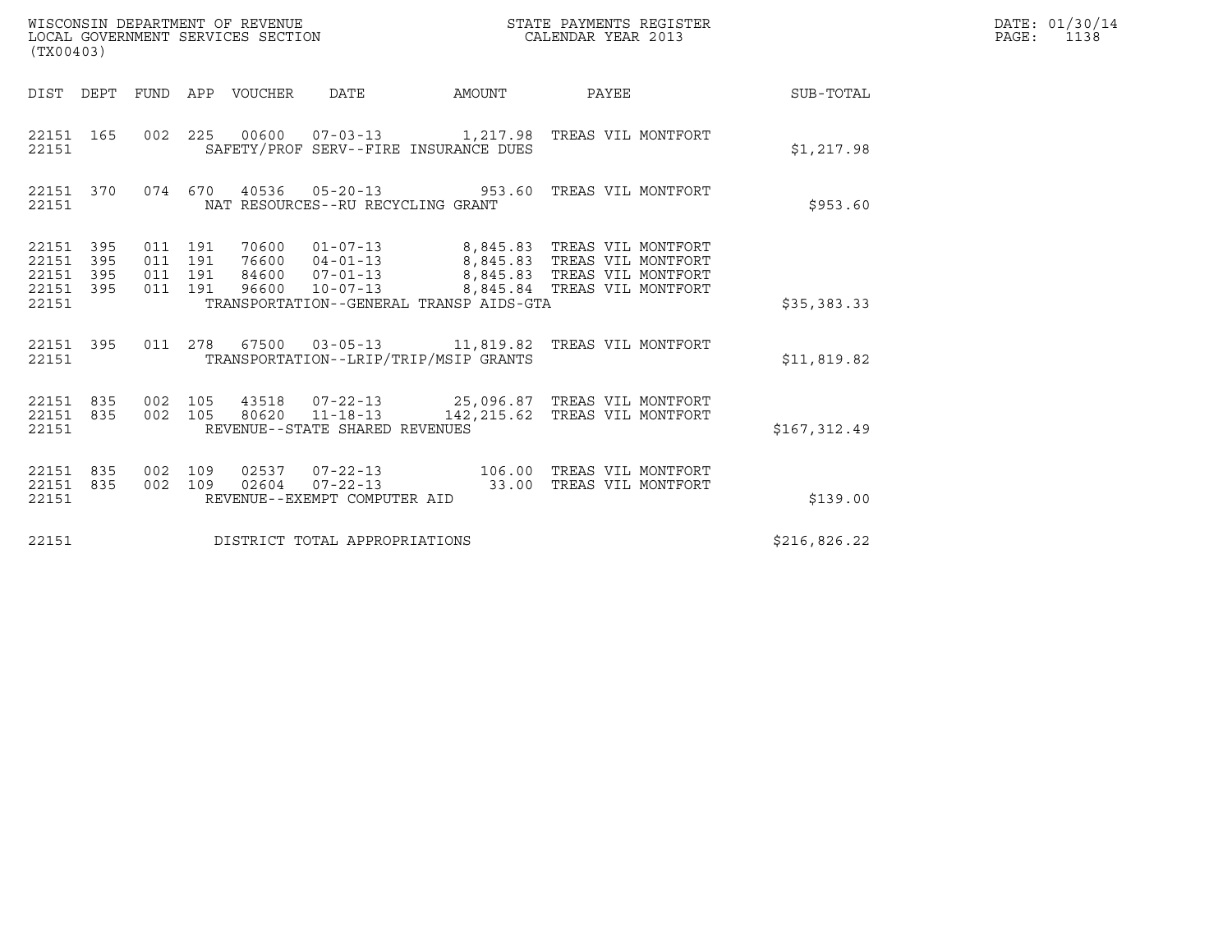WISCONSIN DEPARTMENT OF REVENUE
LOCAL GOVERNMENT SERVICES SECTION
(TX00403)

STATE PAYMENTS REGISTER
CALENDAR YEAR 2013

DATE: 01/30/14
PAGE: 1138

| DIST | DEPT | FUND | APP | VOUCHER | DATE | AMOUNT | PAYEE | SUB-TOTAL |
|---|---|---|---|---|---|---|---|---|
| 22151 | 165 | 002 | 225 | 00600 | 07-03-13 | 1,217.98 | TREAS VIL MONTFORT | |
| 22151 | | | | SAFETY/PROF SERV--FIRE INSURANCE DUES | | | | $1,217.98 |
| 22151 | 370 | 074 | 670 | 40536 | 05-20-13 | 953.60 | TREAS VIL MONTFORT | |
| 22151 | | | | NAT RESOURCES--RU RECYCLING GRANT | | | | $953.60 |
| 22151 | 395 | 011 | 191 | 70600 | 01-07-13 | 8,845.83 | TREAS VIL MONTFORT | |
| 22151 | 395 | 011 | 191 | 76600 | 04-01-13 | 8,845.83 | TREAS VIL MONTFORT | |
| 22151 | 395 | 011 | 191 | 84600 | 07-01-13 | 8,845.83 | TREAS VIL MONTFORT | |
| 22151 | 395 | 011 | 191 | 96600 | 10-07-13 | 8,845.84 | TREAS VIL MONTFORT | |
| 22151 | | | | TRANSPORTATION--GENERAL TRANSP AIDS-GTA | | | | $35,383.33 |
| 22151 | 395 | 011 | 278 | 67500 | 03-05-13 | 11,819.82 | TREAS VIL MONTFORT | |
| 22151 | | | | TRANSPORTATION--LRIP/TRIP/MSIP GRANTS | | | | $11,819.82 |
| 22151 | 835 | 002 | 105 | 43518 | 07-22-13 | 25,096.87 | TREAS VIL MONTFORT | |
| 22151 | 835 | 002 | 105 | 80620 | 11-18-13 | 142,215.62 | TREAS VIL MONTFORT | |
| 22151 | | | | REVENUE--STATE SHARED REVENUES | | | | $167,312.49 |
| 22151 | 835 | 002 | 109 | 02537 | 07-22-13 | 106.00 | TREAS VIL MONTFORT | |
| 22151 | 835 | 002 | 109 | 02604 | 07-22-13 | 33.00 | TREAS VIL MONTFORT | |
| 22151 | | | | REVENUE--EXEMPT COMPUTER AID | | | | $139.00 |
| 22151 | | | | DISTRICT TOTAL APPROPRIATIONS | | | | $216,826.22 |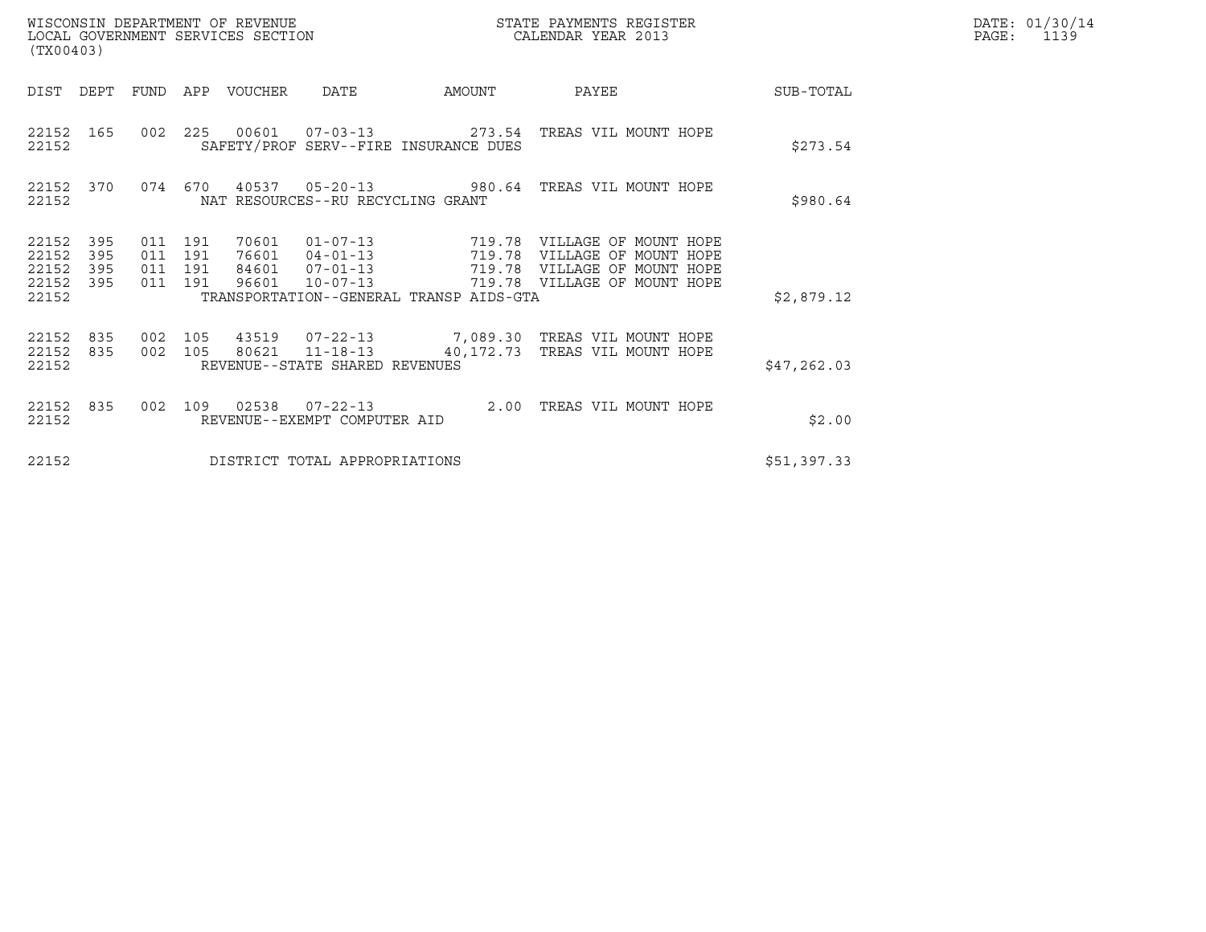WISCONSIN DEPARTMENT OF REVENUE
LOCAL GOVERNMENT SERVICES SECTION
(TX00403)

STATE PAYMENTS REGISTER
CALENDAR YEAR 2013

DATE: 01/30/14
PAGE: 1139

| DIST | DEPT | FUND | APP | VOUCHER | DATE | AMOUNT | PAYEE | SUB-TOTAL |
|---|---|---|---|---|---|---|---|---|
| 22152 | 165 | 002 | 225 | 00601 | 07-03-13 | 273.54 | TREAS VIL MOUNT HOPE | |
| 22152 | | | | SAFETY/PROF SERV--FIRE INSURANCE DUES | | | | $273.54 |
| 22152 | 370 | 074 | 670 | 40537 | 05-20-13 | 980.64 | TREAS VIL MOUNT HOPE | |
| 22152 | | | | NAT RESOURCES--RU RECYCLING GRANT | | | | $980.64 |
| 22152 | 395 | 011 | 191 | 70601 | 01-07-13 | 719.78 | VILLAGE OF MOUNT HOPE | |
| 22152 | 395 | 011 | 191 | 76601 | 04-01-13 | 719.78 | VILLAGE OF MOUNT HOPE | |
| 22152 | 395 | 011 | 191 | 84601 | 07-01-13 | 719.78 | VILLAGE OF MOUNT HOPE | |
| 22152 | 395 | 011 | 191 | 96601 | 10-07-13 | 719.78 | VILLAGE OF MOUNT HOPE | |
| 22152 | | | | TRANSPORTATION--GENERAL TRANSP AIDS-GTA | | | | $2,879.12 |
| 22152 | 835 | 002 | 105 | 43519 | 07-22-13 | 7,089.30 | TREAS VIL MOUNT HOPE | |
| 22152 | 835 | 002 | 105 | 80621 | 11-18-13 | 40,172.73 | TREAS VIL MOUNT HOPE | |
| 22152 | | | | REVENUE--STATE SHARED REVENUES | | | | $47,262.03 |
| 22152 | 835 | 002 | 109 | 02538 | 07-22-13 | 2.00 | TREAS VIL MOUNT HOPE | |
| 22152 | | | | REVENUE--EXEMPT COMPUTER AID | | | | $2.00 |
| 22152 | | | | DISTRICT TOTAL APPROPRIATIONS | | | | $51,397.33 |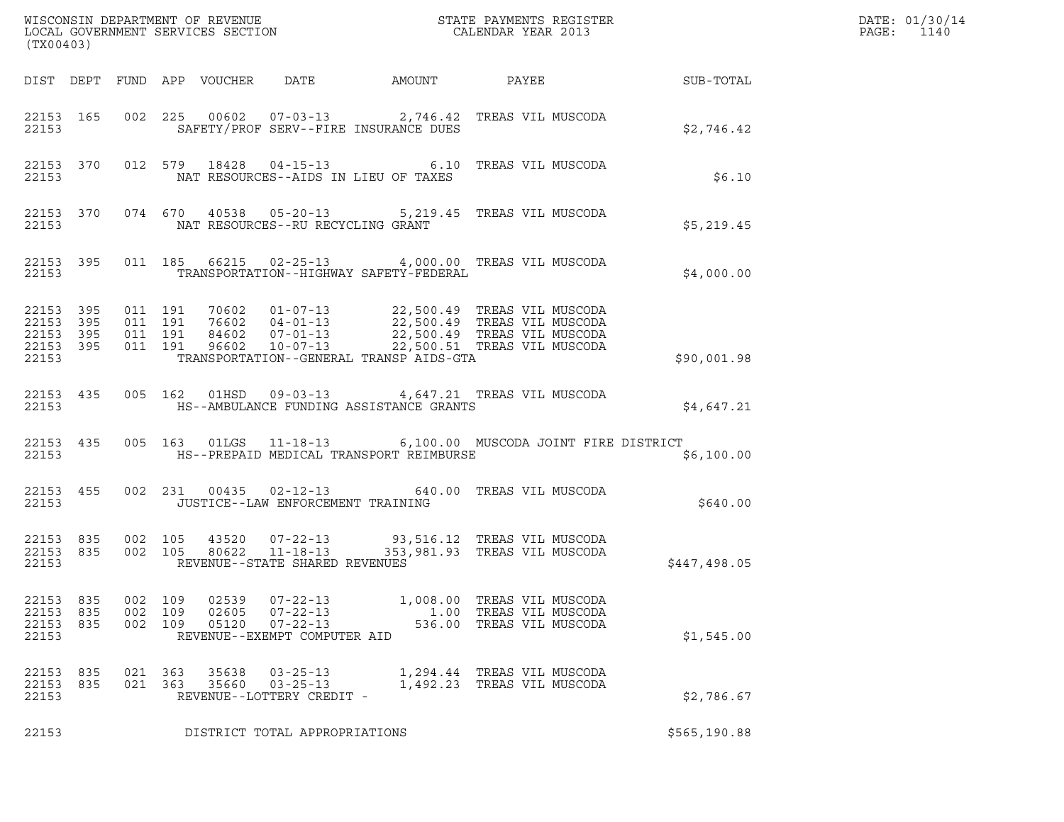WISCONSIN DEPARTMENT OF REVENUE
LOCAL GOVERNMENT SERVICES SECTION
(TX00403)

STATE PAYMENTS REGISTER
CALENDAR YEAR 2013

DATE: 01/30/14

| DIST | DEPT | FUND | APP | VOUCHER | DATE | AMOUNT | PAYEE | SUB-TOTAL |
|---|---|---|---|---|---|---|---|---|
| 22153 | 165 | 002 | 225 | 00602 | 07-03-13 | 2,746.42 | TREAS VIL MUSCODA | |
| 22153 | | | | SAFETY/PROF SERV--FIRE INSURANCE DUES | | | | $2,746.42 |
| 22153 | 370 | 012 | 579 | 18428 | 04-15-13 | 6.10 | TREAS VIL MUSCODA | |
| 22153 | | | | NAT RESOURCES--AIDS IN LIEU OF TAXES | | | | $6.10 |
| 22153 | 370 | 074 | 670 | 40538 | 05-20-13 | 5,219.45 | TREAS VIL MUSCODA | |
| 22153 | | | | NAT RESOURCES--RU RECYCLING GRANT | | | | $5,219.45 |
| 22153 | 395 | 011 | 185 | 66215 | 02-25-13 | 4,000.00 | TREAS VIL MUSCODA | |
| 22153 | | | | TRANSPORTATION--HIGHWAY SAFETY-FEDERAL | | | | $4,000.00 |
| 22153 | 395 | 011 | 191 | 70602 | 01-07-13 | 22,500.49 | TREAS VIL MUSCODA | |
| 22153 | 395 | 011 | 191 | 76602 | 04-01-13 | 22,500.49 | TREAS VIL MUSCODA | |
| 22153 | 395 | 011 | 191 | 84602 | 07-01-13 | 22,500.49 | TREAS VIL MUSCODA | |
| 22153 | 395 | 011 | 191 | 96602 | 10-07-13 | 22,500.51 | TREAS VIL MUSCODA | |
| 22153 | | | | TRANSPORTATION--GENERAL TRANSP AIDS-GTA | | | | $90,001.98 |
| 22153 | 435 | 005 | 162 | 01HSD | 09-03-13 | 4,647.21 | TREAS VIL MUSCODA | |
| 22153 | | | | HS--AMBULANCE FUNDING ASSISTANCE GRANTS | | | | $4,647.21 |
| 22153 | 435 | 005 | 163 | 01LGS | 11-18-13 | 6,100.00 | MUSCODA JOINT FIRE DISTRICT | |
| 22153 | | | | HS--PREPAID MEDICAL TRANSPORT REIMBURSE | | | | $6,100.00 |
| 22153 | 455 | 002 | 231 | 00435 | 02-12-13 | 640.00 | TREAS VIL MUSCODA | |
| 22153 | | | | JUSTICE--LAW ENFORCEMENT TRAINING | | | | $640.00 |
| 22153 | 835 | 002 | 105 | 43520 | 07-22-13 | 93,516.12 | TREAS VIL MUSCODA | |
| 22153 | 835 | 002 | 105 | 80622 | 11-18-13 | 353,981.93 | TREAS VIL MUSCODA | |
| 22153 | | | | REVENUE--STATE SHARED REVENUES | | | | $447,498.05 |
| 22153 | 835 | 002 | 109 | 02539 | 07-22-13 | 1,008.00 | TREAS VIL MUSCODA | |
| 22153 | 835 | 002 | 109 | 02605 | 07-22-13 | 1.00 | TREAS VIL MUSCODA | |
| 22153 | 835 | 002 | 109 | 05120 | 07-22-13 | 536.00 | TREAS VIL MUSCODA | |
| 22153 | | | | REVENUE--EXEMPT COMPUTER AID | | | | $1,545.00 |
| 22153 | 835 | 021 | 363 | 35638 | 03-25-13 | 1,294.44 | TREAS VIL MUSCODA | |
| 22153 | 835 | 021 | 363 | 35660 | 03-25-13 | 1,492.23 | TREAS VIL MUSCODA | |
| 22153 | | | | REVENUE--LOTTERY CREDIT - | | | | $2,786.67 |
| 22153 | | | | DISTRICT TOTAL APPROPRIATIONS | | | | $565,190.88 |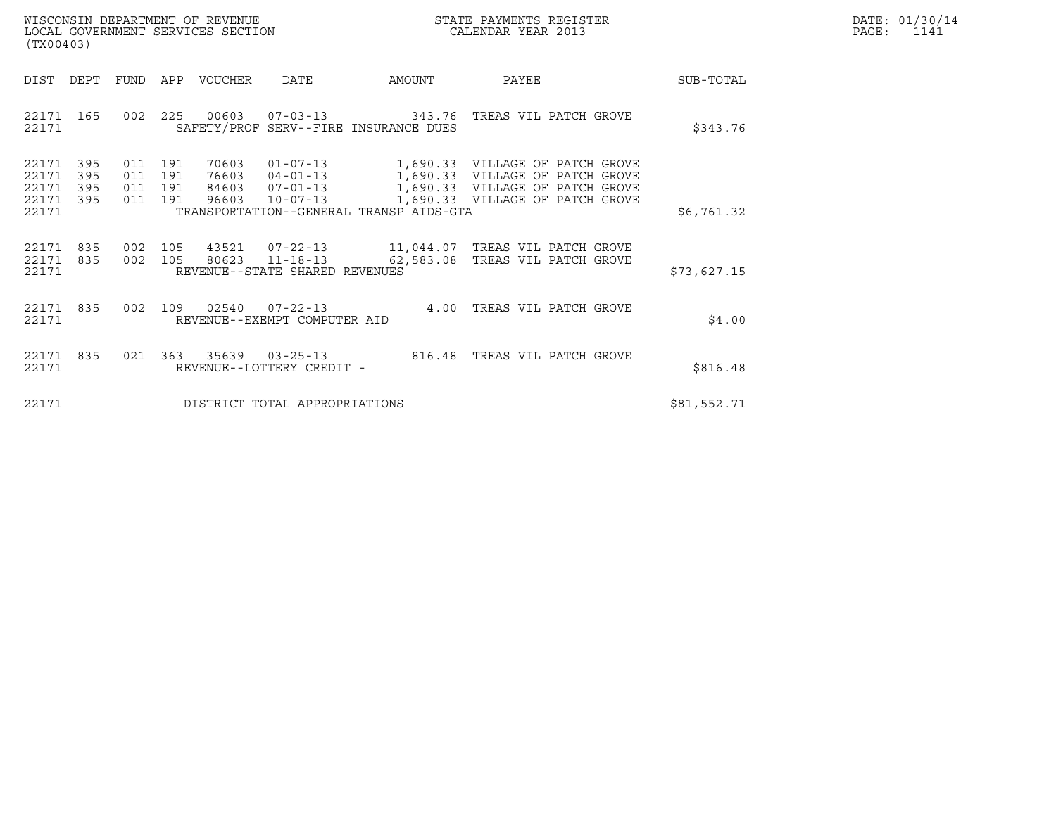WISCONSIN DEPARTMENT OF REVENUE
LOCAL GOVERNMENT SERVICES SECTION
(TX00403)

STATE PAYMENTS REGISTER
CALENDAR YEAR 2013

DATE: 01/30/14
PAGE: 1141

| DIST | DEPT | FUND | APP | VOUCHER | DATE | AMOUNT | PAYEE | SUB-TOTAL |
|---|---|---|---|---|---|---|---|---|
| 22171 | 165 | 002 | 225 | 00603 | 07-03-13 | 343.76 | TREAS VIL PATCH GROVE | |
| 22171 | | | | SAFETY/PROF SERV--FIRE INSURANCE DUES | | | | $343.76 |
| 22171 | 395 | 011 | 191 | 70603 | 01-07-13 | 1,690.33 | VILLAGE OF PATCH GROVE | |
| 22171 | 395 | 011 | 191 | 76603 | 04-01-13 | 1,690.33 | VILLAGE OF PATCH GROVE | |
| 22171 | 395 | 011 | 191 | 84603 | 07-01-13 | 1,690.33 | VILLAGE OF PATCH GROVE | |
| 22171 | 395 | 011 | 191 | 96603 | 10-07-13 | 1,690.33 | VILLAGE OF PATCH GROVE | |
| 22171 | | | | TRANSPORTATION--GENERAL TRANSP AIDS-GTA | | | | $6,761.32 |
| 22171 | 835 | 002 | 105 | 43521 | 07-22-13 | 11,044.07 | TREAS VIL PATCH GROVE | |
| 22171 | 835 | 002 | 105 | 80623 | 11-18-13 | 62,583.08 | TREAS VIL PATCH GROVE | |
| 22171 | | | | REVENUE--STATE SHARED REVENUES | | | | $73,627.15 |
| 22171 | 835 | 002 | 109 | 02540 | 07-22-13 | 4.00 | TREAS VIL PATCH GROVE | |
| 22171 | | | | REVENUE--EXEMPT COMPUTER AID | | | | $4.00 |
| 22171 | 835 | 021 | 363 | 35639 | 03-25-13 | 816.48 | TREAS VIL PATCH GROVE | |
| 22171 | | | | REVENUE--LOTTERY CREDIT - | | | | $816.48 |
| 22171 | | | | DISTRICT TOTAL APPROPRIATIONS | | | | $81,552.71 |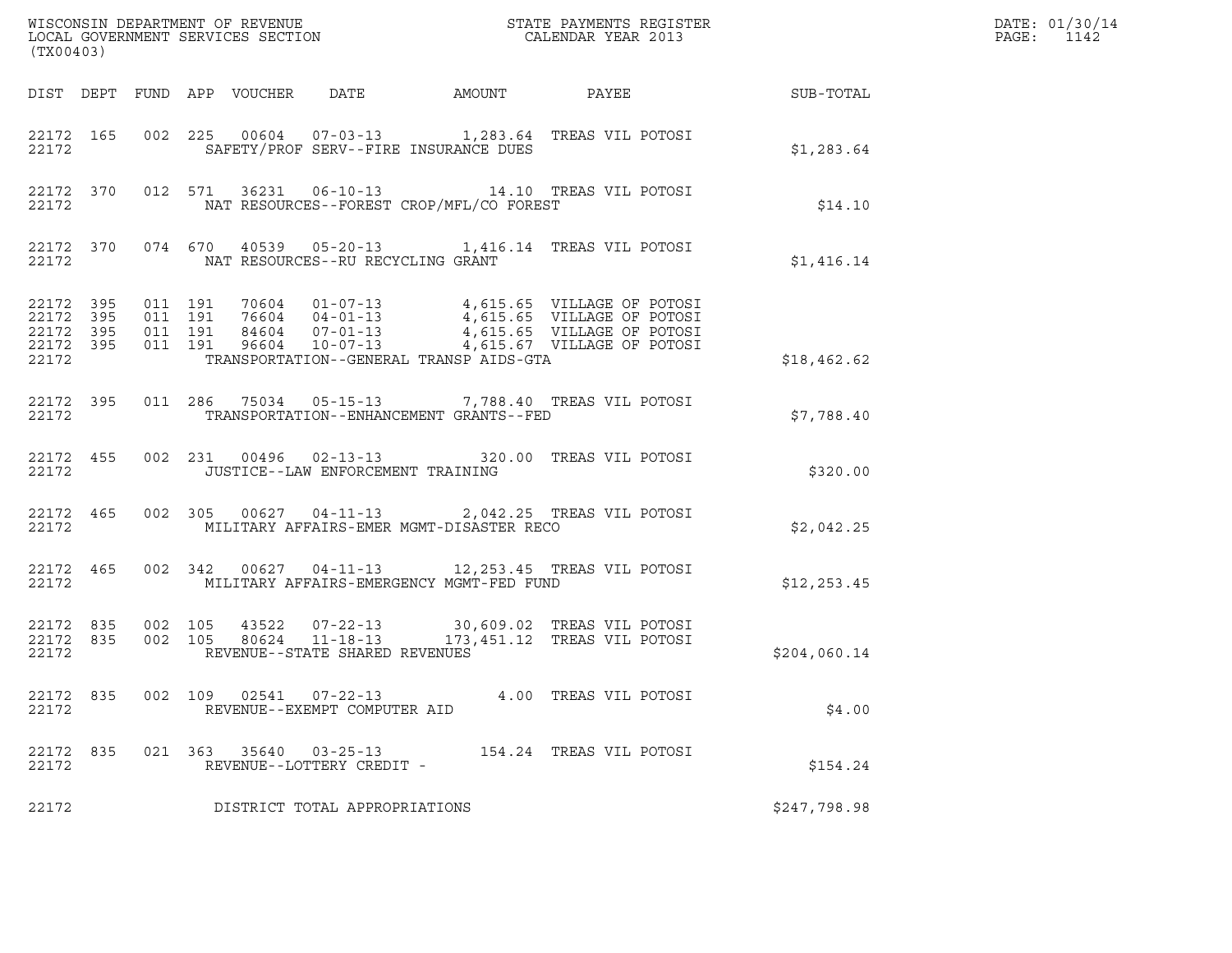WISCONSIN DEPARTMENT OF REVENUE
LOCAL GOVERNMENT SERVICES SECTION
(TX00403)

STATE PAYMENTS REGISTER
CALENDAR YEAR 2013

DATE: 01/30/14

| DIST | DEPT | FUND | APP | VOUCHER | DATE | AMOUNT | PAYEE | SUB-TOTAL |
|---|---|---|---|---|---|---|---|---|
| 22172 | 165 | 002 | 225 | 00604 | 07-03-13 | 1,283.64 | TREAS VIL POTOSI | |
| 22172 | | | | SAFETY/PROF SERV--FIRE INSURANCE DUES | | | | $1,283.64 |
| 22172 | 370 | 012 | 571 | 36231 | 06-10-13 | 14.10 | TREAS VIL POTOSI | |
| 22172 | | | | NAT RESOURCES--FOREST CROP/MFL/CO FOREST | | | | $14.10 |
| 22172 | 370 | 074 | 670 | 40539 | 05-20-13 | 1,416.14 | TREAS VIL POTOSI | |
| 22172 | | | | NAT RESOURCES--RU RECYCLING GRANT | | | | $1,416.14 |
| 22172 | 395 | 011 | 191 | 70604 | 01-07-13 | 4,615.65 | VILLAGE OF POTOSI | |
| 22172 | 395 | 011 | 191 | 76604 | 04-01-13 | 4,615.65 | VILLAGE OF POTOSI | |
| 22172 | 395 | 011 | 191 | 84604 | 07-01-13 | 4,615.65 | VILLAGE OF POTOSI | |
| 22172 | 395 | 011 | 191 | 96604 | 10-07-13 | 4,615.67 | VILLAGE OF POTOSI | |
| 22172 | | | | TRANSPORTATION--GENERAL TRANSP AIDS-GTA | | | | $18,462.62 |
| 22172 | 395 | 011 | 286 | 75034 | 05-15-13 | 7,788.40 | TREAS VIL POTOSI | |
| 22172 | | | | TRANSPORTATION--ENHANCEMENT GRANTS--FED | | | | $7,788.40 |
| 22172 | 455 | 002 | 231 | 00496 | 02-13-13 | 320.00 | TREAS VIL POTOSI | |
| 22172 | | | | JUSTICE--LAW ENFORCEMENT TRAINING | | | | $320.00 |
| 22172 | 465 | 002 | 305 | 00627 | 04-11-13 | 2,042.25 | TREAS VIL POTOSI | |
| 22172 | | | | MILITARY AFFAIRS-EMER MGMT-DISASTER RECO | | | | $2,042.25 |
| 22172 | 465 | 002 | 342 | 00627 | 04-11-13 | 12,253.45 | TREAS VIL POTOSI | |
| 22172 | | | | MILITARY AFFAIRS-EMERGENCY MGMT-FED FUND | | | | $12,253.45 |
| 22172 | 835 | 002 | 105 | 43522 | 07-22-13 | 30,609.02 | TREAS VIL POTOSI | |
| 22172 | 835 | 002 | 105 | 80624 | 11-18-13 | 173,451.12 | TREAS VIL POTOSI | |
| 22172 | | | | REVENUE--STATE SHARED REVENUES | | | | $204,060.14 |
| 22172 | 835 | 002 | 109 | 02541 | 07-22-13 | 4.00 | TREAS VIL POTOSI | |
| 22172 | | | | REVENUE--EXEMPT COMPUTER AID | | | | $4.00 |
| 22172 | 835 | 021 | 363 | 35640 | 03-25-13 | 154.24 | TREAS VIL POTOSI | |
| 22172 | | | | REVENUE--LOTTERY CREDIT - | | | | $154.24 |
| 22172 | | | | DISTRICT TOTAL APPROPRIATIONS | | | | $247,798.98 |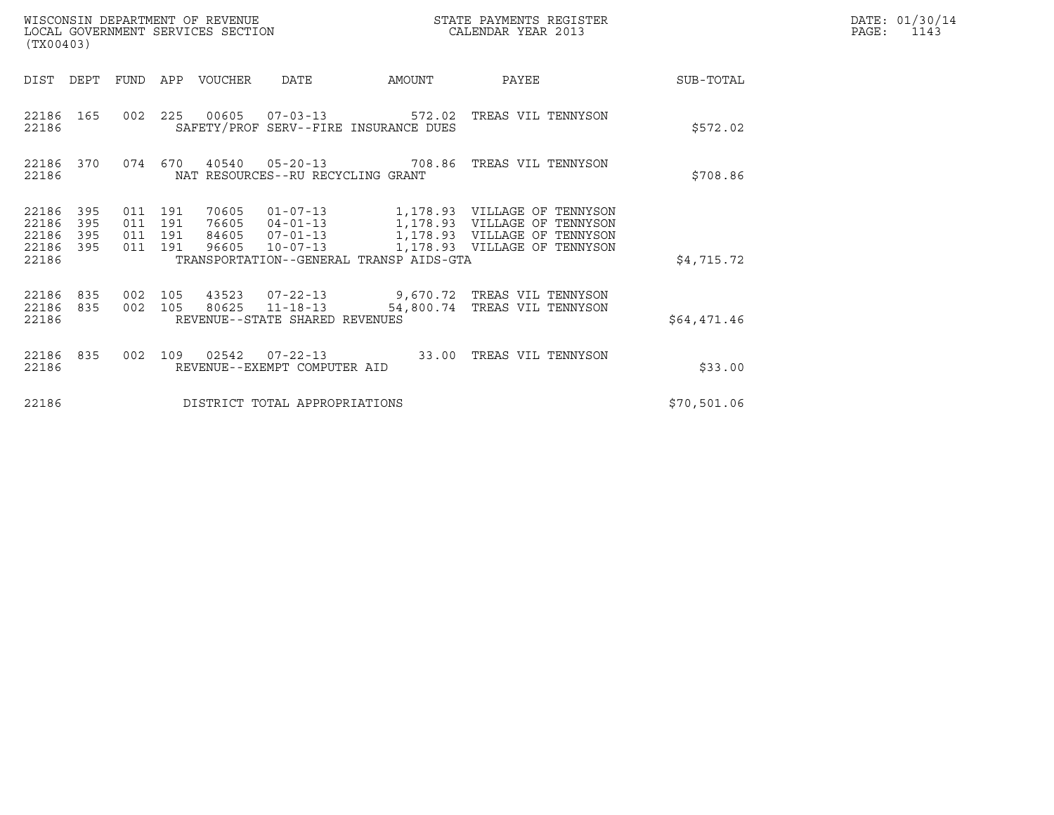WISCONSIN DEPARTMENT OF REVENUE
LOCAL GOVERNMENT SERVICES SECTION
(TX00403)

STATE PAYMENTS REGISTER
CALENDAR YEAR 2013

DATE: 01/30/14
PAGE: 1143

| DIST | DEPT | FUND | APP | VOUCHER | DATE | AMOUNT | PAYEE | SUB-TOTAL |
|---|---|---|---|---|---|---|---|---|
| 22186 | 165 | 002 | 225 | 00605 | 07-03-13 | 572.02 | TREAS VIL TENNYSON | |
| 22186 | | | | SAFETY/PROF SERV--FIRE INSURANCE DUES | | | | $572.02 |
| 22186 | 370 | 074 | 670 | 40540 | 05-20-13 | 708.86 | TREAS VIL TENNYSON | |
| 22186 | | | | NAT RESOURCES--RU RECYCLING GRANT | | | | $708.86 |
| 22186 | 395 | 011 | 191 | 70605 | 01-07-13 | 1,178.93 | VILLAGE OF TENNYSON | |
| 22186 | 395 | 011 | 191 | 76605 | 04-01-13 | 1,178.93 | VILLAGE OF TENNYSON | |
| 22186 | 395 | 011 | 191 | 84605 | 07-01-13 | 1,178.93 | VILLAGE OF TENNYSON | |
| 22186 | 395 | 011 | 191 | 96605 | 10-07-13 | 1,178.93 | VILLAGE OF TENNYSON | |
| 22186 | | | | TRANSPORTATION--GENERAL TRANSP AIDS-GTA | | | | $4,715.72 |
| 22186 | 835 | 002 | 105 | 43523 | 07-22-13 | 9,670.72 | TREAS VIL TENNYSON | |
| 22186 | 835 | 002 | 105 | 80625 | 11-18-13 | 54,800.74 | TREAS VIL TENNYSON | |
| 22186 | | | | REVENUE--STATE SHARED REVENUES | | | | $64,471.46 |
| 22186 | 835 | 002 | 109 | 02542 | 07-22-13 | 33.00 | TREAS VIL TENNYSON | |
| 22186 | | | | REVENUE--EXEMPT COMPUTER AID | | | | $33.00 |
| 22186 | | | | DISTRICT TOTAL APPROPRIATIONS | | | | $70,501.06 |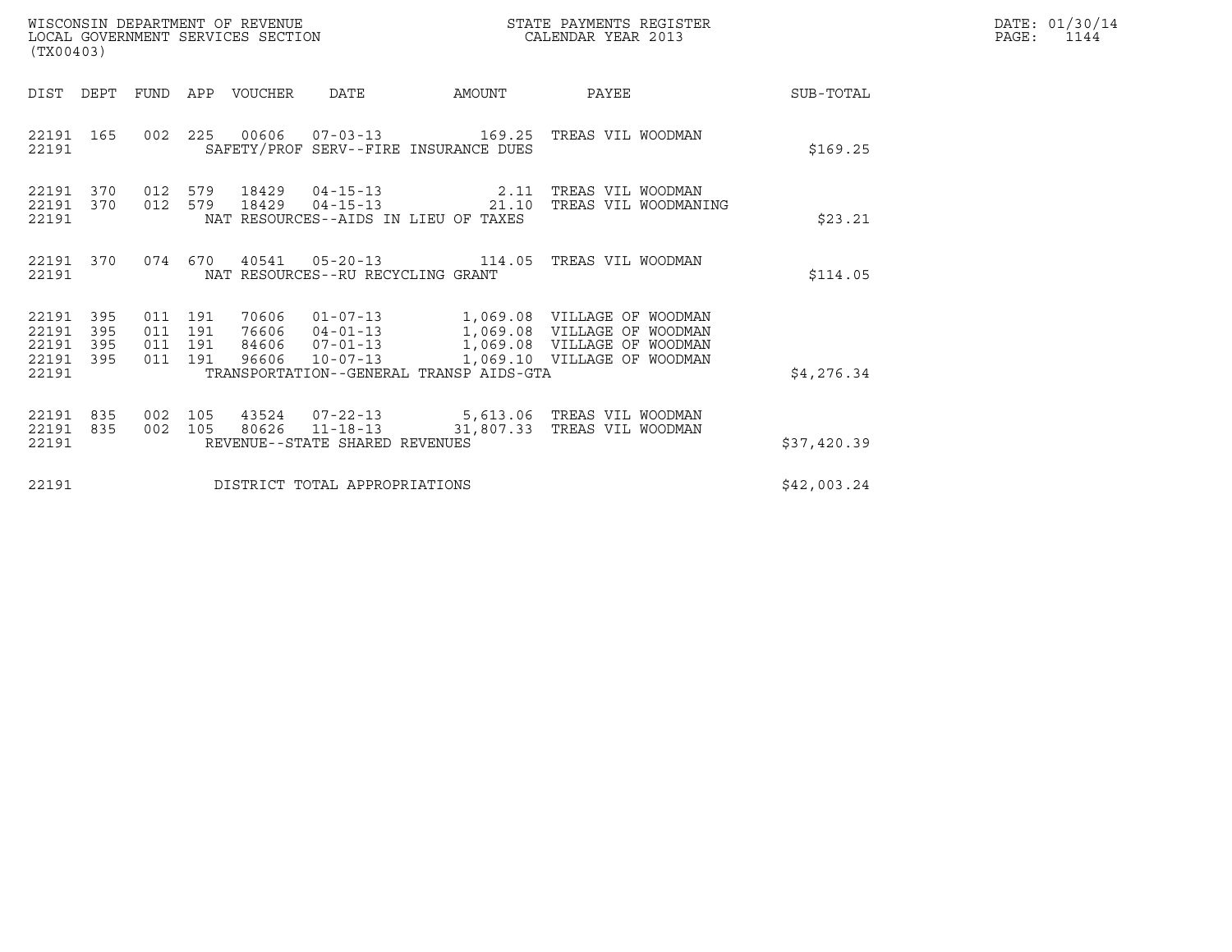WISCONSIN DEPARTMENT OF REVENUE
LOCAL GOVERNMENT SERVICES SECTION
(TX00403)

STATE PAYMENTS REGISTER
CALENDAR YEAR 2013

DATE: 01/30/14
PAGE: 1144

| DIST | DEPT | FUND | APP | VOUCHER | DATE | AMOUNT | PAYEE | SUB-TOTAL |
|---|---|---|---|---|---|---|---|---|
| 22191 | 165 | 002 | 225 | 00606 | 07-03-13 | 169.25 | TREAS VIL WOODMAN | |
| 22191 | | | | SAFETY/PROF SERV--FIRE INSURANCE DUES | | | | $169.25 |
| 22191 | 370 | 012 | 579 | 18429 | 04-15-13 | 2.11 | TREAS VIL WOODMAN | |
| 22191 | 370 | 012 | 579 | 18429 | 04-15-13 | 21.10 | TREAS VIL WOODMANING | |
| 22191 | | | | NAT RESOURCES--AIDS IN LIEU OF TAXES | | | | $23.21 |
| 22191 | 370 | 074 | 670 | 40541 | 05-20-13 | 114.05 | TREAS VIL WOODMAN | |
| 22191 | | | | NAT RESOURCES--RU RECYCLING GRANT | | | | $114.05 |
| 22191 | 395 | 011 | 191 | 70606 | 01-07-13 | 1,069.08 | VILLAGE OF WOODMAN | |
| 22191 | 395 | 011 | 191 | 76606 | 04-01-13 | 1,069.08 | VILLAGE OF WOODMAN | |
| 22191 | 395 | 011 | 191 | 84606 | 07-01-13 | 1,069.08 | VILLAGE OF WOODMAN | |
| 22191 | 395 | 011 | 191 | 96606 | 10-07-13 | 1,069.10 | VILLAGE OF WOODMAN | |
| 22191 | | | | TRANSPORTATION--GENERAL TRANSP AIDS-GTA | | | | $4,276.34 |
| 22191 | 835 | 002 | 105 | 43524 | 07-22-13 | 5,613.06 | TREAS VIL WOODMAN | |
| 22191 | 835 | 002 | 105 | 80626 | 11-18-13 | 31,807.33 | TREAS VIL WOODMAN | |
| 22191 | | | | REVENUE--STATE SHARED REVENUES | | | | $37,420.39 |
| 22191 | | | | DISTRICT TOTAL APPROPRIATIONS | | | | $42,003.24 |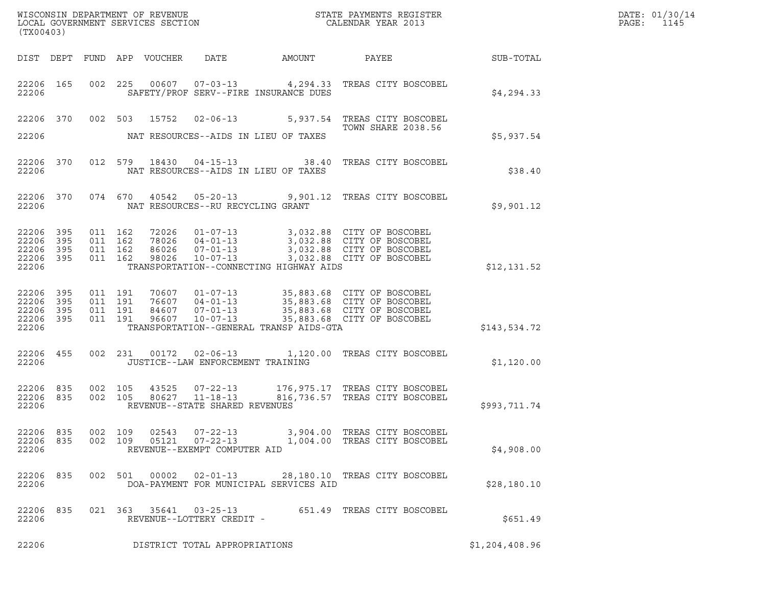WISCONSIN DEPARTMENT OF REVENUE
LOCAL GOVERNMENT SERVICES SECTION
(TX00403)

STATE PAYMENTS REGISTER
CALENDAR YEAR 2013

DATE: 01/30/14
PAGE: 1145

| DIST | DEPT | FUND | APP | VOUCHER | DATE | AMOUNT | PAYEE | SUB-TOTAL |
|---|---|---|---|---|---|---|---|---|
| 22206 | 165 | 002 | 225 | 00607 | 07-03-13 | 4,294.33 | TREAS CITY BOSCOBEL | |
| 22206 | | | | SAFETY/PROF SERV--FIRE INSURANCE DUES | | | | $4,294.33 |
| 22206 | 370 | 002 | 503 | 15752 | 02-06-13 | 5,937.54 | TREAS CITY BOSCOBEL TOWN SHARE 2038.56 | |
| 22206 | | | | NAT RESOURCES--AIDS IN LIEU OF TAXES | | | | $5,937.54 |
| 22206 | 370 | 012 | 579 | 18430 | 04-15-13 | 38.40 | TREAS CITY BOSCOBEL | |
| 22206 | | | | NAT RESOURCES--AIDS IN LIEU OF TAXES | | | | $38.40 |
| 22206 | 370 | 074 | 670 | 40542 | 05-20-13 | 9,901.12 | TREAS CITY BOSCOBEL | |
| 22206 | | | | NAT RESOURCES--RU RECYCLING GRANT | | | | $9,901.12 |
| 22206 | 395 | 011 | 162 | 72026 | 01-07-13 | 3,032.88 | CITY OF BOSCOBEL | |
| 22206 | 395 | 011 | 162 | 78026 | 04-01-13 | 3,032.88 | CITY OF BOSCOBEL | |
| 22206 | 395 | 011 | 162 | 86026 | 07-01-13 | 3,032.88 | CITY OF BOSCOBEL | |
| 22206 | 395 | 011 | 162 | 98026 | 10-07-13 | 3,032.88 | CITY OF BOSCOBEL | |
| 22206 | | | | TRANSPORTATION--CONNECTING HIGHWAY AIDS | | | | $12,131.52 |
| 22206 | 395 | 011 | 191 | 70607 | 01-07-13 | 35,883.68 | CITY OF BOSCOBEL | |
| 22206 | 395 | 011 | 191 | 76607 | 04-01-13 | 35,883.68 | CITY OF BOSCOBEL | |
| 22206 | 395 | 011 | 191 | 84607 | 07-01-13 | 35,883.68 | CITY OF BOSCOBEL | |
| 22206 | 395 | 011 | 191 | 96607 | 10-07-13 | 35,883.68 | CITY OF BOSCOBEL | |
| 22206 | | | | TRANSPORTATION--GENERAL TRANSP AIDS-GTA | | | | $143,534.72 |
| 22206 | 455 | 002 | 231 | 00172 | 02-06-13 | 1,120.00 | TREAS CITY BOSCOBEL | |
| 22206 | | | | JUSTICE--LAW ENFORCEMENT TRAINING | | | | $1,120.00 |
| 22206 | 835 | 002 | 105 | 43525 | 07-22-13 | 176,975.17 | TREAS CITY BOSCOBEL | |
| 22206 | 835 | 002 | 105 | 80627 | 11-18-13 | 816,736.57 | TREAS CITY BOSCOBEL | |
| 22206 | | | | REVENUE--STATE SHARED REVENUES | | | | $993,711.74 |
| 22206 | 835 | 002 | 109 | 02543 | 07-22-13 | 3,904.00 | TREAS CITY BOSCOBEL | |
| 22206 | 835 | 002 | 109 | 05121 | 07-22-13 | 1,004.00 | TREAS CITY BOSCOBEL | |
| 22206 | | | | REVENUE--EXEMPT COMPUTER AID | | | | $4,908.00 |
| 22206 | 835 | 002 | 501 | 00002 | 02-01-13 | 28,180.10 | TREAS CITY BOSCOBEL | |
| 22206 | | | | DOA-PAYMENT FOR MUNICIPAL SERVICES AID | | | | $28,180.10 |
| 22206 | 835 | 021 | 363 | 35641 | 03-25-13 | 651.49 | TREAS CITY BOSCOBEL | |
| 22206 | | | | REVENUE--LOTTERY CREDIT - | | | | $651.49 |
| 22206 | | | | DISTRICT TOTAL APPROPRIATIONS | | | | $1,204,408.96 |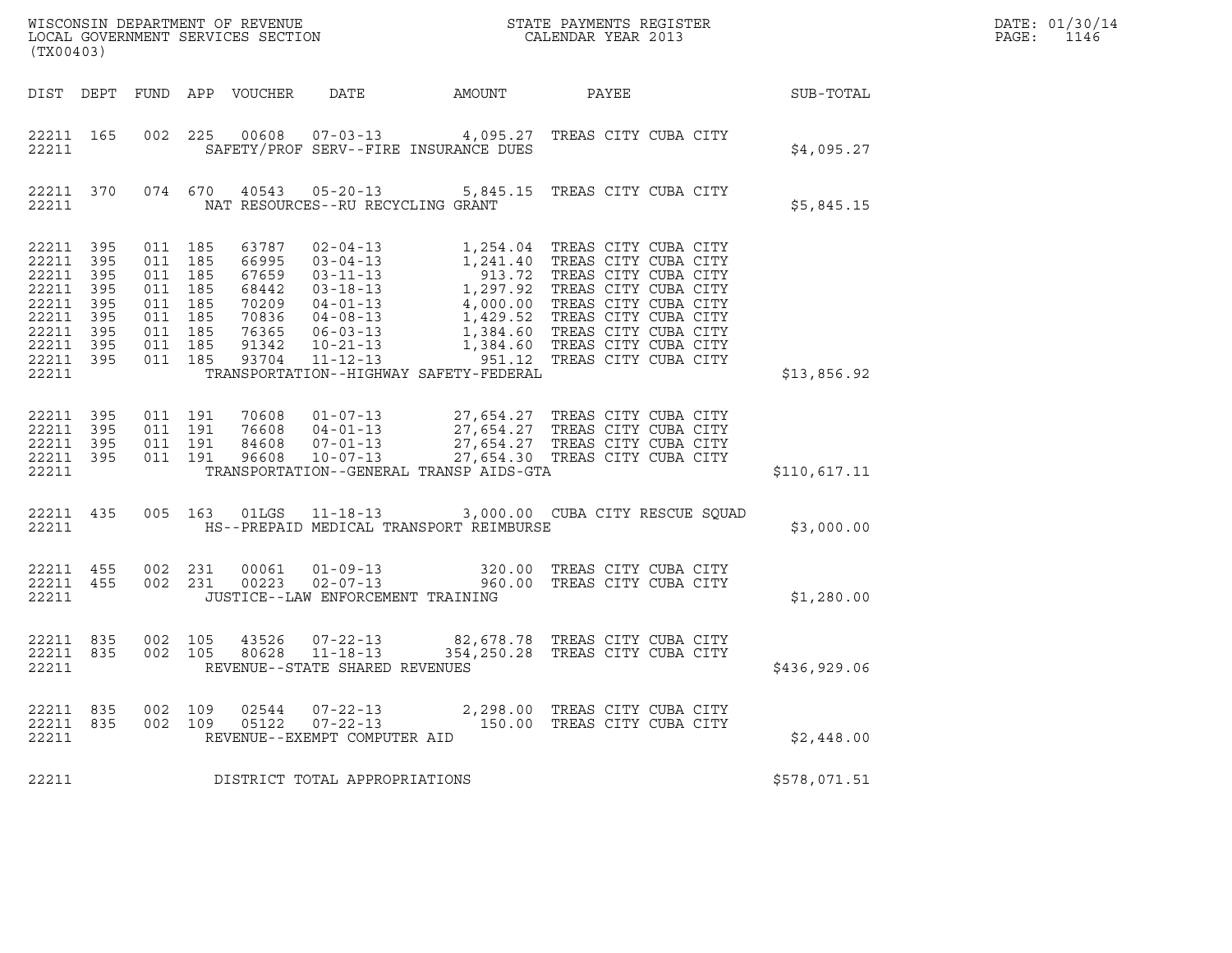WISCONSIN DEPARTMENT OF REVENUE
LOCAL GOVERNMENT SERVICES SECTION
(TX00403)

STATE PAYMENTS REGISTER
CALENDAR YEAR 2013

DATE: 01/30/14
PAGE: 1146

| DIST | DEPT | FUND | APP | VOUCHER | DATE | AMOUNT | PAYEE | SUB-TOTAL |
|---|---|---|---|---|---|---|---|---|
| 22211 | 165 | 002 | 225 | 00608 | 07-03-13 | 4,095.27 | TREAS CITY CUBA CITY | |
| 22211 | | | | | SAFETY/PROF SERV--FIRE INSURANCE DUES | | | $4,095.27 |
| 22211 | 370 | 074 | 670 | 40543 | 05-20-13 | 5,845.15 | TREAS CITY CUBA CITY | |
| 22211 | | | | | NAT RESOURCES--RU RECYCLING GRANT | | | $5,845.15 |
| 22211 | 395 | 011 | 185 | 63787 | 02-04-13 | 1,254.04 | TREAS CITY CUBA CITY | |
| 22211 | 395 | 011 | 185 | 66995 | 03-04-13 | 1,241.40 | TREAS CITY CUBA CITY | |
| 22211 | 395 | 011 | 185 | 67659 | 03-11-13 | 913.72 | TREAS CITY CUBA CITY | |
| 22211 | 395 | 011 | 185 | 68442 | 03-18-13 | 1,297.92 | TREAS CITY CUBA CITY | |
| 22211 | 395 | 011 | 185 | 70209 | 04-01-13 | 4,000.00 | TREAS CITY CUBA CITY | |
| 22211 | 395 | 011 | 185 | 70836 | 04-08-13 | 1,429.52 | TREAS CITY CUBA CITY | |
| 22211 | 395 | 011 | 185 | 76365 | 06-03-13 | 1,384.60 | TREAS CITY CUBA CITY | |
| 22211 | 395 | 011 | 185 | 91342 | 10-21-13 | 1,384.60 | TREAS CITY CUBA CITY | |
| 22211 | 395 | 011 | 185 | 93704 | 11-12-13 | 951.12 | TREAS CITY CUBA CITY | |
| 22211 | | | | | TRANSPORTATION--HIGHWAY SAFETY-FEDERAL | | | $13,856.92 |
| 22211 | 395 | 011 | 191 | 70608 | 01-07-13 | 27,654.27 | TREAS CITY CUBA CITY | |
| 22211 | 395 | 011 | 191 | 76608 | 04-01-13 | 27,654.27 | TREAS CITY CUBA CITY | |
| 22211 | 395 | 011 | 191 | 84608 | 07-01-13 | 27,654.27 | TREAS CITY CUBA CITY | |
| 22211 | 395 | 011 | 191 | 96608 | 10-07-13 | 27,654.30 | TREAS CITY CUBA CITY | |
| 22211 | | | | | TRANSPORTATION--GENERAL TRANSP AIDS-GTA | | | $110,617.11 |
| 22211 | 435 | 005 | 163 | 01LGS | 11-18-13 | 3,000.00 | CUBA CITY RESCUE SQUAD | |
| 22211 | | | | | HS--PREPAID MEDICAL TRANSPORT REIMBURSE | | | $3,000.00 |
| 22211 | 455 | 002 | 231 | 00061 | 01-09-13 | 320.00 | TREAS CITY CUBA CITY | |
| 22211 | 455 | 002 | 231 | 00223 | 02-07-13 | 960.00 | TREAS CITY CUBA CITY | |
| 22211 | | | | | JUSTICE--LAW ENFORCEMENT TRAINING | | | $1,280.00 |
| 22211 | 835 | 002 | 105 | 43526 | 07-22-13 | 82,678.78 | TREAS CITY CUBA CITY | |
| 22211 | 835 | 002 | 105 | 80628 | 11-18-13 | 354,250.28 | TREAS CITY CUBA CITY | |
| 22211 | | | | | REVENUE--STATE SHARED REVENUES | | | $436,929.06 |
| 22211 | 835 | 002 | 109 | 02544 | 07-22-13 | 2,298.00 | TREAS CITY CUBA CITY | |
| 22211 | 835 | 002 | 109 | 05122 | 07-22-13 | 150.00 | TREAS CITY CUBA CITY | |
| 22211 | | | | | REVENUE--EXEMPT COMPUTER AID | | | $2,448.00 |
| 22211 | | | | | DISTRICT TOTAL APPROPRIATIONS | | | $578,071.51 |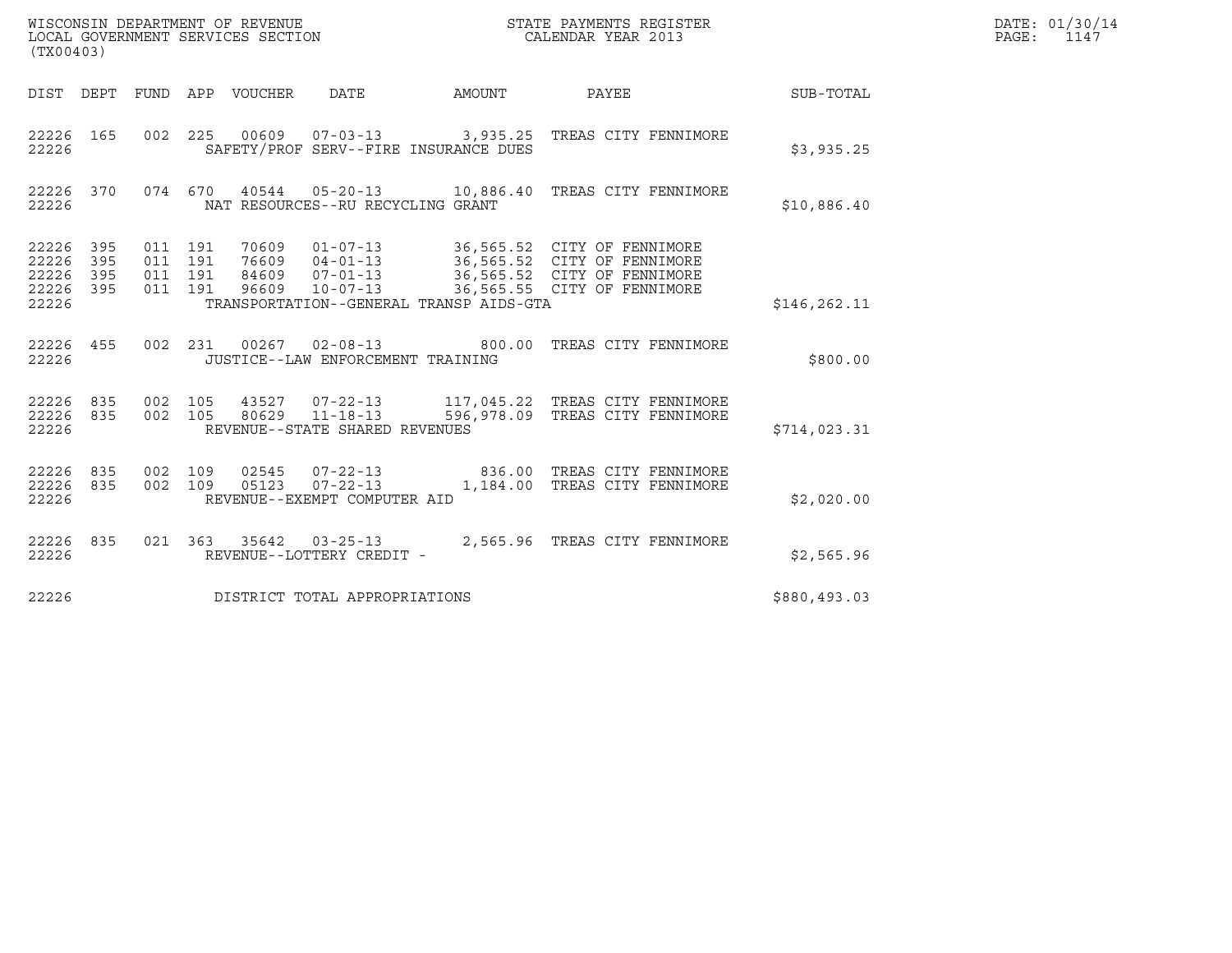WISCONSIN DEPARTMENT OF REVENUE
LOCAL GOVERNMENT SERVICES SECTION
(TX00403)

STATE PAYMENTS REGISTER
CALENDAR YEAR 2013

DATE: 01/30/14
PAGE: 1147

| DIST | DEPT | FUND | APP | VOUCHER | DATE | AMOUNT | PAYEE | SUB-TOTAL |
|---|---|---|---|---|---|---|---|---|
| 22226 | 165 | 002 | 225 | 00609 | 07-03-13 | 3,935.25 | TREAS CITY FENNIMORE | |
| 22226 | | | | SAFETY/PROF SERV--FIRE INSURANCE DUES | | | | $3,935.25 |
| 22226 | 370 | 074 | 670 | 40544 | 05-20-13 | 10,886.40 | TREAS CITY FENNIMORE | |
| 22226 | | | | NAT RESOURCES--RU RECYCLING GRANT | | | | $10,886.40 |
| 22226 | 395 | 011 | 191 | 70609 | 01-07-13 | 36,565.52 | CITY OF FENNIMORE | |
| 22226 | 395 | 011 | 191 | 76609 | 04-01-13 | 36,565.52 | CITY OF FENNIMORE | |
| 22226 | 395 | 011 | 191 | 84609 | 07-01-13 | 36,565.52 | CITY OF FENNIMORE | |
| 22226 | 395 | 011 | 191 | 96609 | 10-07-13 | 36,565.55 | CITY OF FENNIMORE | |
| 22226 | | | | TRANSPORTATION--GENERAL TRANSP AIDS-GTA | | | | $146,262.11 |
| 22226 | 455 | 002 | 231 | 00267 | 02-08-13 | 800.00 | TREAS CITY FENNIMORE | |
| 22226 | | | | JUSTICE--LAW ENFORCEMENT TRAINING | | | | $800.00 |
| 22226 | 835 | 002 | 105 | 43527 | 07-22-13 | 117,045.22 | TREAS CITY FENNIMORE | |
| 22226 | 835 | 002 | 105 | 80629 | 11-18-13 | 596,978.09 | TREAS CITY FENNIMORE | |
| 22226 | | | | REVENUE--STATE SHARED REVENUES | | | | $714,023.31 |
| 22226 | 835 | 002 | 109 | 02545 | 07-22-13 | 836.00 | TREAS CITY FENNIMORE | |
| 22226 | 835 | 002 | 109 | 05123 | 07-22-13 | 1,184.00 | TREAS CITY FENNIMORE | |
| 22226 | | | | REVENUE--EXEMPT COMPUTER AID | | | | $2,020.00 |
| 22226 | 835 | 021 | 363 | 35642 | 03-25-13 | 2,565.96 | TREAS CITY FENNIMORE | |
| 22226 | | | | REVENUE--LOTTERY CREDIT - | | | | $2,565.96 |
| 22226 | | | | DISTRICT TOTAL APPROPRIATIONS | | | | $880,493.03 |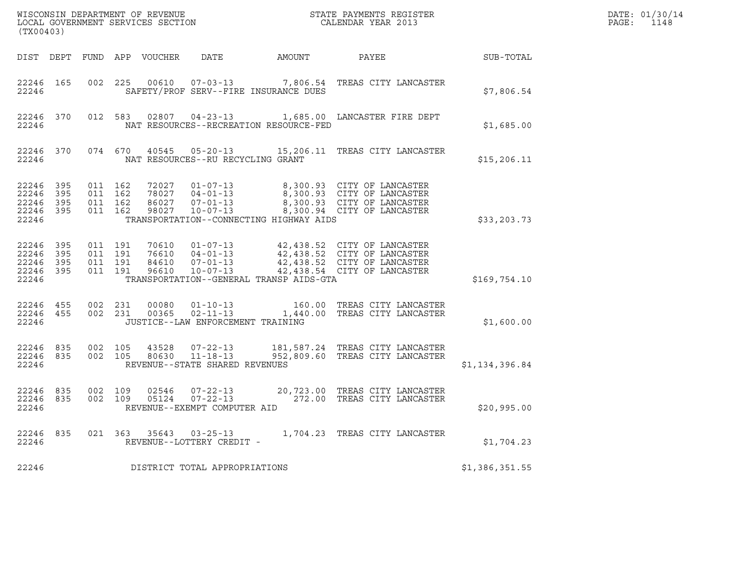WISCONSIN DEPARTMENT OF REVENUE
LOCAL GOVERNMENT SERVICES SECTION
(TX00403)

STATE PAYMENTS REGISTER
CALENDAR YEAR 2013

DATE: 01/30/14
PAGE: 1148

| DIST | DEPT | FUND | APP | VOUCHER | DATE | AMOUNT | PAYEE | SUB-TOTAL |
|---|---|---|---|---|---|---|---|---|
| 22246 | 165 | 002 | 225 | 00610 | 07-03-13 | 7,806.54 | TREAS CITY LANCASTER | |
| 22246 | | | | SAFETY/PROF SERV--FIRE INSURANCE DUES | | | | $7,806.54 |
| 22246 | 370 | 012 | 583 | 02807 | 04-23-13 | 1,685.00 | LANCASTER FIRE DEPT | |
| 22246 | | | | NAT RESOURCES--RECREATION RESOURCE-FED | | | | $1,685.00 |
| 22246 | 370 | 074 | 670 | 40545 | 05-20-13 | 15,206.11 | TREAS CITY LANCASTER | |
| 22246 | | | | NAT RESOURCES--RU RECYCLING GRANT | | | | $15,206.11 |
| 22246 | 395 | 011 | 162 | 72027 | 01-07-13 | 8,300.93 | CITY OF LANCASTER | |
| 22246 | 395 | 011 | 162 | 78027 | 04-01-13 | 8,300.93 | CITY OF LANCASTER | |
| 22246 | 395 | 011 | 162 | 86027 | 07-01-13 | 8,300.93 | CITY OF LANCASTER | |
| 22246 | 395 | 011 | 162 | 98027 | 10-07-13 | 8,300.94 | CITY OF LANCASTER | |
| 22246 | | | | TRANSPORTATION--CONNECTING HIGHWAY AIDS | | | | $33,203.73 |
| 22246 | 395 | 011 | 191 | 70610 | 01-07-13 | 42,438.52 | CITY OF LANCASTER | |
| 22246 | 395 | 011 | 191 | 76610 | 04-01-13 | 42,438.52 | CITY OF LANCASTER | |
| 22246 | 395 | 011 | 191 | 84610 | 07-01-13 | 42,438.52 | CITY OF LANCASTER | |
| 22246 | 395 | 011 | 191 | 96610 | 10-07-13 | 42,438.54 | CITY OF LANCASTER | |
| 22246 | | | | TRANSPORTATION--GENERAL TRANSP AIDS-GTA | | | | $169,754.10 |
| 22246 | 455 | 002 | 231 | 00080 | 01-10-13 | 160.00 | TREAS CITY LANCASTER | |
| 22246 | 455 | 002 | 231 | 00365 | 02-11-13 | 1,440.00 | TREAS CITY LANCASTER | |
| 22246 | | | | JUSTICE--LAW ENFORCEMENT TRAINING | | | | $1,600.00 |
| 22246 | 835 | 002 | 105 | 43528 | 07-22-13 | 181,587.24 | TREAS CITY LANCASTER | |
| 22246 | 835 | 002 | 105 | 80630 | 11-18-13 | 952,809.60 | TREAS CITY LANCASTER | |
| 22246 | | | | REVENUE--STATE SHARED REVENUES | | | | $1,134,396.84 |
| 22246 | 835 | 002 | 109 | 02546 | 07-22-13 | 20,723.00 | TREAS CITY LANCASTER | |
| 22246 | 835 | 002 | 109 | 05124 | 07-22-13 | 272.00 | TREAS CITY LANCASTER | |
| 22246 | | | | REVENUE--EXEMPT COMPUTER AID | | | | $20,995.00 |
| 22246 | 835 | 021 | 363 | 35643 | 03-25-13 | 1,704.23 | TREAS CITY LANCASTER | |
| 22246 | | | | REVENUE--LOTTERY CREDIT - | | | | $1,704.23 |
| 22246 | | | | DISTRICT TOTAL APPROPRIATIONS | | | | $1,386,351.55 |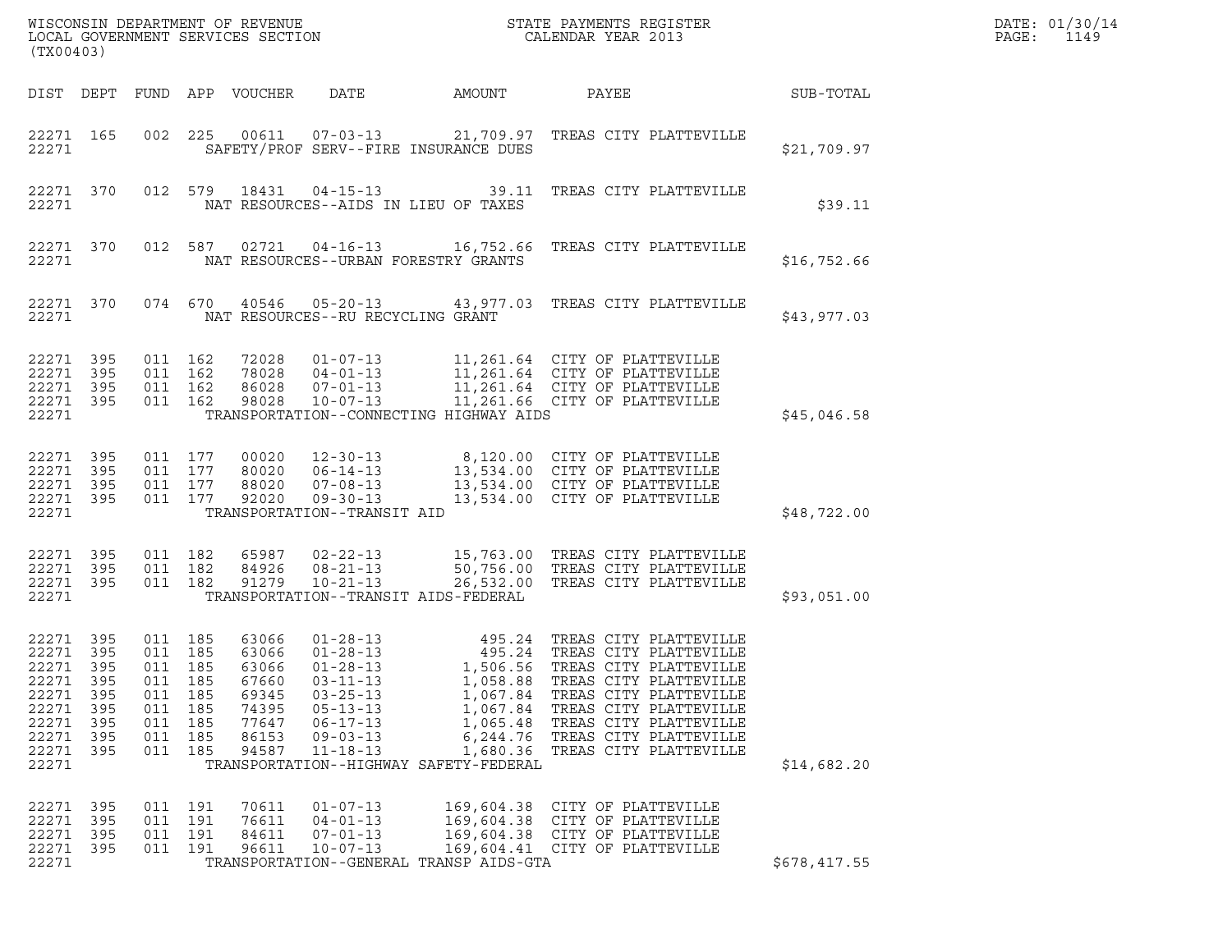WISCONSIN DEPARTMENT OF REVENUE
LOCAL GOVERNMENT SERVICES SECTION
(TX00403)

STATE PAYMENTS REGISTER
CALENDAR YEAR 2013

| DIST | DEPT | FUND | APP | VOUCHER | DATE | AMOUNT | PAYEE | SUB-TOTAL |
|---|---|---|---|---|---|---|---|---|
| 22271 | 165 | 002 | 225 | 00611 | 07-03-13 | 21,709.97 | TREAS CITY PLATTEVILLE | |
| 22271 | | | | | SAFETY/PROF SERV--FIRE INSURANCE DUES | | | $21,709.97 |
| 22271 | 370 | 012 | 579 | 18431 | 04-15-13 | 39.11 | TREAS CITY PLATTEVILLE | |
| 22271 | | | | | NAT RESOURCES--AIDS IN LIEU OF TAXES | | | $39.11 |
| 22271 | 370 | 012 | 587 | 02721 | 04-16-13 | 16,752.66 | TREAS CITY PLATTEVILLE | |
| 22271 | | | | | NAT RESOURCES--URBAN FORESTRY GRANTS | | | $16,752.66 |
| 22271 | 370 | 074 | 670 | 40546 | 05-20-13 | 43,977.03 | TREAS CITY PLATTEVILLE | |
| 22271 | | | | | NAT RESOURCES--RU RECYCLING GRANT | | | $43,977.03 |
| 22271 | 395 | 011 | 162 | 72028 | 01-07-13 | 11,261.64 | CITY OF PLATTEVILLE | |
| 22271 | 395 | 011 | 162 | 78028 | 04-01-13 | 11,261.64 | CITY OF PLATTEVILLE | |
| 22271 | 395 | 011 | 162 | 86028 | 07-01-13 | 11,261.64 | CITY OF PLATTEVILLE | |
| 22271 | 395 | 011 | 162 | 98028 | 10-07-13 | 11,261.66 | CITY OF PLATTEVILLE | |
| 22271 | | | | | TRANSPORTATION--CONNECTING HIGHWAY AIDS | | | $45,046.58 |
| 22271 | 395 | 011 | 177 | 00020 | 12-30-13 | 8,120.00 | CITY OF PLATTEVILLE | |
| 22271 | 395 | 011 | 177 | 80020 | 06-14-13 | 13,534.00 | CITY OF PLATTEVILLE | |
| 22271 | 395 | 011 | 177 | 88020 | 07-08-13 | 13,534.00 | CITY OF PLATTEVILLE | |
| 22271 | 395 | 011 | 177 | 92020 | 09-30-13 | 13,534.00 | CITY OF PLATTEVILLE | |
| 22271 | | | | | TRANSPORTATION--TRANSIT AID | | | $48,722.00 |
| 22271 | 395 | 011 | 182 | 65987 | 02-22-13 | 15,763.00 | TREAS CITY PLATTEVILLE | |
| 22271 | 395 | 011 | 182 | 84926 | 08-21-13 | 50,756.00 | TREAS CITY PLATTEVILLE | |
| 22271 | 395 | 011 | 182 | 91279 | 10-21-13 | 26,532.00 | TREAS CITY PLATTEVILLE | |
| 22271 | | | | | TRANSPORTATION--TRANSIT AIDS-FEDERAL | | | $93,051.00 |
| 22271 | 395 | 011 | 185 | 63066 | 01-28-13 | 495.24 | TREAS CITY PLATTEVILLE | |
| 22271 | 395 | 011 | 185 | 63066 | 01-28-13 | 495.24 | TREAS CITY PLATTEVILLE | |
| 22271 | 395 | 011 | 185 | 63066 | 01-28-13 | 1,506.56 | TREAS CITY PLATTEVILLE | |
| 22271 | 395 | 011 | 185 | 67660 | 03-11-13 | 1,058.88 | TREAS CITY PLATTEVILLE | |
| 22271 | 395 | 011 | 185 | 69345 | 03-25-13 | 1,067.84 | TREAS CITY PLATTEVILLE | |
| 22271 | 395 | 011 | 185 | 74395 | 05-13-13 | 1,067.84 | TREAS CITY PLATTEVILLE | |
| 22271 | 395 | 011 | 185 | 77647 | 06-17-13 | 1,065.48 | TREAS CITY PLATTEVILLE | |
| 22271 | 395 | 011 | 185 | 86153 | 09-03-13 | 6,244.76 | TREAS CITY PLATTEVILLE | |
| 22271 | 395 | 011 | 185 | 94587 | 11-18-13 | 1,680.36 | TREAS CITY PLATTEVILLE | |
| 22271 | | | | | TRANSPORTATION--HIGHWAY SAFETY-FEDERAL | | | $14,682.20 |
| 22271 | 395 | 011 | 191 | 70611 | 01-07-13 | 169,604.38 | CITY OF PLATTEVILLE | |
| 22271 | 395 | 011 | 191 | 76611 | 04-01-13 | 169,604.38 | CITY OF PLATTEVILLE | |
| 22271 | 395 | 011 | 191 | 84611 | 07-01-13 | 169,604.38 | CITY OF PLATTEVILLE | |
| 22271 | 395 | 011 | 191 | 96611 | 10-07-13 | 169,604.41 | CITY OF PLATTEVILLE | |
| 22271 | | | | | TRANSPORTATION--GENERAL TRANSP AIDS-GTA | | | $678,417.55 |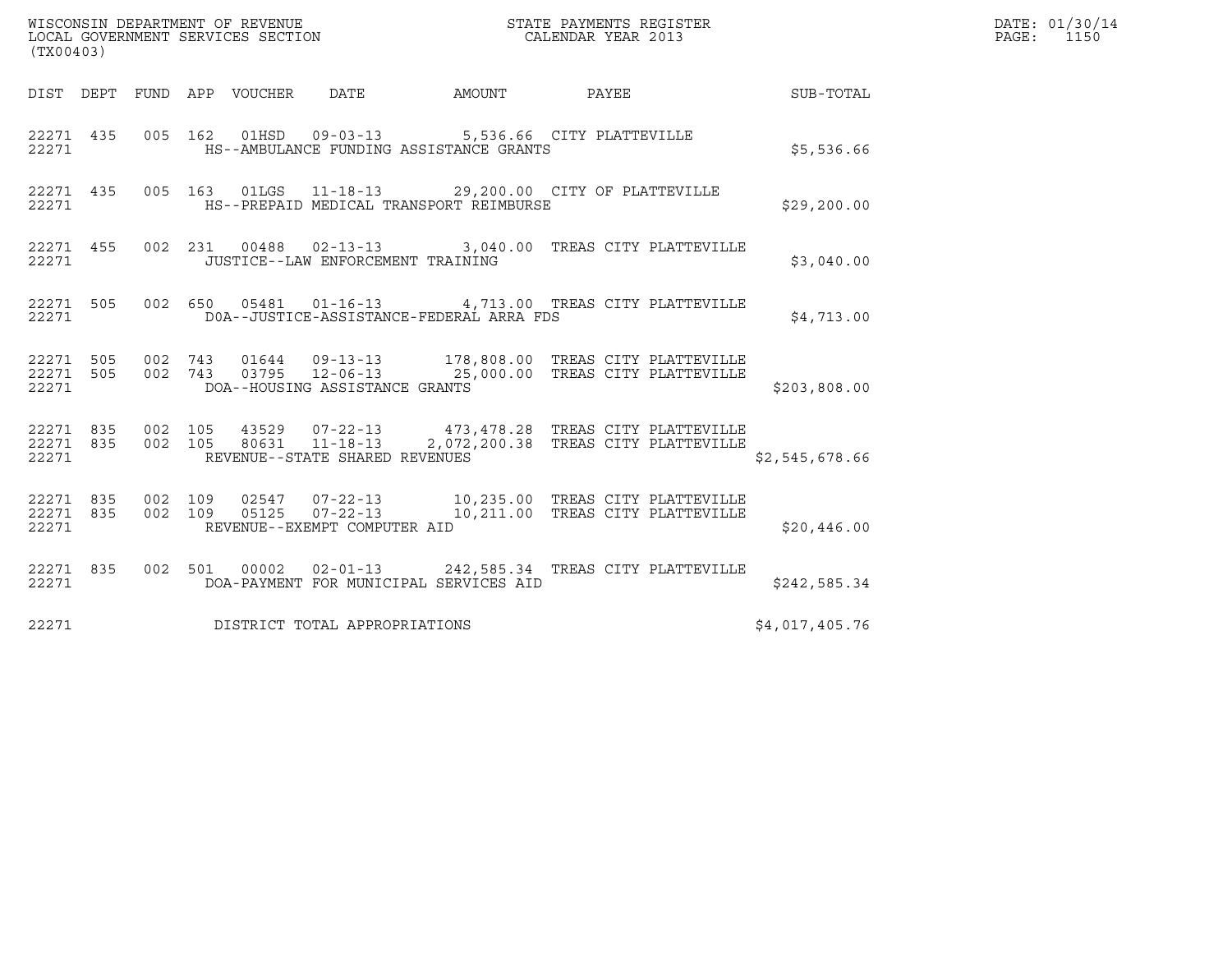WISCONSIN DEPARTMENT OF REVENUE
LOCAL GOVERNMENT SERVICES SECTION
(TX00403)

STATE PAYMENTS REGISTER
CALENDAR YEAR 2013

DATE: 01/30/14
PAGE: 1150

| DIST | DEPT | FUND | APP | VOUCHER | DATE | AMOUNT | PAYEE | SUB-TOTAL |
|---|---|---|---|---|---|---|---|---|
| 22271 | 435 | 005 | 162 | 01HSD | 09-03-13 | 5,536.66 | CITY PLATTEVILLE | |
| 22271 | | | | HS--AMBULANCE FUNDING ASSISTANCE GRANTS | | | | $5,536.66 |
| 22271 | 435 | 005 | 163 | 01LGS | 11-18-13 | 29,200.00 | CITY OF PLATTEVILLE | |
| 22271 | | | | HS--PREPAID MEDICAL TRANSPORT REIMBURSE | | | | $29,200.00 |
| 22271 | 455 | 002 | 231 | 00488 | 02-13-13 | 3,040.00 | TREAS CITY PLATTEVILLE | |
| 22271 | | | | JUSTICE--LAW ENFORCEMENT TRAINING | | | | $3,040.00 |
| 22271 | 505 | 002 | 650 | 05481 | 01-16-13 | 4,713.00 | TREAS CITY PLATTEVILLE | |
| 22271 | | | | DOA--JUSTICE-ASSISTANCE-FEDERAL ARRA FDS | | | | $4,713.00 |
| 22271 | 505 | 002 | 743 | 01644 | 09-13-13 | 178,808.00 | TREAS CITY PLATTEVILLE | |
| 22271 | 505 | 002 | 743 | 03795 | 12-06-13 | 25,000.00 | TREAS CITY PLATTEVILLE | |
| 22271 | | | | DOA--HOUSING ASSISTANCE GRANTS | | | | $203,808.00 |
| 22271 | 835 | 002 | 105 | 43529 | 07-22-13 | 473,478.28 | TREAS CITY PLATTEVILLE | |
| 22271 | 835 | 002 | 105 | 80631 | 11-18-13 | 2,072,200.38 | TREAS CITY PLATTEVILLE | |
| 22271 | | | | REVENUE--STATE SHARED REVENUES | | | | $2,545,678.66 |
| 22271 | 835 | 002 | 109 | 02547 | 07-22-13 | 10,235.00 | TREAS CITY PLATTEVILLE | |
| 22271 | 835 | 002 | 109 | 05125 | 07-22-13 | 10,211.00 | TREAS CITY PLATTEVILLE | |
| 22271 | | | | REVENUE--EXEMPT COMPUTER AID | | | | $20,446.00 |
| 22271 | 835 | 002 | 501 | 00002 | 02-01-13 | 242,585.34 | TREAS CITY PLATTEVILLE | |
| 22271 | | | | DOA-PAYMENT FOR MUNICIPAL SERVICES AID | | | | $242,585.34 |
| 22271 | | | | DISTRICT TOTAL APPROPRIATIONS | | | | $4,017,405.76 |